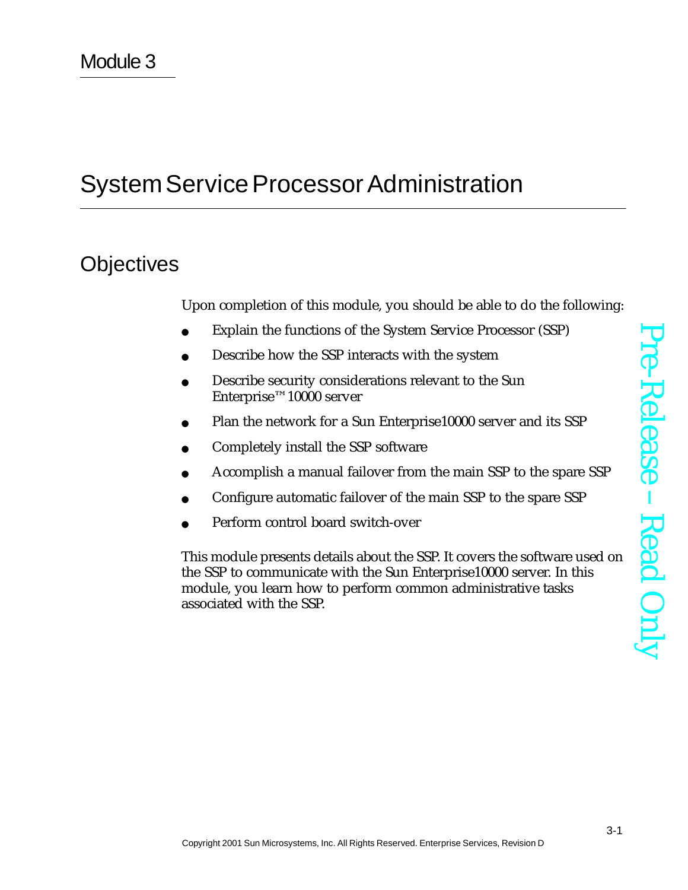Module 3

# System Service Processor Administration

## Objectives

Upon completion of this module, you should be able to do the following:

- Explain the functions of the System Service Processor (SSP)
- Describe how the SSP interacts with the system
- Describe security considerations relevant to the Sun Enterprise™ 10000 server
- Plan the network for a Sun Enterprise10000 server and its SSP
- Completely install the SSP software
- Accomplish a manual failover from the main SSP to the spare SSP
- Configure automatic failover of the main SSP to the spare SSP
- Perform control board switch-over

This module presents details about the SSP. It covers the software used on the SSP to communicate with the Sun Enterprise10000 server. In this module, you learn how to perform common administrative tasks associated with the SSP.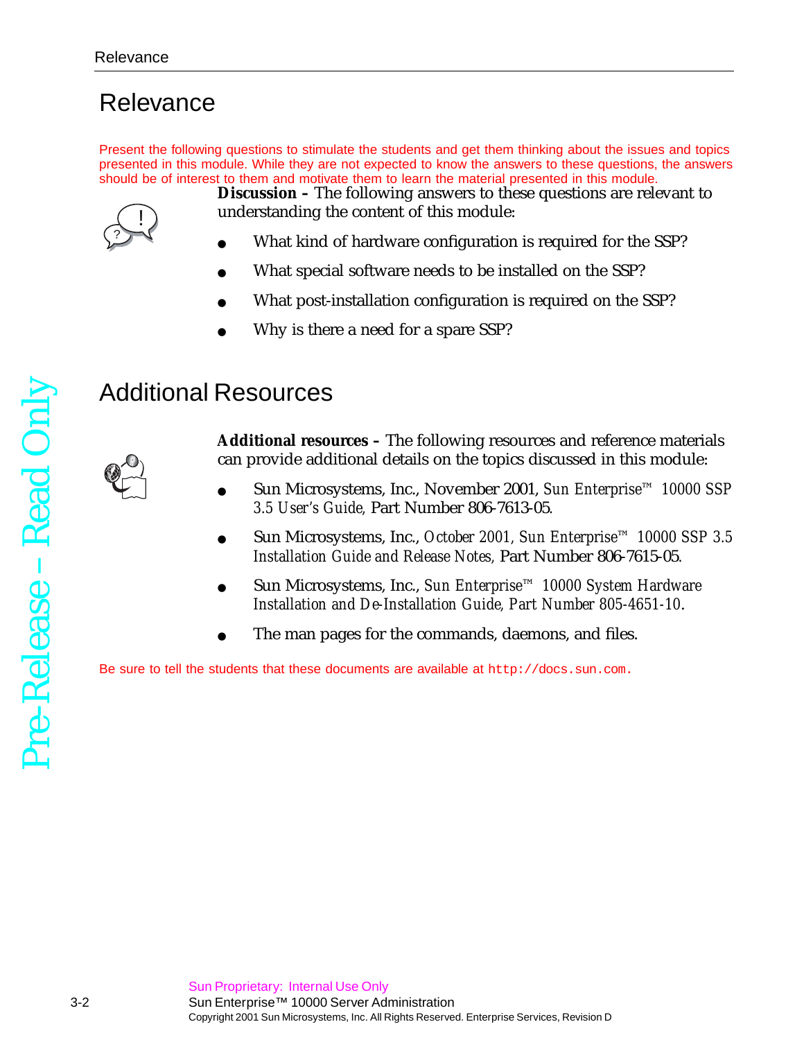# Relevance

Present the following questions to stimulate the students and get them thinking about the issues and topics presented in this module. While they are not expected to know the answers to these questions, the answers should be of interest to them and motivate them to learn the material presented in this module.

**Discussion –** The following answers to these questions are relevant to understanding the content of this module:

- What kind of hardware configuration is required for the SSP?
- What special software needs to be installed on the SSP?
- What post-installation configuration is required on the SSP?
- Why is there a need for a spare SSP?

# Additional Resources

**Additional resources –** The following resources and reference materials can provide additional details on the topics discussed in this module:

- Sun Microsystems, Inc., November 2001, *Sun Enterprise™ 10000 SSP 3.5 User's Guide*, Part Number 806-7613-05.
- Sun Microsystems, Inc., October 2001, *Sun Enterprise™ 10000 SSP 3.5 Installation Guide and Release Notes*, Part Number 806-7615-05.
- Sun Microsystems, Inc., *Sun Enterprise™ 10000 System Hardware Installation and De-Installation Guide*, Part Number 805-4651-10.
- The man pages for the commands, daemons, and files.

Be sure to tell the students that these documents are available at `http://docs.sun.com`.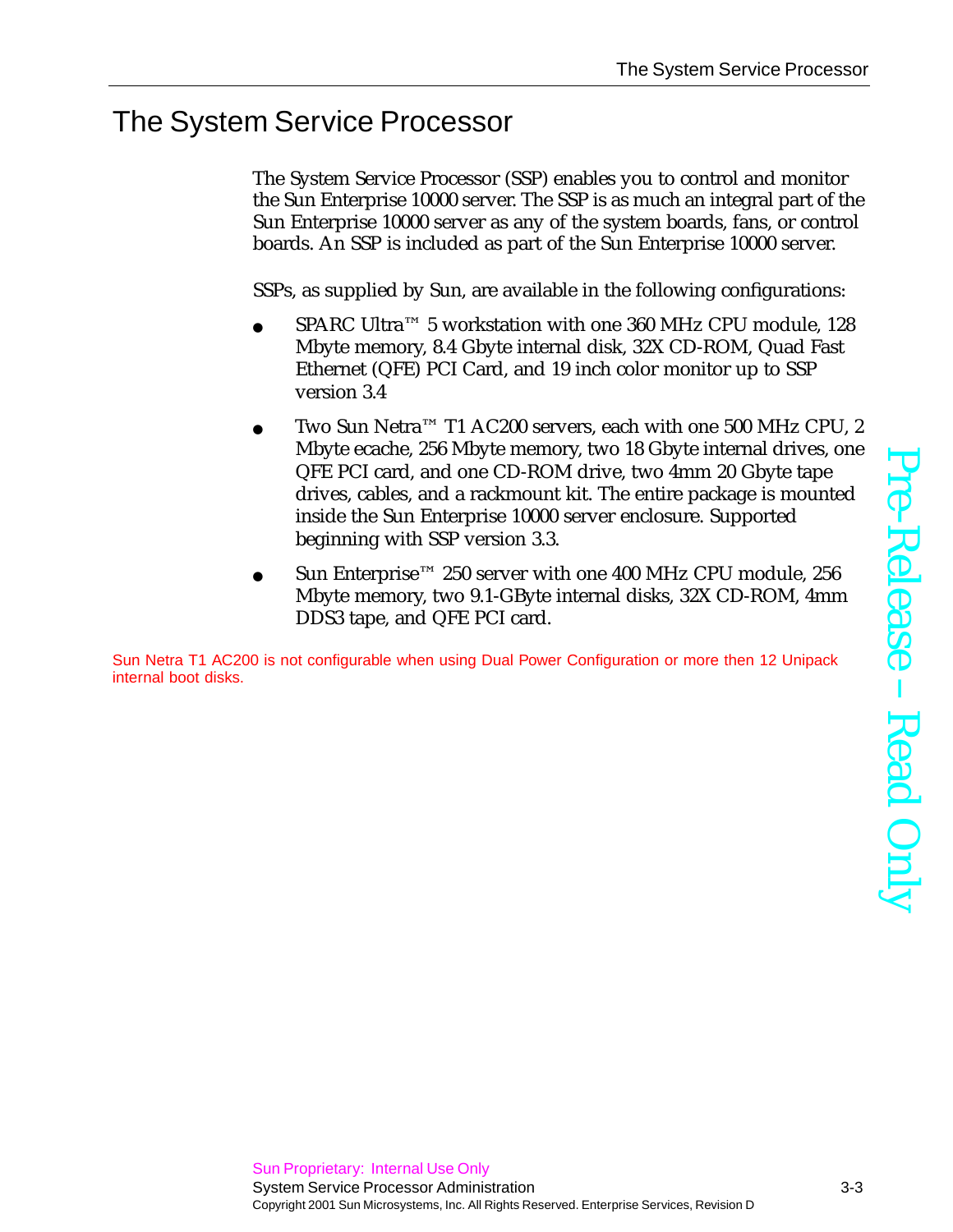# The System Service Processor

The System Service Processor (SSP) enables you to control and monitor the Sun Enterprise 10000 server. The SSP is as much an integral part of the Sun Enterprise 10000 server as any of the system boards, fans, or control boards. An SSP is included as part of the Sun Enterprise 10000 server.

SSPs, as supplied by Sun, are available in the following configurations:

- SPARC Ultra™ 5 workstation with one 360 MHz CPU module, 128 Mbyte memory, 8.4 Gbyte internal disk, 32X CD-ROM, Quad Fast Ethernet (QFE) PCI Card, and 19 inch color monitor up to SSP version 3.4
- Two Sun Netra™ T1 AC200 servers, each with one 500 MHz CPU, 2 Mbyte ecache, 256 Mbyte memory, two 18 Gbyte internal drives, one QFE PCI card, and one CD-ROM drive, two 4mm 20 Gbyte tape drives, cables, and a rackmount kit. The entire package is mounted inside the Sun Enterprise 10000 server enclosure. Supported beginning with SSP version 3.3.
- Sun Enterprise™ 250 server with one 400 MHz CPU module, 256 Mbyte memory, two 9.1-GByte internal disks, 32X CD-ROM, 4mm DDS3 tape, and QFE PCI card.

Sun Netra T1 AC200 is not configurable when using Dual Power Configuration or more then 12 Unipack internal boot disks.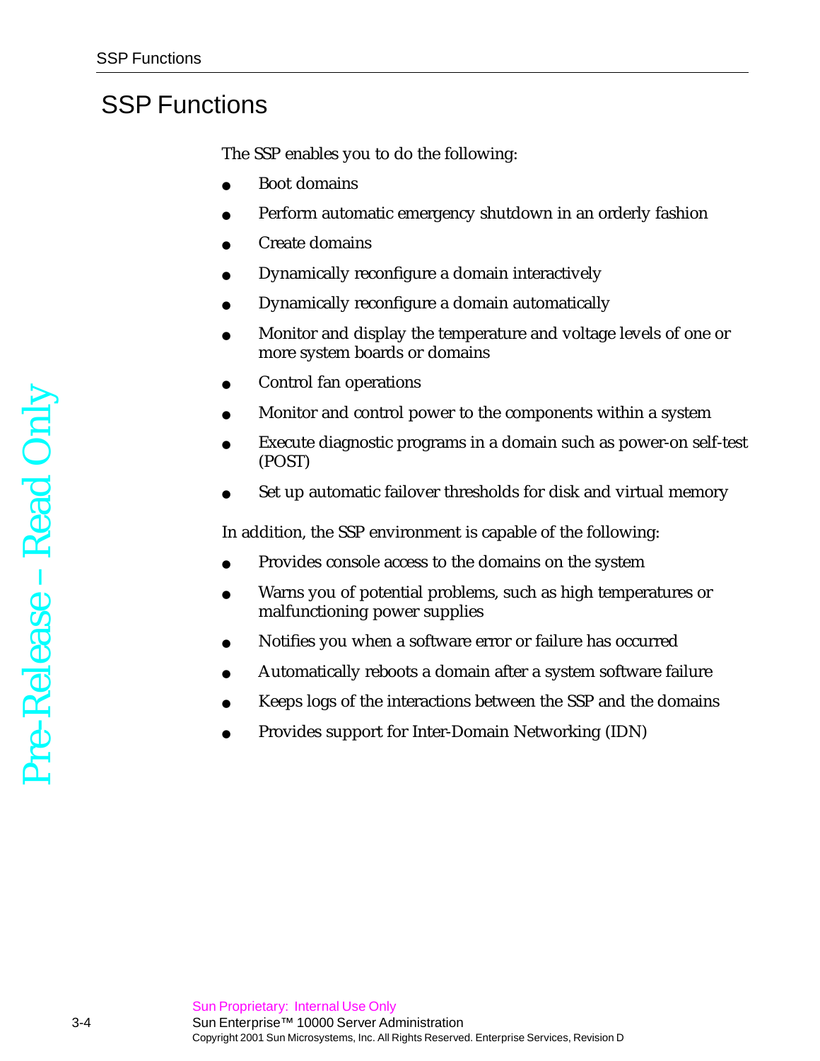# SSP Functions

The SSP enables you to do the following:

- Boot domains
- Perform automatic emergency shutdown in an orderly fashion
- Create domains
- Dynamically reconfigure a domain interactively
- Dynamically reconfigure a domain automatically
- Monitor and display the temperature and voltage levels of one or more system boards or domains
- Control fan operations
- Monitor and control power to the components within a system
- Execute diagnostic programs in a domain such as power-on self-test (POST)
- Set up automatic failover thresholds for disk and virtual memory

In addition, the SSP environment is capable of the following:

- Provides console access to the domains on the system
- Warns you of potential problems, such as high temperatures or malfunctioning power supplies
- Notifies you when a software error or failure has occurred
- Automatically reboots a domain after a system software failure
- Keeps logs of the interactions between the SSP and the domains
- Provides support for Inter-Domain Networking (IDN)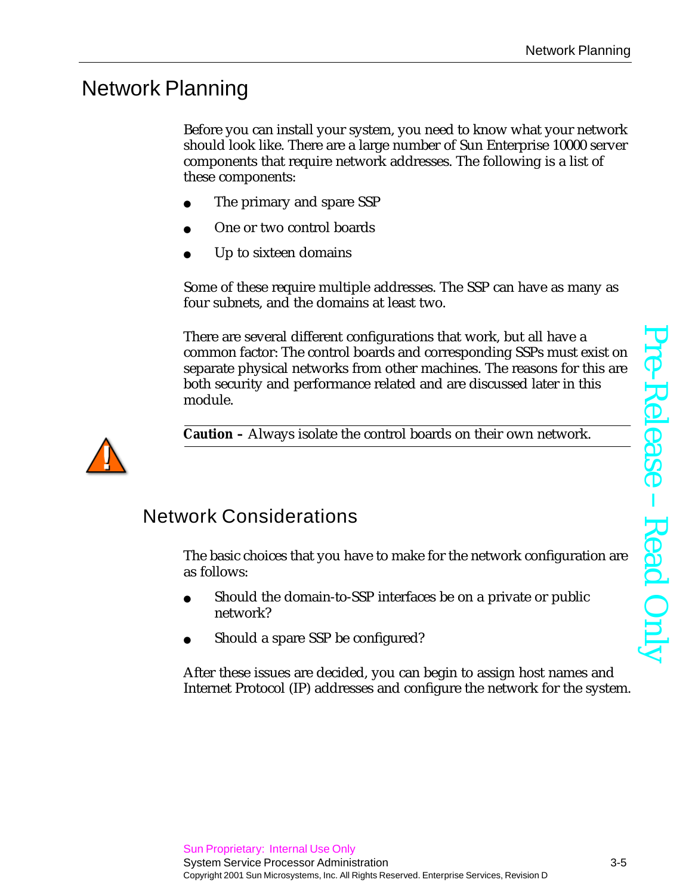# Network Planning

Before you can install your system, you need to know what your network should look like. There are a large number of Sun Enterprise 10000 server components that require network addresses. The following is a list of these components:

- The primary and spare SSP
- One or two control boards
- Up to sixteen domains

Some of these require multiple addresses. The SSP can have as many as four subnets, and the domains at least two.

There are several different configurations that work, but all have a common factor: The control boards and corresponding SSPs must exist on separate physical networks from other machines. The reasons for this are both security and performance related and are discussed later in this module.

**Caution –** Always isolate the control boards on their own network.

## Network Considerations

The basic choices that you have to make for the network configuration are as follows:

- Should the domain-to-SSP interfaces be on a private or public network?
- Should a spare SSP be configured?

After these issues are decided, you can begin to assign host names and Internet Protocol (IP) addresses and configure the network for the system.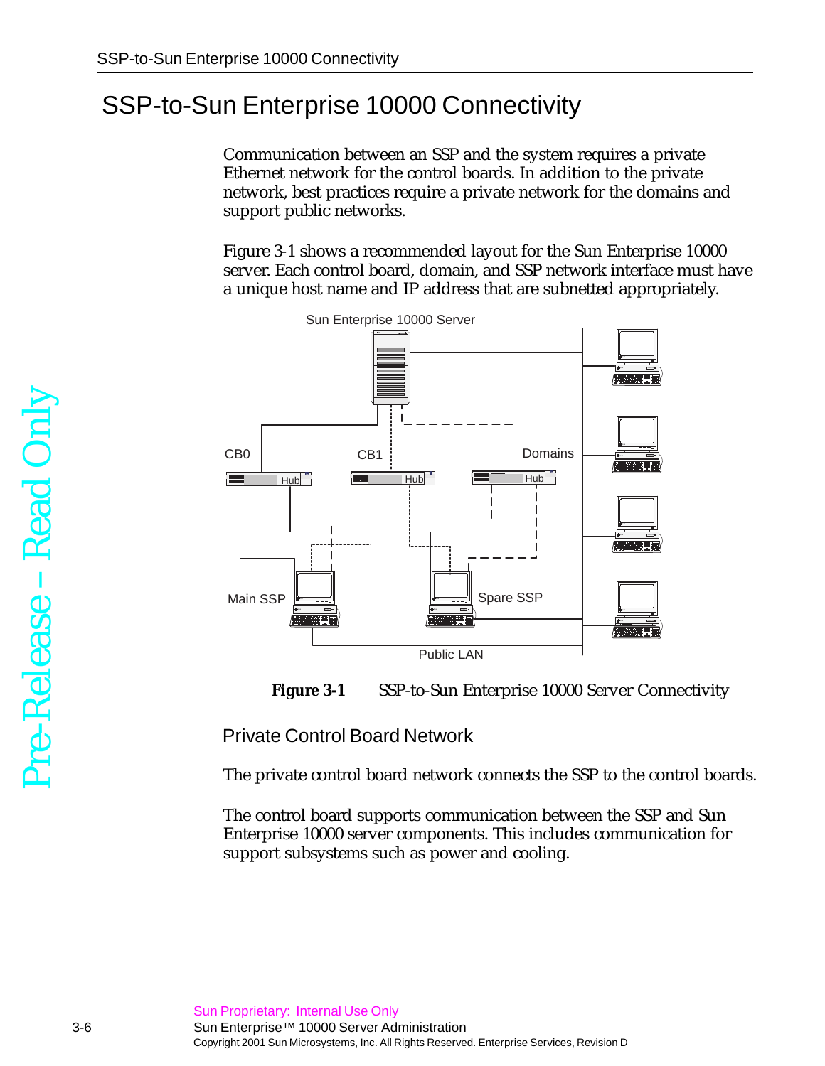# SSP-to-Sun Enterprise 10000 Connectivity

Communication between an SSP and the system requires a private Ethernet network for the control boards. In addition to the private network, best practices require a private network for the domains and support public networks.

Figure 3-1 shows a recommended layout for the Sun Enterprise 10000 server. Each control board, domain, and SSP network interface must have a unique host name and IP address that are subnetted appropriately.

**Figure 3-1** SSP-to-Sun Enterprise 10000 Server Connectivity

## Private Control Board Network

The private control board network connects the SSP to the control boards.

The control board supports communication between the SSP and Sun Enterprise 10000 server components. This includes communication for support subsystems such as power and cooling.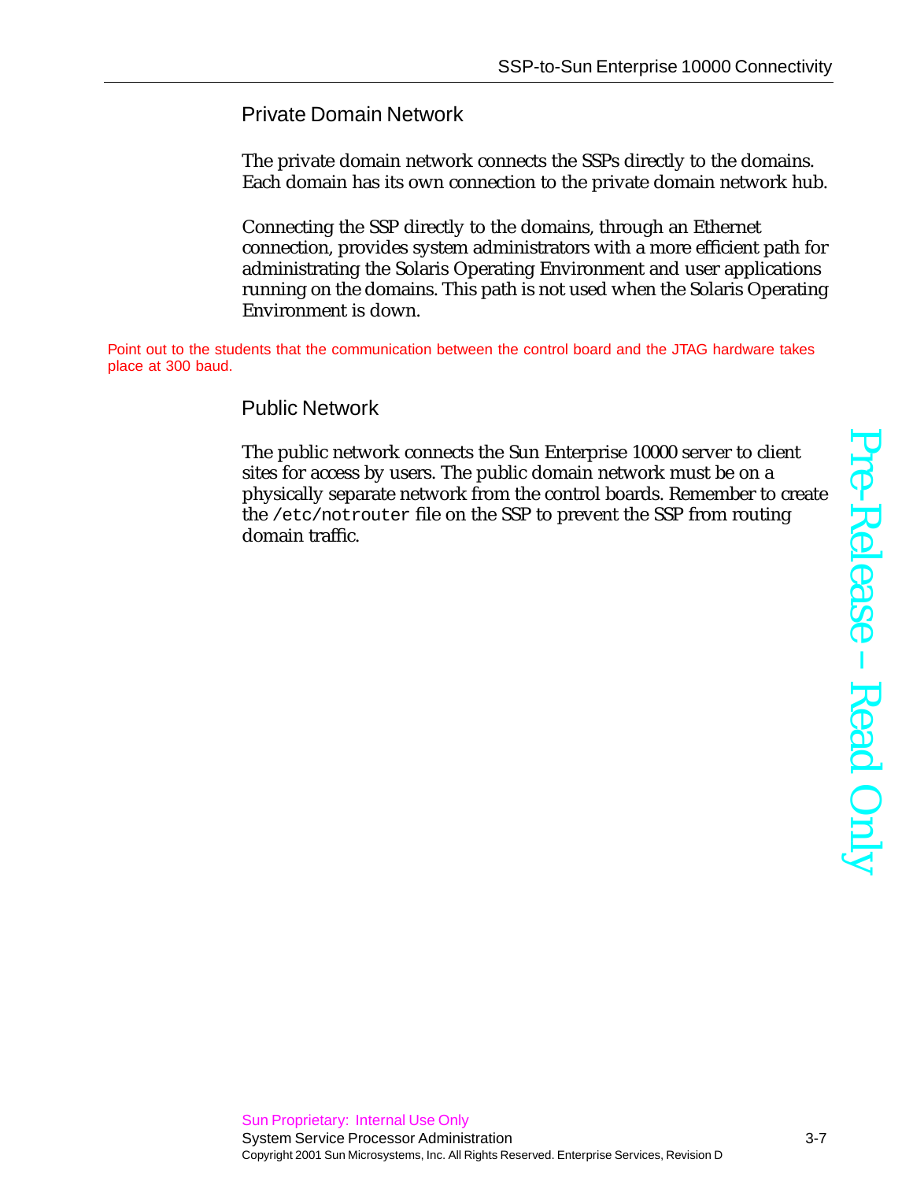## Private Domain Network

The private domain network connects the SSPs directly to the domains. Each domain has its own connection to the private domain network hub.

Connecting the SSP directly to the domains, through an Ethernet connection, provides system administrators with a more efficient path for administrating the Solaris Operating Environment and user applications running on the domains. This path is not used when the Solaris Operating Environment is down.

Point out to the students that the communication between the control board and the JTAG hardware takes place at 300 baud.

## Public Network

The public network connects the Sun Enterprise 10000 server to client sites for access by users. The public domain network must be on a physically separate network from the control boards. Remember to create the `/etc/notrouter` file on the SSP to prevent the SSP from routing domain traffic.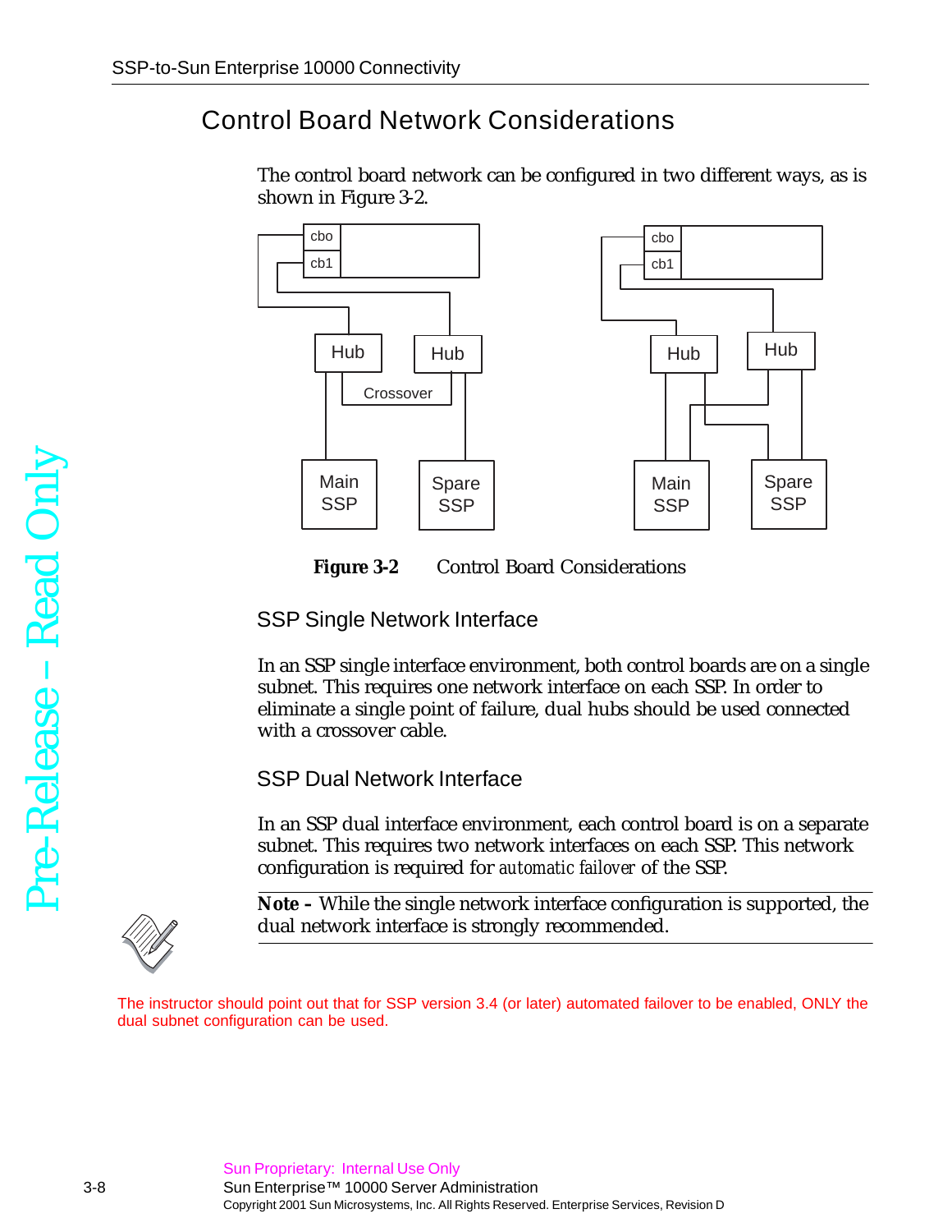## Control Board Network Considerations

The control board network can be configured in two different ways, as is shown in Figure 3-2.

**Figure 3-2** Control Board Considerations

### SSP Single Network Interface

In an SSP single interface environment, both control boards are on a single subnet. This requires one network interface on each SSP. In order to eliminate a single point of failure, dual hubs should be used connected with a crossover cable.

### SSP Dual Network Interface

In an SSP dual interface environment, each control board is on a separate subnet. This requires two network interfaces on each SSP. This network configuration is required for `automatic failover` of the SSP.

---

**Note –** While the single network interface configuration is supported, the dual network interface is strongly recommended.

---

The instructor should point out that for SSP version 3.4 (or later) automated failover to be enabled, ONLY the dual subnet configuration can be used.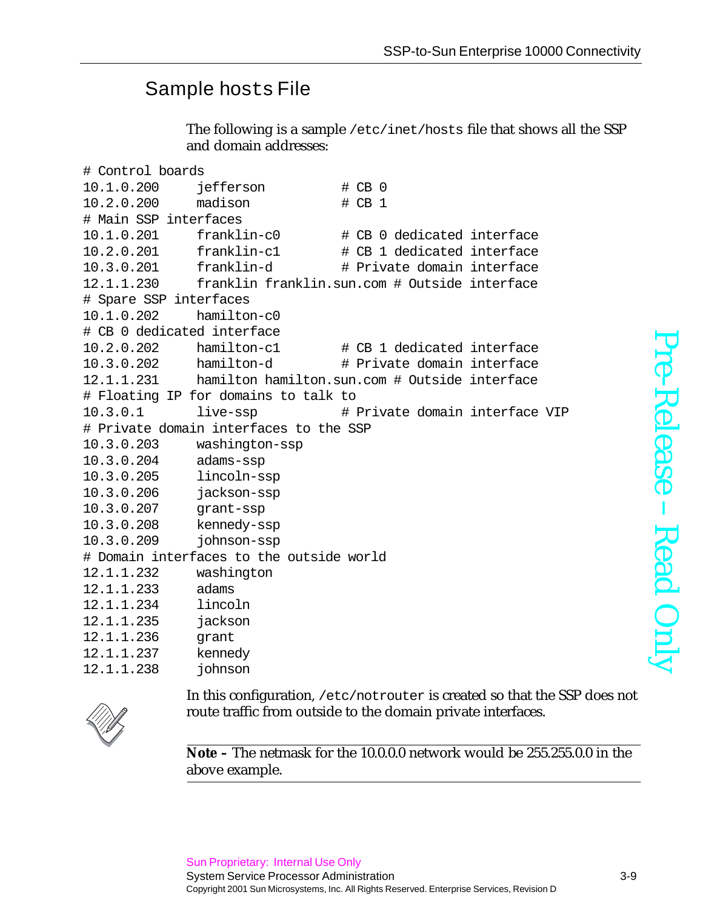## Sample hosts File

The following is a sample `/etc/inet/hosts` file that shows all the SSP and domain addresses:

```
# Control boards
10.1.0.200     jefferson          # CB 0
10.2.0.200     madison            # CB 1
# Main SSP interfaces
10.1.0.201     franklin-c0        # CB 0 dedicated interface
10.2.0.201     franklin-c1        # CB 1 dedicated interface
10.3.0.201     franklin-d         # Private domain interface
12.1.1.230     franklin franklin.sun.com # Outside interface
# Spare SSP interfaces
10.1.0.202     hamilton-c0
# CB 0 dedicated interface
10.2.0.202     hamilton-c1        # CB 1 dedicated interface
10.3.0.202     hamilton-d         # Private domain interface
12.1.1.231     hamilton hamilton.sun.com # Outside interface
# Floating IP for domains to talk to
10.3.0.1       live-ssp           # Private domain interface VIP
# Private domain interfaces to the SSP
10.3.0.203     washington-ssp
10.3.0.204     adams-ssp
10.3.0.205     lincoln-ssp
10.3.0.206     jackson-ssp
10.3.0.207     grant-ssp
10.3.0.208     kennedy-ssp
10.3.0.209     johnson-ssp
# Domain interfaces to the outside world
12.1.1.232     washington
12.1.1.233     adams
12.1.1.234     lincoln
12.1.1.235     jackson
12.1.1.236     grant
12.1.1.237     kennedy
12.1.1.238     johnson
```

In this configuration, `/etc/notrouter` is created so that the SSP does not route traffic from outside to the domain private interfaces.

---

**Note –** The netmask for the 10.0.0.0 network would be 255.255.0.0 in the above example.

---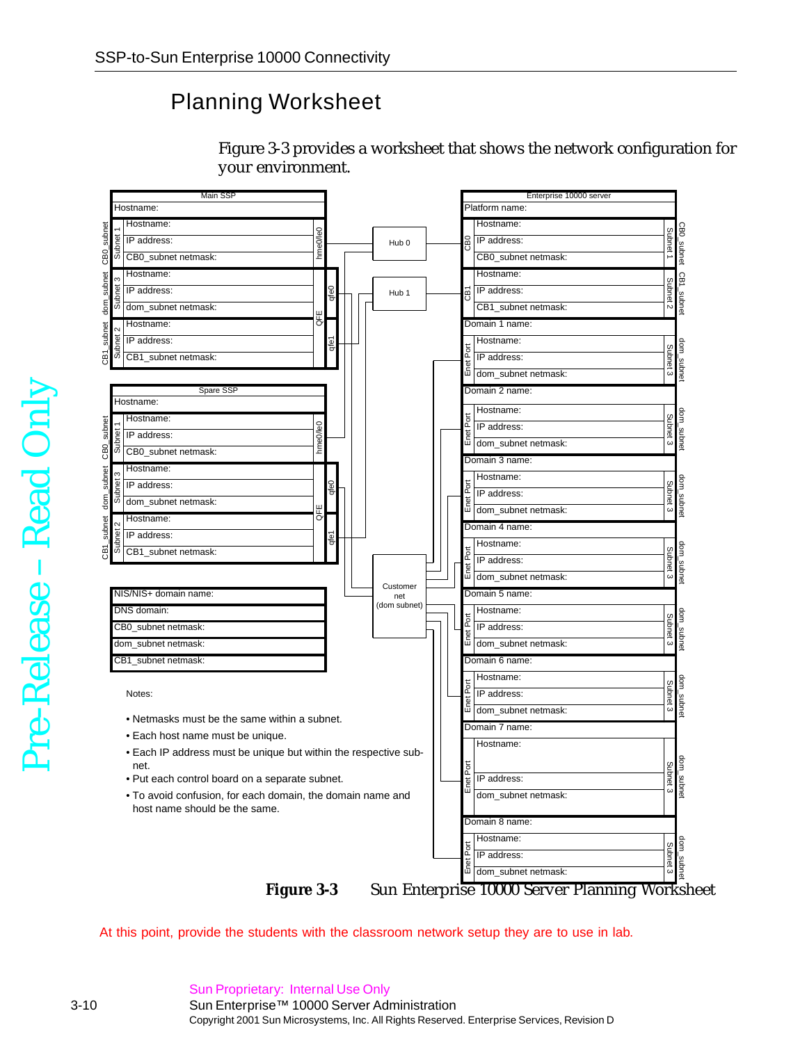## Planning Worksheet

Figure 3-3 provides a worksheet that shows the network configuration for your environment.

**Main SSP**

| | | Field | Interface |
|---|---|---|---|
| | | Hostname: | |
| CB0_subnet | Subnet 1 | Hostname: | hme0/le0 |
| | | IP address: | |
| | | CB0_subnet netmask: | |
| dom_subnet | Subnet 3 | Hostname: | QFE qfe0 |
| | | IP address: | |
| | | dom_subnet netmask: | |
| CB1_subnet | Subnet 2 | Hostname: | QFE qfe1 |
| | | IP address: | |
| | | CB1_subnet netmask: | |

**Spare SSP**

| | | Field | Interface |
|---|---|---|---|
| | | Hostname: | |
| CB0_subnet | Subnet 1 | Hostname: | hme0/le0 |
| | | IP address: | |
| | | CB0_subnet netmask: | |
| dom_subnet | Subnet 3 | Hostname: | QFE qfe0 |
| | | IP address: | |
| | | dom_subnet netmask: | |
| CB1_subnet | Subnet 2 | Hostname: | QFE qfe1 |
| | | IP address: | |
| | | CB1_subnet netmask: | |

| |
|---|
| NIS/NIS+ domain name: |
| DNS domain: |
| CB0_subnet netmask: |
| dom_subnet netmask: |
| CB1_subnet netmask: |

Hub 0 — Hub 1 — Customer net (dom subnet)

**Enterprise 10000 server**

| Port | Field | | |
|---|---|---|---|
| | Platform name: | | |
| CB0 | Hostname: | Subnet 1 | CB0_subnet |
| | IP address: | | |
| | CB0_subnet netmask: | | |
| CB1 | Hostname: | Subnet 2 | CB1_subnet |
| | IP address: | | |
| | CB1_subnet netmask: | | |
| | Domain 1 name: | | |
| Enet Port | Hostname: | Subnet 3 | dom_subnet |
| | IP address: | | |
| | dom_subnet netmask: | | |
| | Domain 2 name: | | |
| Enet Port | Hostname: | Subnet 3 | dom_subnet |
| | IP address: | | |
| | dom_subnet netmask: | | |
| | Domain 3 name: | | |
| Enet Port | Hostname: | Subnet 3 | dom_subnet |
| | IP address: | | |
| | dom_subnet netmask: | | |
| | Domain 4 name: | | |
| Enet Port | Hostname: | Subnet 3 | dom_subnet |
| | IP address: | | |
| | dom_subnet netmask: | | |
| | Domain 5 name: | | |
| Enet Port | Hostname: | Subnet 3 | dom_subnet |
| | IP address: | | |
| | dom_subnet netmask: | | |
| | Domain 6 name: | | |
| Enet Port | Hostname: | Subnet 3 | dom_subnet |
| | IP address: | | |
| | dom_subnet netmask: | | |
| | Domain 7 name: | | |
| Enet Port | Hostname: | Subnet 3 | dom_subnet |
| | IP address: | | |
| | dom_subnet netmask: | | |
| | Domain 8 name: | | |
| Enet Port | Hostname: | Subnet 3 | dom_subnet |
| | IP address: | | |
| | dom_subnet netmask: | | |

Notes:

- Netmasks must be the same within a subnet.
- Each host name must be unique.
- Each IP address must be unique but within the respective subnet.
- Put each control board on a separate subnet.
- To avoid confusion, for each domain, the domain name and host name should be the same.

**Figure 3-3** Sun Enterprise 10000 Server Planning Worksheet

At this point, provide the students with the classroom network setup they are to use in lab.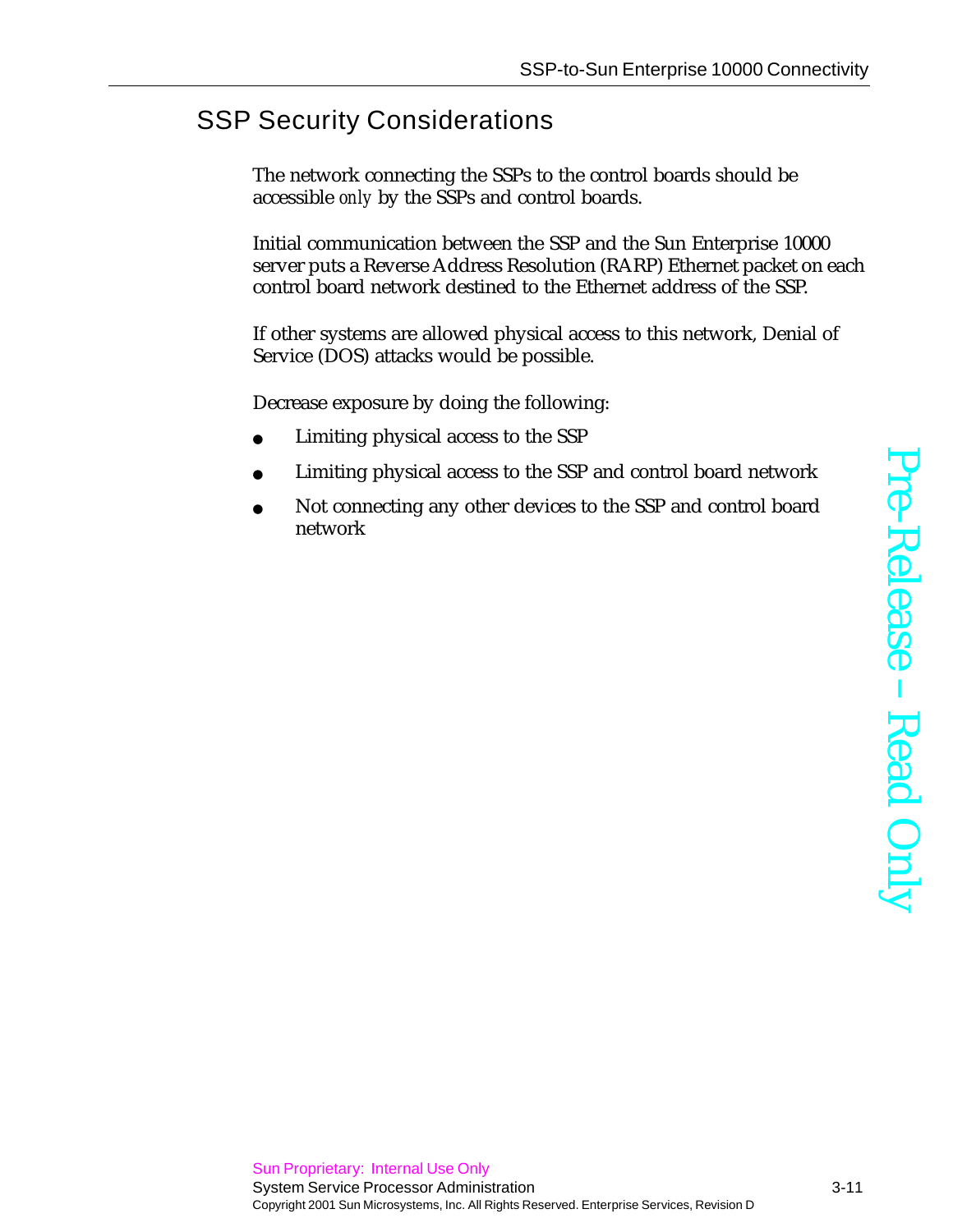## SSP Security Considerations

The network connecting the SSPs to the control boards should be accessible *only* by the SSPs and control boards.

Initial communication between the SSP and the Sun Enterprise 10000 server puts a Reverse Address Resolution (RARP) Ethernet packet on each control board network destined to the Ethernet address of the SSP.

If other systems are allowed physical access to this network, Denial of Service (DOS) attacks would be possible.

Decrease exposure by doing the following:

- Limiting physical access to the SSP
- Limiting physical access to the SSP and control board network
- Not connecting any other devices to the SSP and control board network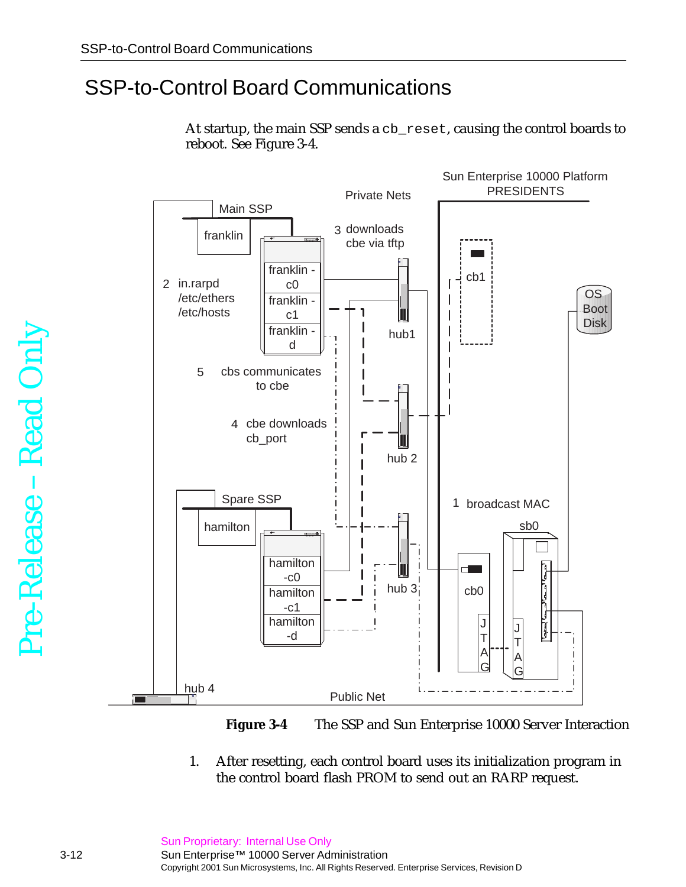# SSP-to-Control Board Communications

At startup, the main SSP sends a `cb_reset`, causing the control boards to reboot. See Figure 3-4.

**Figure 3-4** The SSP and Sun Enterprise 10000 Server Interaction

1. After resetting, each control board uses its initialization program in the control board flash PROM to send out an RARP request.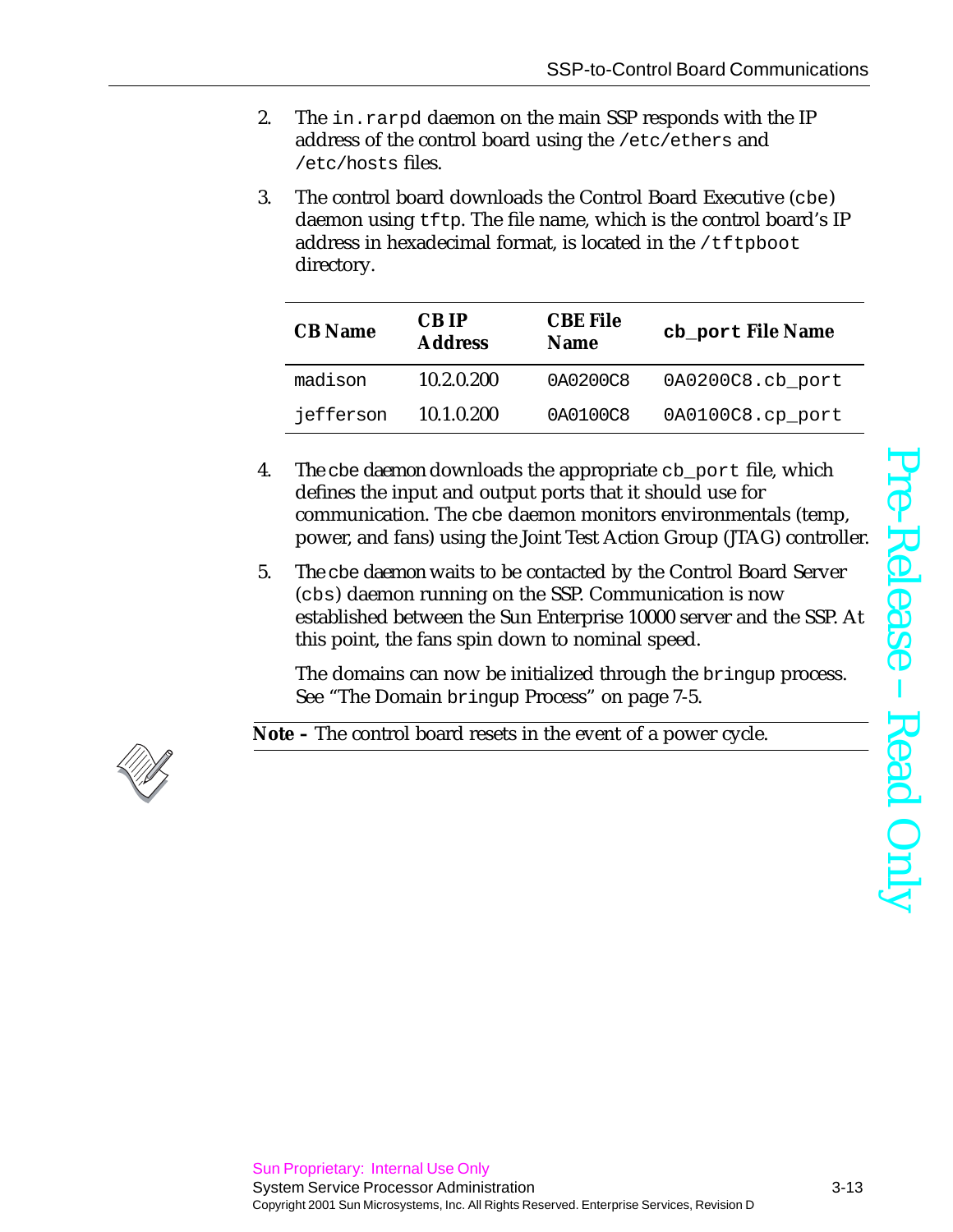2. The `in.rarpd` daemon on the main SSP responds with the IP address of the control board using the `/etc/ethers` and `/etc/hosts` files.

3. The control board downloads the Control Board Executive (`cbe`) daemon using `tftp`. The file name, which is the control board's IP address in hexadecimal format, is located in the `/tftpboot` directory.

| CB Name | CB IP Address | CBE File Name | `cb_port` File Name |
|---|---|---|---|
| `madison` | 10.2.0.200 | `0A0200C8` | `0A0200C8.cb_port` |
| `jefferson` | 10.1.0.200 | `0A0100C8` | `0A0100C8.cp_port` |

4. The `cbe` daemon downloads the appropriate `cb_port` file, which defines the input and output ports that it should use for communication. The `cbe` daemon monitors environmentals (temp, power, and fans) using the Joint Test Action Group (JTAG) controller.

5. The `cbe` daemon waits to be contacted by the Control Board Server (`cbs`) daemon running on the SSP. Communication is now established between the Sun Enterprise 10000 server and the SSP. At this point, the fans spin down to nominal speed.

   The domains can now be initialized through the `bringup` process. See "The Domain `bringup` Process" on page 7-5.

---

**Note –** The control board resets in the event of a power cycle.

---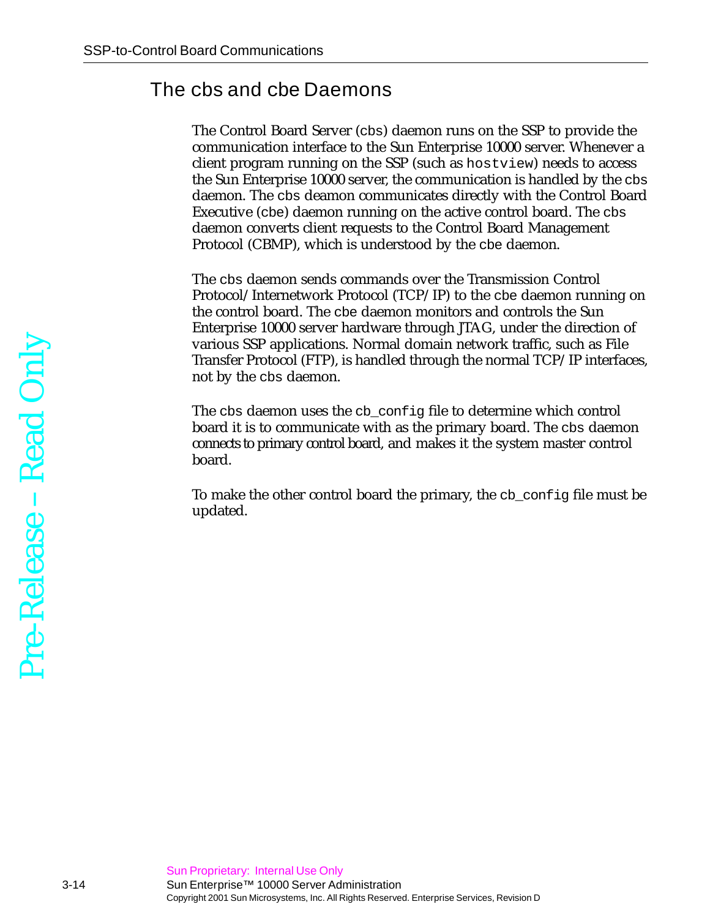## The cbs and cbe Daemons

The Control Board Server (`cbs`) daemon runs on the SSP to provide the communication interface to the Sun Enterprise 10000 server. Whenever a client program running on the SSP (such as `hostview`) needs to access the Sun Enterprise 10000 server, the communication is handled by the `cbs` daemon. The `cbs` deamon communicates directly with the Control Board Executive (`cbe`) daemon running on the active control board. The `cbs` daemon converts client requests to the Control Board Management Protocol (CBMP), which is understood by the `cbe` daemon.

The `cbs` daemon sends commands over the Transmission Control Protocol/Internetwork Protocol (TCP/IP) to the `cbe` daemon running on the control board. The `cbe` daemon monitors and controls the Sun Enterprise 10000 server hardware through JTAG, under the direction of various SSP applications. Normal domain network traffic, such as File Transfer Protocol (FTP), is handled through the normal TCP/IP interfaces, not by the `cbs` daemon.

The `cbs` daemon uses the `cb_config` file to determine which control board it is to communicate with as the primary board. The `cbs` daemon connects to primary control board, and makes it the system master control board.

To make the other control board the primary, the `cb_config` file must be updated.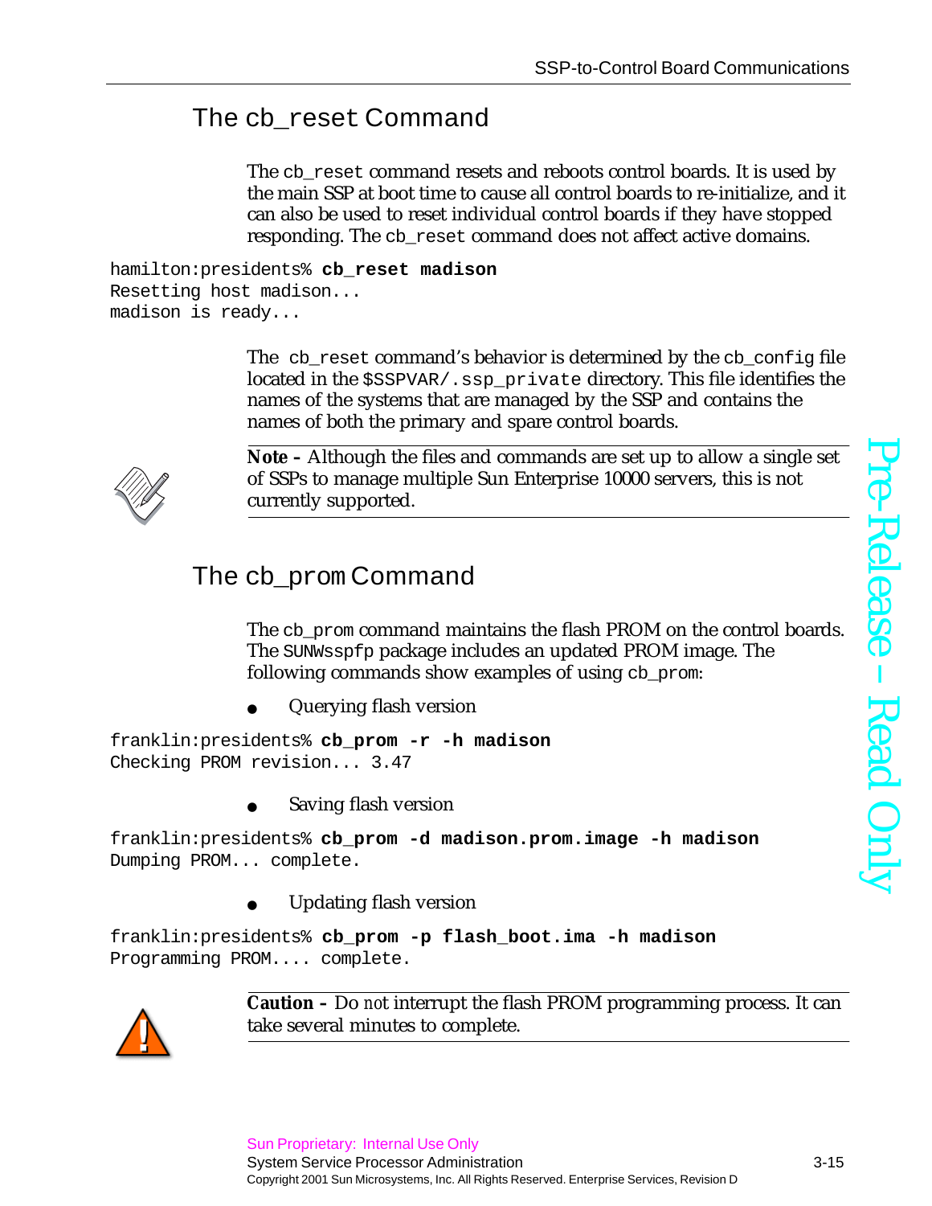## The cb_reset Command

The cb_reset command resets and reboots control boards. It is used by the main SSP at boot time to cause all control boards to re-initialize, and it can also be used to reset individual control boards if they have stopped responding. The cb_reset command does not affect active domains.

```
hamilton:presidents% cb_reset madison
Resetting host madison...
madison is ready...
```

The cb_reset command's behavior is determined by the cb_config file located in the $SSPVAR/.ssp_private directory. This file identifies the names of the systems that are managed by the SSP and contains the names of both the primary and spare control boards.

**Note –** Although the files and commands are set up to allow a single set of SSPs to manage multiple Sun Enterprise 10000 servers, this is not currently supported.

## The cb_prom Command

The cb_prom command maintains the flash PROM on the control boards. The SUNWsspfp package includes an updated PROM image. The following commands show examples of using cb_prom:

- Querying flash version

```
franklin:presidents% cb_prom -r -h madison
Checking PROM revision... 3.47
```

- Saving flash version

```
franklin:presidents% cb_prom -d madison.prom.image -h madison
Dumping PROM... complete.
```

- Updating flash version

```
franklin:presidents% cb_prom -p flash_boot.ima -h madison
Programming PROM.... complete.
```

**Caution –** Do not interrupt the flash PROM programming process. It can take several minutes to complete.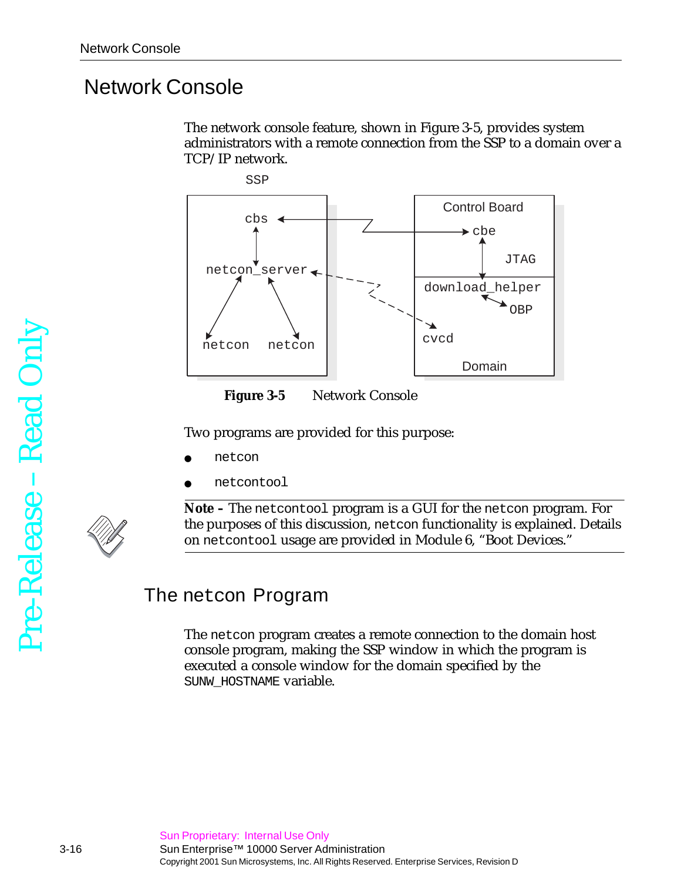# Network Console

The network console feature, shown in Figure 3-5, provides system administrators with a remote connection from the SSP to a domain over a TCP/IP network.

**Figure 3-5** Network Console

Two programs are provided for this purpose:

- `netcon`
- `netcontool`

**Note –** The `netcontool` program is a GUI for the `netcon` program. For the purposes of this discussion, `netcon` functionality is explained. Details on `netcontool` usage are provided in Module 6, "Boot Devices."

## The `netcon` Program

The `netcon` program creates a remote connection to the domain host console program, making the SSP window in which the program is executed a console window for the domain specified by the `SUNW_HOSTNAME` variable.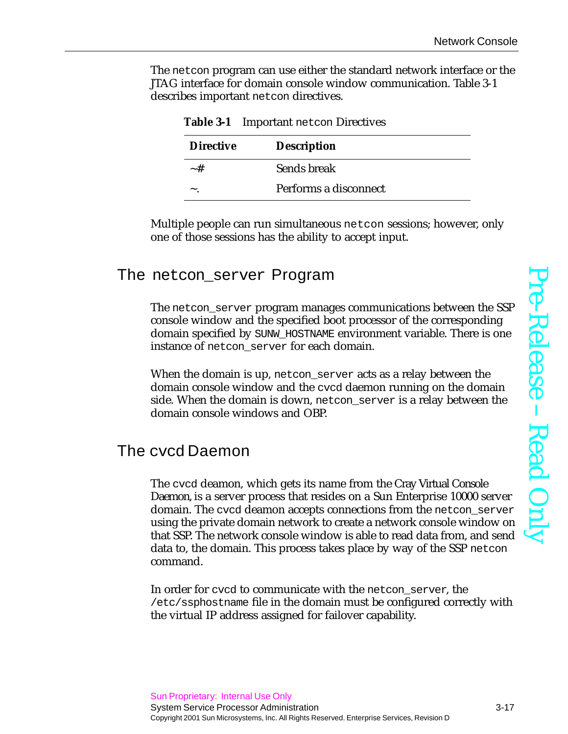The netcon program can use either the standard network interface or the JTAG interface for domain console window communication. Table 3-1 describes important netcon directives.

**Table 3-1** Important netcon Directives

| Directive | Description |
|---|---|
| ~# | Sends break |
| ~. | Performs a disconnect |

Multiple people can run simultaneous netcon sessions; however, only one of those sessions has the ability to accept input.

## The netcon_server Program

The netcon_server program manages communications between the SSP console window and the specified boot processor of the corresponding domain specified by SUNW_HOSTNAME environment variable. There is one instance of netcon_server for each domain.

When the domain is up, netcon_server acts as a relay between the domain console window and the cvcd daemon running on the domain side. When the domain is down, netcon_server is a relay between the domain console windows and OBP.

## The cvcd Daemon

The cvcd deamon, which gets its name from the Cray Virtual Console Daemon, is a server process that resides on a Sun Enterprise 10000 server domain. The cvcd deamon accepts connections from the netcon_server using the private domain network to create a network console window on that SSP. The network console window is able to read data from, and send data to, the domain. This process takes place by way of the SSP netcon command.

In order for cvcd to communicate with the netcon_server, the /etc/ssphostname file in the domain must be configured correctly with the virtual IP address assigned for failover capability.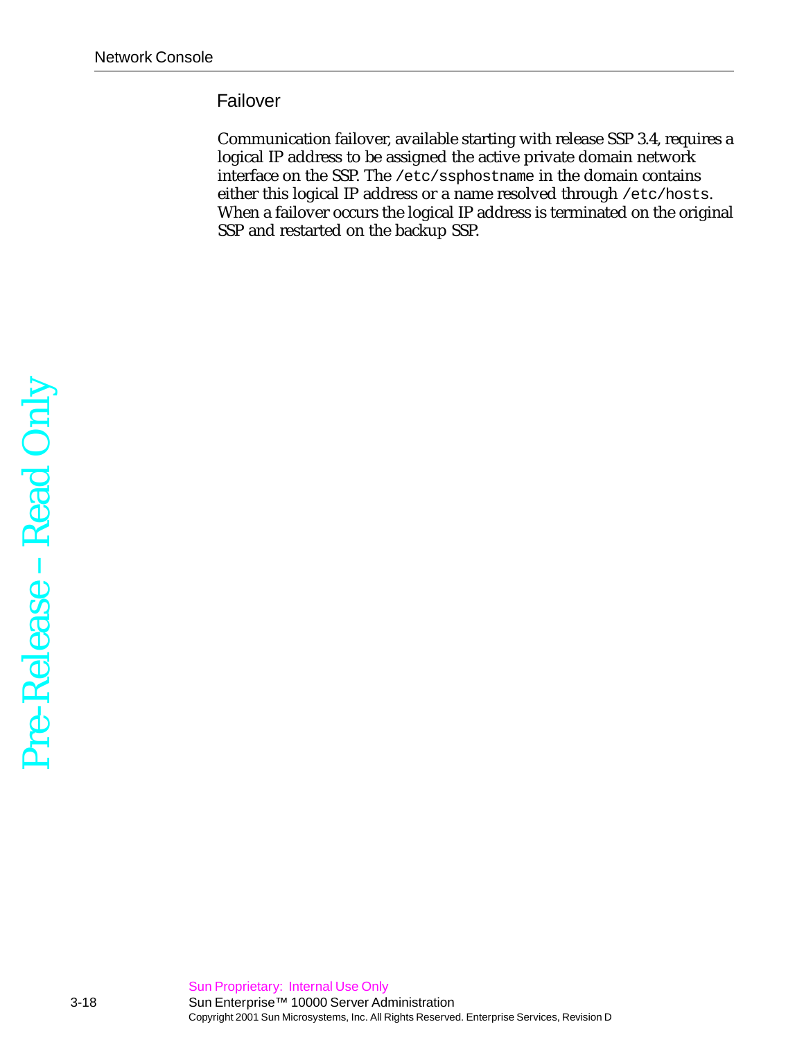## Failover

Communication failover, available starting with release SSP 3.4, requires a logical IP address to be assigned the active private domain network interface on the SSP. The `/etc/ssphostname` in the domain contains either this logical IP address or a name resolved through `/etc/hosts`. When a failover occurs the logical IP address is terminated on the original SSP and restarted on the backup SSP.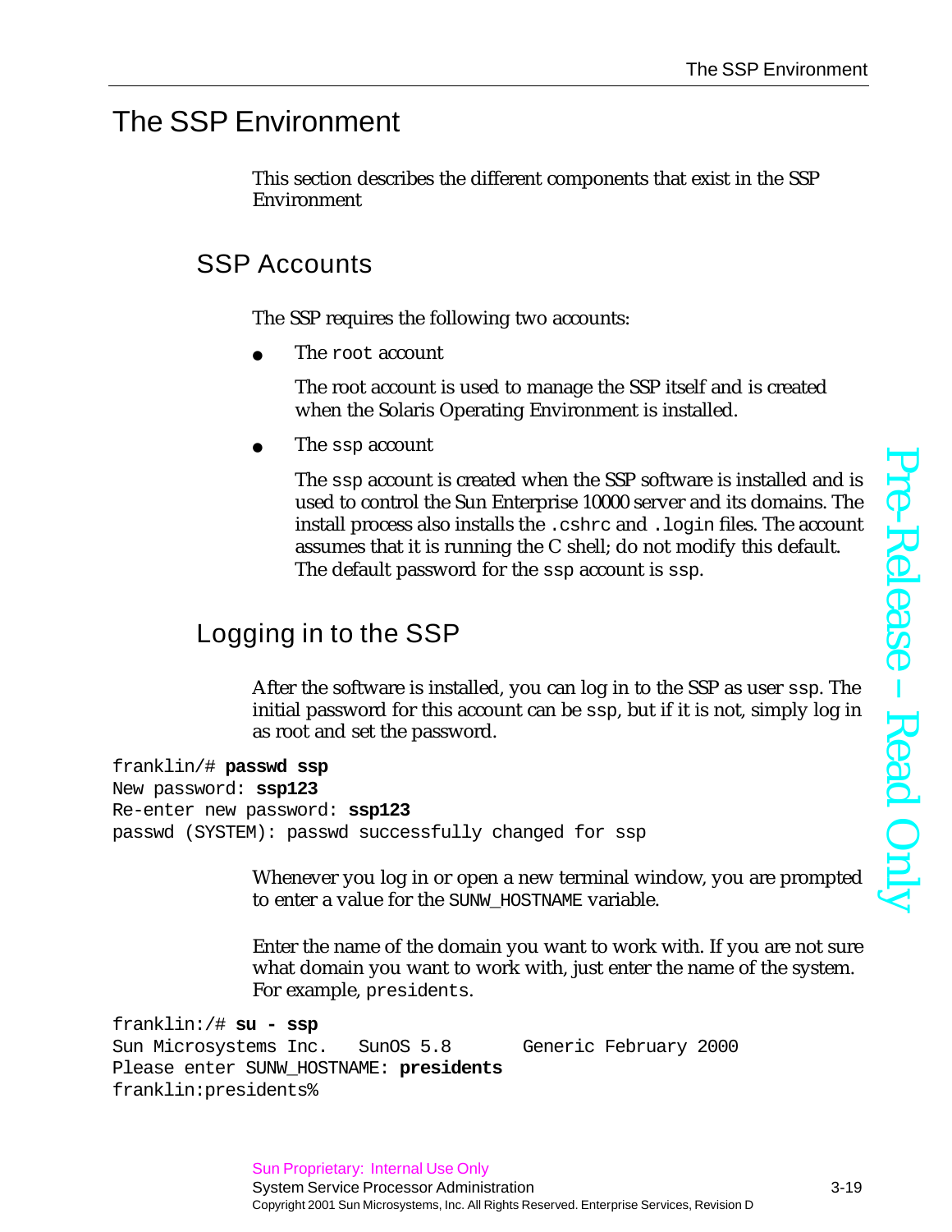# The SSP Environment

This section describes the different components that exist in the SSP Environment

## SSP Accounts

The SSP requires the following two accounts:

- The `root` account

  The root account is used to manage the SSP itself and is created when the Solaris Operating Environment is installed.

- The `ssp` account

  The `ssp` account is created when the SSP software is installed and is used to control the Sun Enterprise 10000 server and its domains. The install process also installs the `.cshrc` and `.login` files. The account assumes that it is running the C shell; do not modify this default. The default password for the `ssp` account is `ssp`.

## Logging in to the SSP

After the software is installed, you can log in to the SSP as user `ssp`. The initial password for this account can be `ssp`, but if it is not, simply log in as root and set the password.

```
franklin/# passwd ssp
New password: ssp123
Re-enter new password: ssp123
passwd (SYSTEM): passwd successfully changed for ssp
```

Whenever you log in or open a new terminal window, you are prompted to enter a value for the `SUNW_HOSTNAME` variable.

Enter the name of the domain you want to work with. If you are not sure what domain you want to work with, just enter the name of the system. For example, `presidents`.

```
franklin:/# su - ssp
Sun Microsystems Inc.   SunOS 5.8       Generic February 2000
Please enter SUNW_HOSTNAME: presidents
franklin:presidents%
```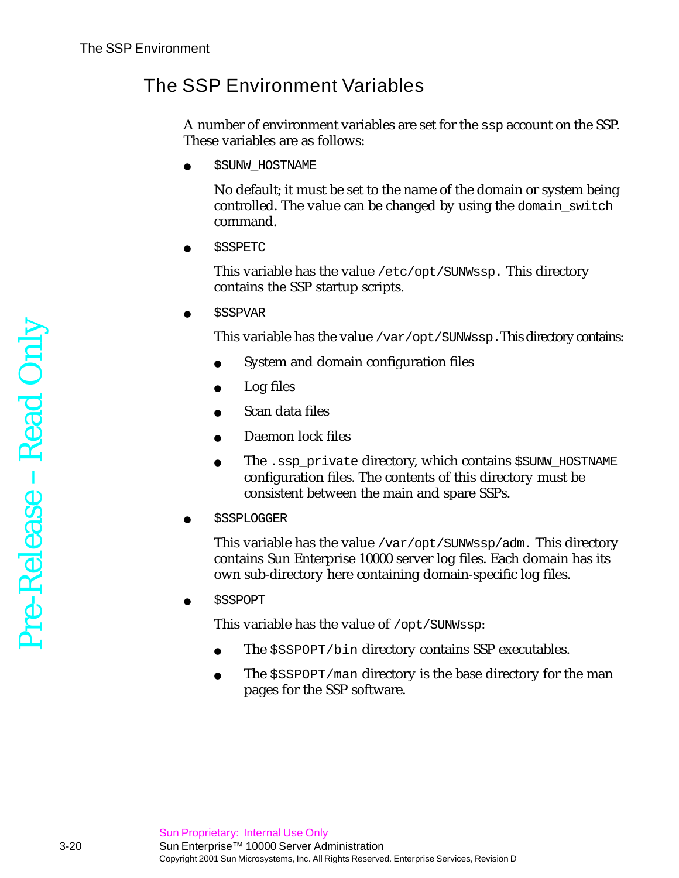## The SSP Environment Variables

A number of environment variables are set for the `ssp` account on the SSP. These variables are as follows:

- `$SUNW_HOSTNAME`

  No default; it must be set to the name of the domain or system being controlled. The value can be changed by using the `domain_switch` command.

- `$SSPETC`

  This variable has the value `/etc/opt/SUNWssp`. This directory contains the SSP startup scripts.

- `$SSPVAR`

  This variable has the value `/var/opt/SUNWssp`. This directory contains:

  - System and domain configuration files
  - Log files
  - Scan data files
  - Daemon lock files
  - The `.ssp_private` directory, which contains `$SUNW_HOSTNAME` configuration files. The contents of this directory must be consistent between the main and spare SSPs.

- `$SSPLOGGER`

  This variable has the value `/var/opt/SUNWssp/adm`. This directory contains Sun Enterprise 10000 server log files. Each domain has its own sub-directory here containing domain-specific log files.

- `$SSPOPT`

  This variable has the value of `/opt/SUNWssp`:

  - The `$SSPOPT/bin` directory contains SSP executables.
  - The `$SSPOPT/man` directory is the base directory for the man pages for the SSP software.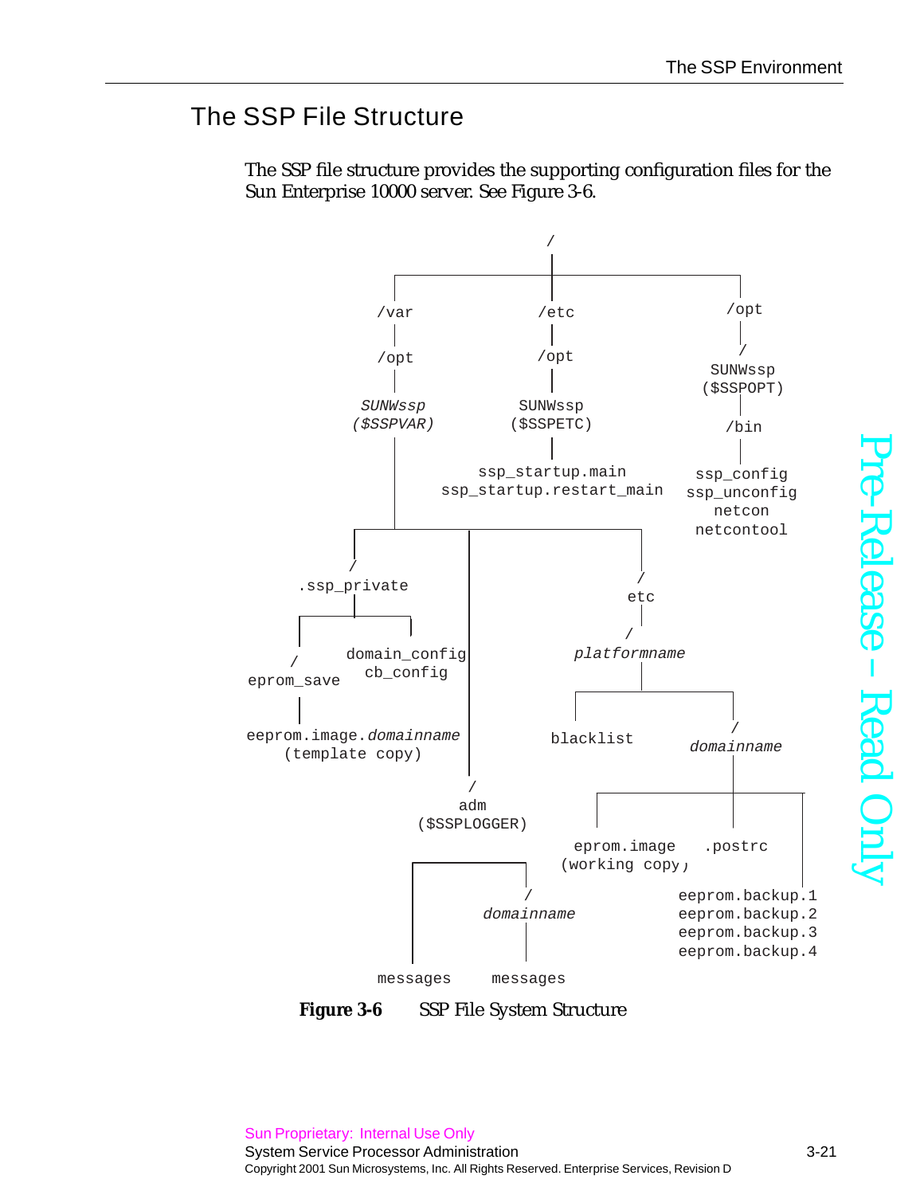## The SSP File Structure

The SSP file structure provides the supporting configuration files for the Sun Enterprise 10000 server. See Figure 3-6.

```
/
├── /var
│   └── /opt
│       └── SUNWssp ($SSPVAR)
│           ├── /.ssp_private
│           │   ├── /eprom_save
│           │   │   └── eeprom.image.domainname (template copy)
│           │   ├── domain_config
│           │   └── cb_config
│           ├── /adm ($SSPLOGGER)
│           │   ├── messages
│           │   └── /domainname
│           │       └── messages
│           └── /etc
│               └── /platformname
│                   ├── blacklist
│                   └── /domainname
│                       ├── eprom.image (working copy)
│                       ├── .postrc
│                       ├── eeprom.backup.1
│                       ├── eeprom.backup.2
│                       ├── eeprom.backup.3
│                       └── eeprom.backup.4
├── /etc
│   └── /opt
│       └── SUNWssp ($SSPETC)
│           ├── ssp_startup.main
│           └── ssp_startup.restart_main
└── /opt
    └── /SUNWssp ($SSPOPT)
        └── /bin
            ├── ssp_config
            ├── ssp_unconfig
            ├── netcon
            └── netcontool
```

**Figure 3-6** SSP File System Structure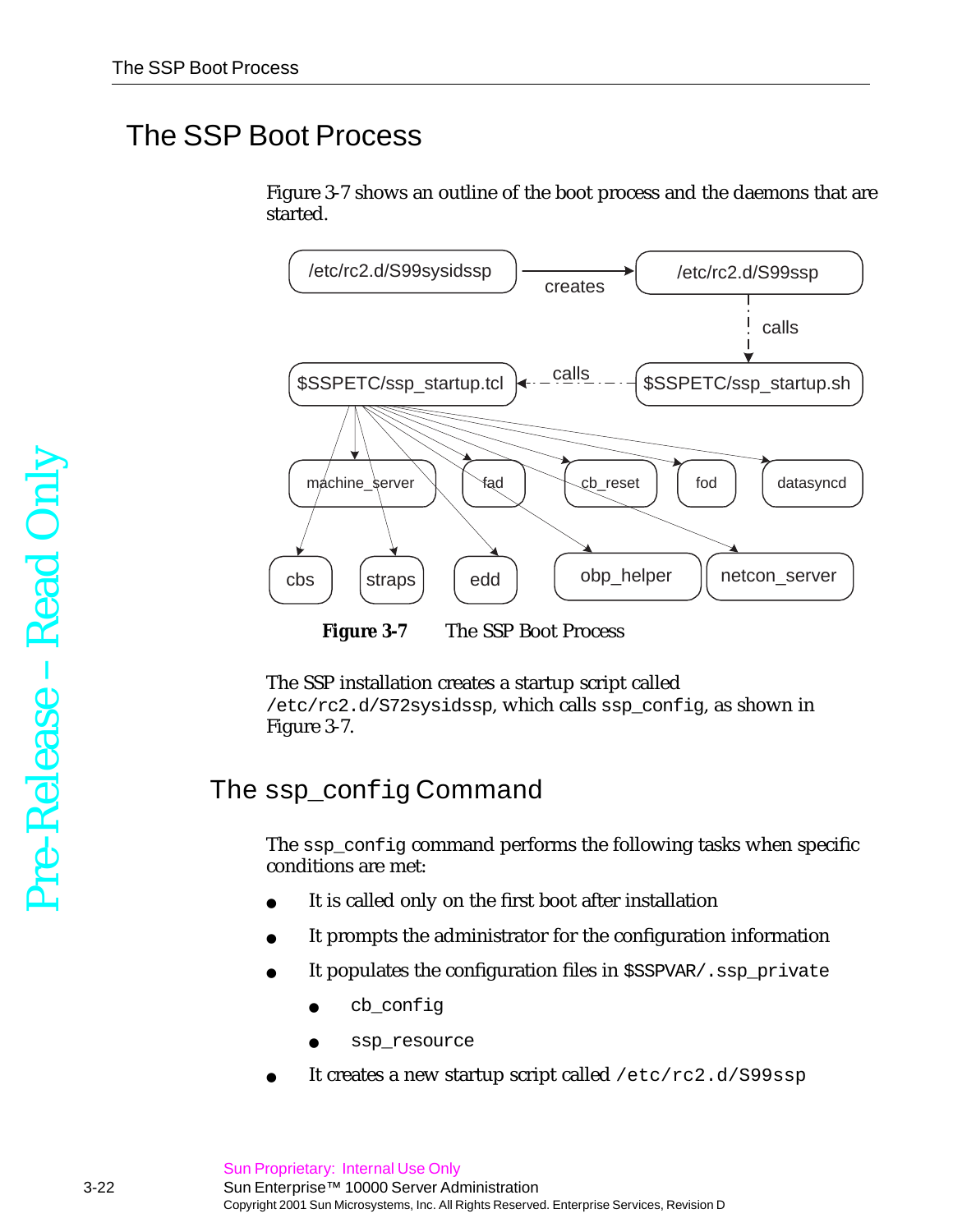# The SSP Boot Process

Figure 3-7 shows an outline of the boot process and the daemons that are started.

**Figure 3-7** The SSP Boot Process

The SSP installation creates a startup script called `/etc/rc2.d/S72sysidssp`, which calls `ssp_config`, as shown in Figure 3-7.

## The `ssp_config` Command

The `ssp_config` command performs the following tasks when specific conditions are met:

- It is called only on the first boot after installation
- It prompts the administrator for the configuration information
- It populates the configuration files in `$SSPVAR/.ssp_private`
  - `cb_config`
  - `ssp_resource`
- It creates a new startup script called `/etc/rc2.d/S99ssp`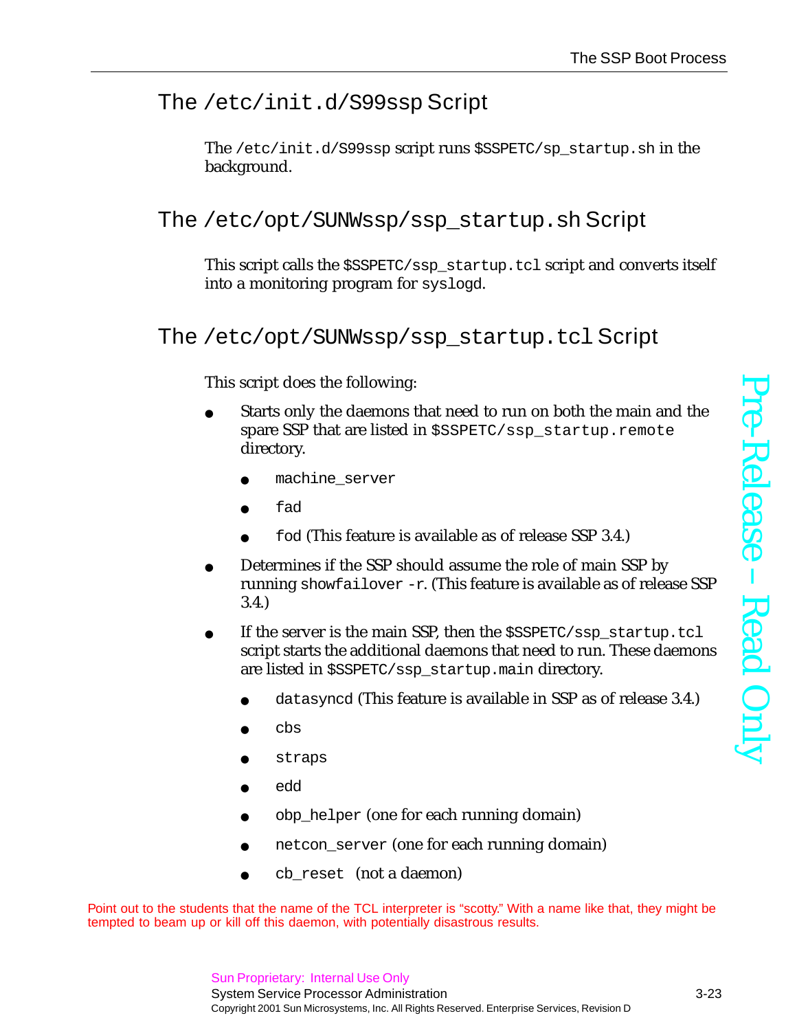## The /etc/init.d/S99ssp Script

The /etc/init.d/S99ssp script runs $SSPETC/sp_startup.sh in the background.

## The /etc/opt/SUNWssp/ssp_startup.sh Script

This script calls the $SSPETC/ssp_startup.tcl script and converts itself into a monitoring program for syslogd.

## The /etc/opt/SUNWssp/ssp_startup.tcl Script

This script does the following:

- Starts only the daemons that need to run on both the main and the spare SSP that are listed in $SSPETC/ssp_startup.remote directory.
  - machine_server
  - fad
  - fod (This feature is available as of release SSP 3.4.)
- Determines if the SSP should assume the role of main SSP by running showfailover -r. (This feature is available as of release SSP 3.4.)
- If the server is the main SSP, then the $SSPETC/ssp_startup.tcl script starts the additional daemons that need to run. These daemons are listed in $SSPETC/ssp_startup.main directory.
  - datasyncd (This feature is available in SSP as of release 3.4.)
  - cbs
  - straps
  - edd
  - obp_helper (one for each running domain)
  - netcon_server (one for each running domain)
  - cb_reset (not a daemon)

Point out to the students that the name of the TCL interpreter is "scotty." With a name like that, they might be tempted to beam up or kill off this daemon, with potentially disastrous results.

Pre-Release – Read Only

Sun Proprietary: Internal Use Only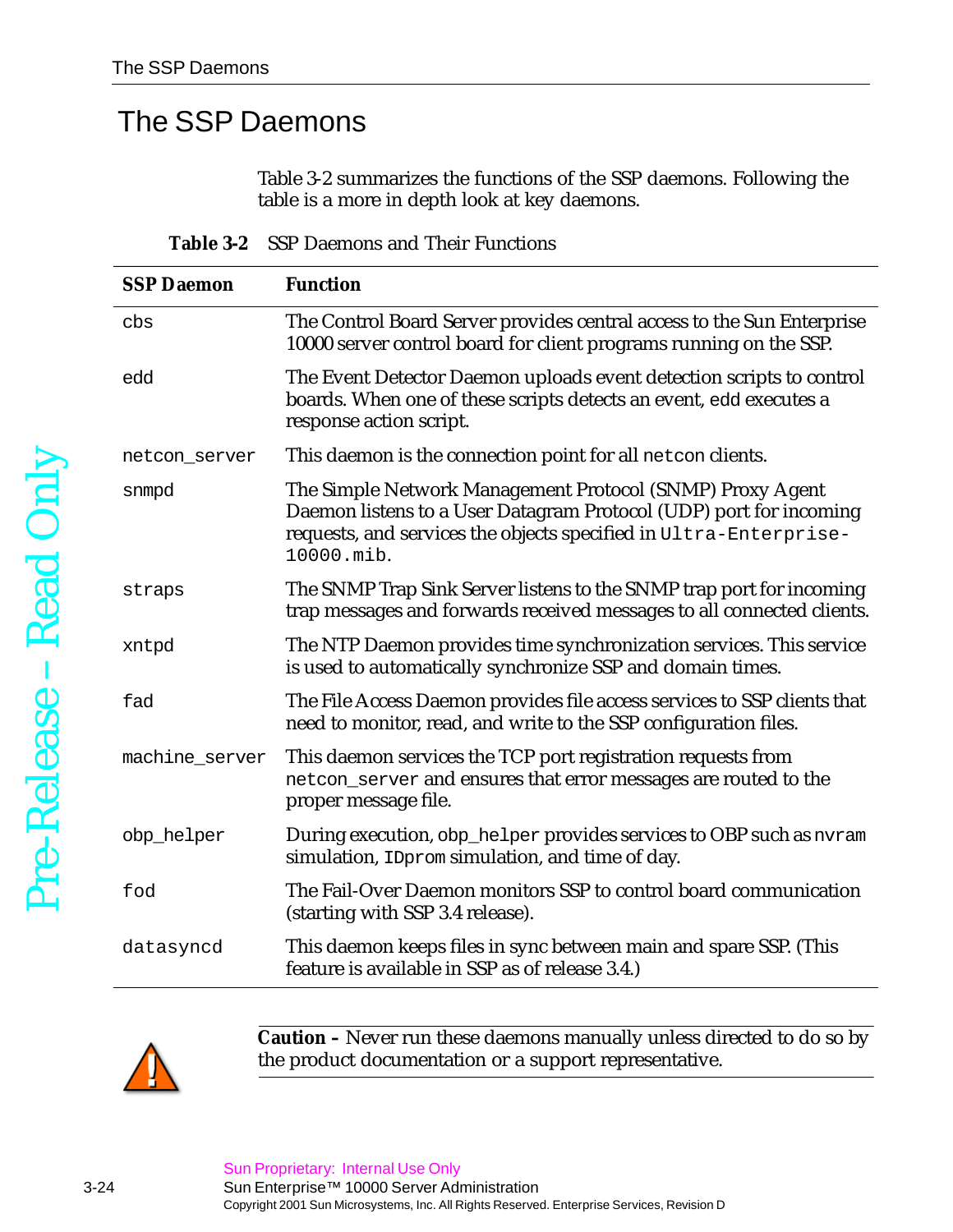# The SSP Daemons

Table 3-2 summarizes the functions of the SSP daemons. Following the table is a more in depth look at key daemons.

**Table 3-2** SSP Daemons and Their Functions

| SSP Daemon | Function |
|---|---|
| `cbs` | The Control Board Server provides central access to the Sun Enterprise 10000 server control board for client programs running on the SSP. |
| `edd` | The Event Detector Daemon uploads event detection scripts to control boards. When one of these scripts detects an event, `edd` executes a response action script. |
| `netcon_server` | This daemon is the connection point for all `netcon` clients. |
| `snmpd` | The Simple Network Management Protocol (SNMP) Proxy Agent Daemon listens to a User Datagram Protocol (UDP) port for incoming requests, and services the objects specified in `Ultra-Enterprise-10000.mib`. |
| `straps` | The SNMP Trap Sink Server listens to the SNMP trap port for incoming trap messages and forwards received messages to all connected clients. |
| `xntpd` | The NTP Daemon provides time synchronization services. This service is used to automatically synchronize SSP and domain times. |
| `fad` | The File Access Daemon provides file access services to SSP clients that need to monitor, read, and write to the SSP configuration files. |
| `machine_server` | This daemon services the TCP port registration requests from `netcon_server` and ensures that error messages are routed to the proper message file. |
| `obp_helper` | During execution, `obp_helper` provides services to OBP such as `nvram` simulation, `IDprom` simulation, and time of day. |
| `fod` | The Fail-Over Daemon monitors SSP to control board communication (starting with SSP 3.4 release). |
| `datasyncd` | This daemon keeps files in sync between main and spare SSP. (This feature is available in SSP as of release 3.4.) |

**Caution –** Never run these daemons manually unless directed to do so by the product documentation or a support representative.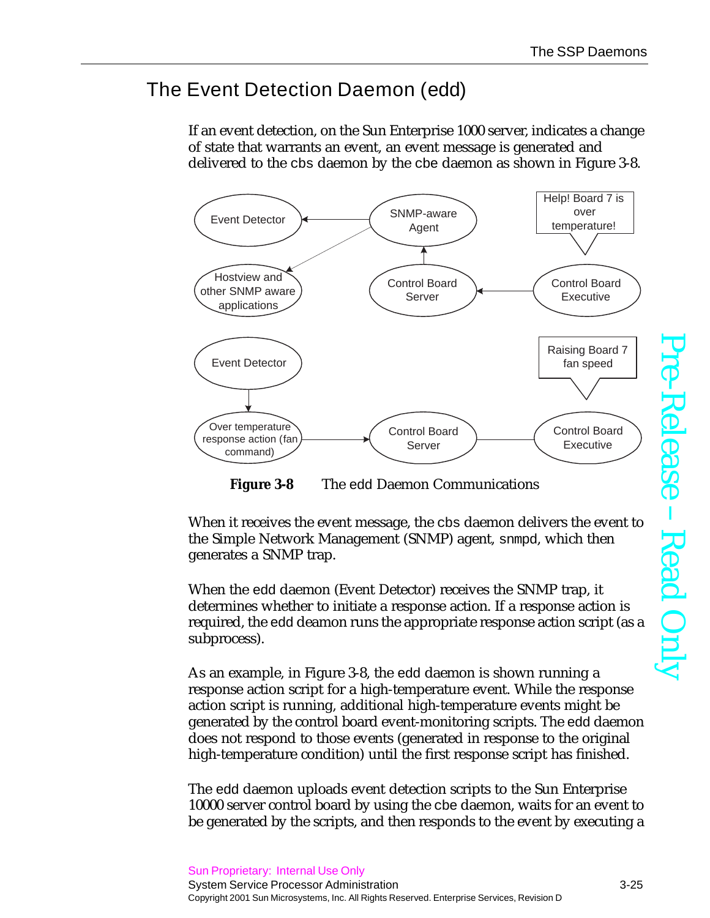## The Event Detection Daemon (edd)

If an event detection, on the Sun Enterprise 1000 server, indicates a change of state that warrants an event, an event message is generated and delivered to the cbs daemon by the cbe daemon as shown in Figure 3-8.

**Figure 3-8** The edd Daemon Communications

When it receives the event message, the cbs daemon delivers the event to the Simple Network Management (SNMP) agent, snmpd, which then generates a SNMP trap.

When the edd daemon (Event Detector) receives the SNMP trap, it determines whether to initiate a response action. If a response action is required, the edd deamon runs the appropriate response action script (as a subprocess).

As an example, in Figure 3-8, the edd daemon is shown running a response action script for a high-temperature event. While the response action script is running, additional high-temperature events might be generated by the control board event-monitoring scripts. The edd daemon does not respond to those events (generated in response to the original high-temperature condition) until the first response script has finished.

The edd daemon uploads event detection scripts to the Sun Enterprise 10000 server control board by using the cbe daemon, waits for an event to be generated by the scripts, and then responds to the event by executing a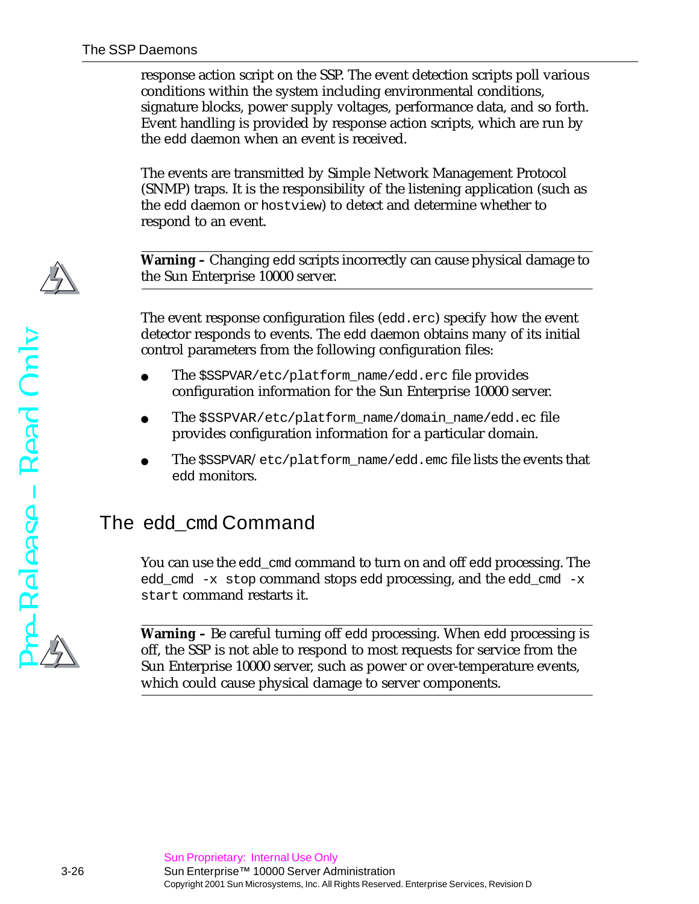response action script on the SSP. The event detection scripts poll various conditions within the system including environmental conditions, signature blocks, power supply voltages, performance data, and so forth. Event handling is provided by response action scripts, which are run by the edd daemon when an event is received.

The events are transmitted by Simple Network Management Protocol (SNMP) traps. It is the responsibility of the listening application (such as the edd daemon or `hostview`) to detect and determine whether to respond to an event.

---

**Warning –** Changing edd scripts incorrectly can cause physical damage to the Sun Enterprise 10000 server.

---

The event response configuration files (`edd.erc`) specify how the event detector responds to events. The edd daemon obtains many of its initial control parameters from the following configuration files:

- The `$SSPVAR/etc/platform_name/edd.erc` file provides configuration information for the Sun Enterprise 10000 server.
- The `$SSPVAR/etc/platform_name/domain_name/edd.ec` file provides configuration information for a particular domain.
- The `$SSPVAR/ etc/platform_name/edd.emc` file lists the events that edd monitors.

## The edd_cmd Command

You can use the `edd_cmd` command to turn on and off edd processing. The `edd_cmd -x stop` command stops edd processing, and the `edd_cmd -x start` command restarts it.

---

**Warning –** Be careful turning off edd processing. When edd processing is off, the SSP is not able to respond to most requests for service from the Sun Enterprise 10000 server, such as power or over-temperature events, which could cause physical damage to server components.

---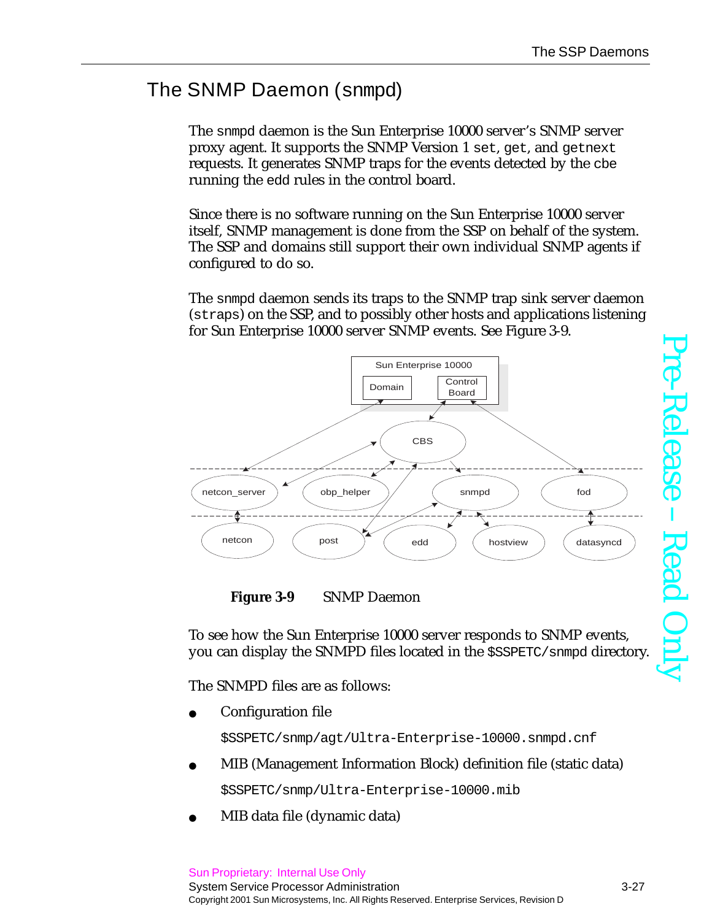## The SNMP Daemon (snmpd)

The snmpd daemon is the Sun Enterprise 10000 server's SNMP server proxy agent. It supports the SNMP Version 1 set, get, and getnext requests. It generates SNMP traps for the events detected by the cbe running the edd rules in the control board.

Since there is no software running on the Sun Enterprise 10000 server itself, SNMP management is done from the SSP on behalf of the system. The SSP and domains still support their own individual SNMP agents if configured to do so.

The snmpd daemon sends its traps to the SNMP trap sink server daemon (straps) on the SSP, and to possibly other hosts and applications listening for Sun Enterprise 10000 server SNMP events. See Figure 3-9.

**Figure 3-9** SNMP Daemon

To see how the Sun Enterprise 10000 server responds to SNMP events, you can display the SNMPD files located in the $SSPETC/snmpd directory.

The SNMPD files are as follows:

- Configuration file

  $SSPETC/snmp/agt/Ultra-Enterprise-10000.snmpd.cnf

- MIB (Management Information Block) definition file (static data)

  $SSPETC/snmp/Ultra-Enterprise-10000.mib

- MIB data file (dynamic data)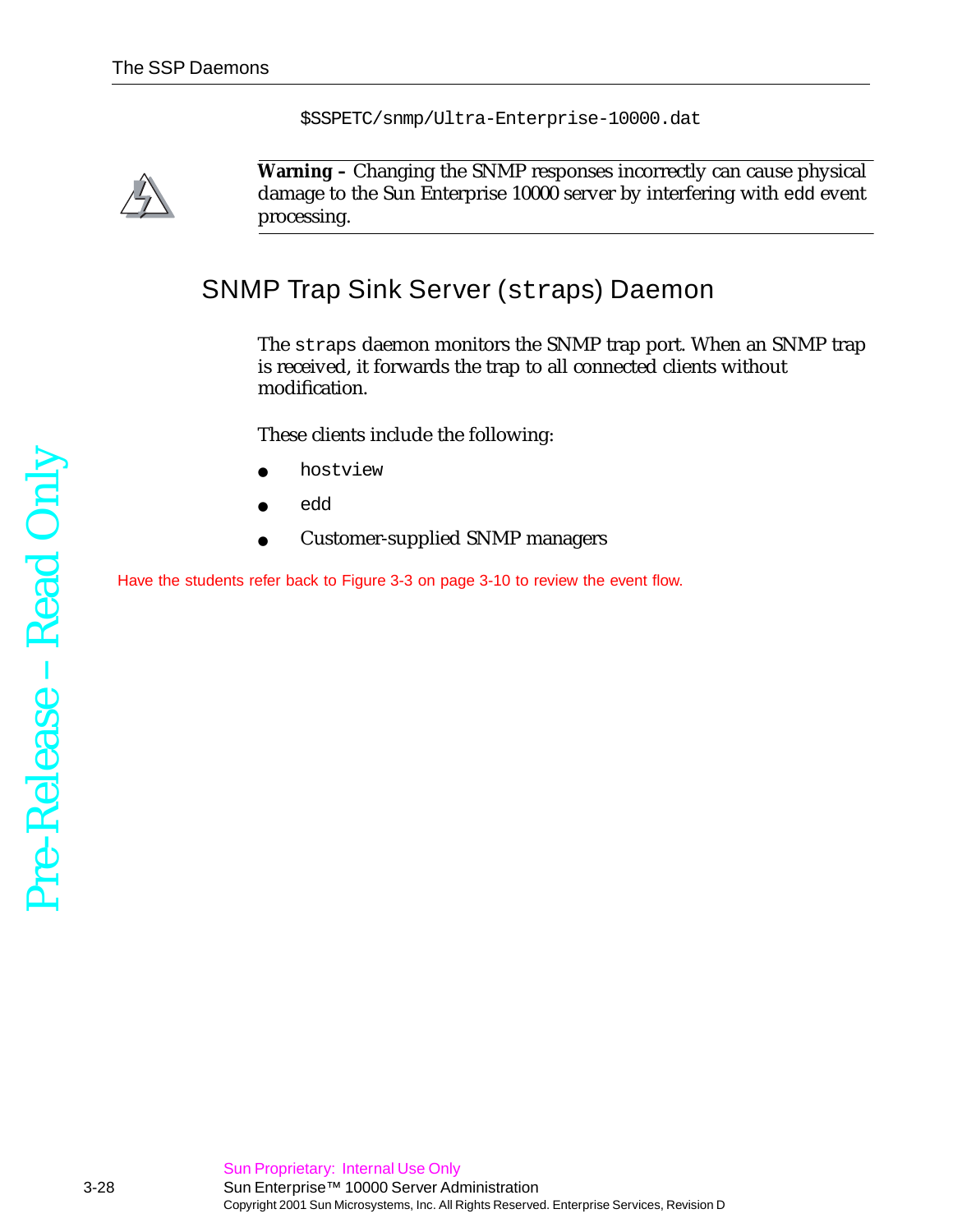```
$SSPETC/snmp/Ultra-Enterprise-10000.dat
```

**Warning –** Changing the SNMP responses incorrectly can cause physical damage to the Sun Enterprise 10000 server by interfering with edd event processing.

## SNMP Trap Sink Server (`straps`) Daemon

The `straps` daemon monitors the SNMP trap port. When an SNMP trap is received, it forwards the trap to all connected clients without modification.

These clients include the following:

- `hostview`
- `edd`
- Customer-supplied SNMP managers

Have the students refer back to Figure 3-3 on page 3-10 to review the event flow.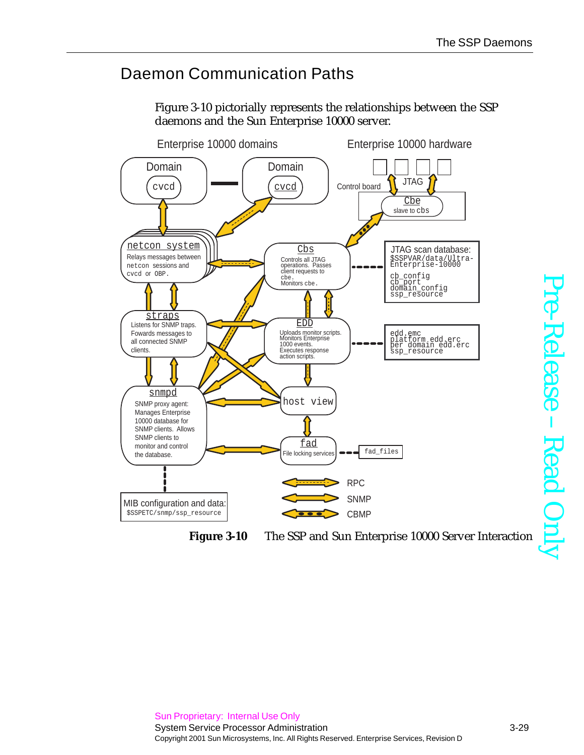## Daemon Communication Paths

Figure 3-10 pictorially represents the relationships between the SSP daemons and the Sun Enterprise 10000 server.

**Figure 3-10** The SSP and Sun Enterprise 10000 Server Interaction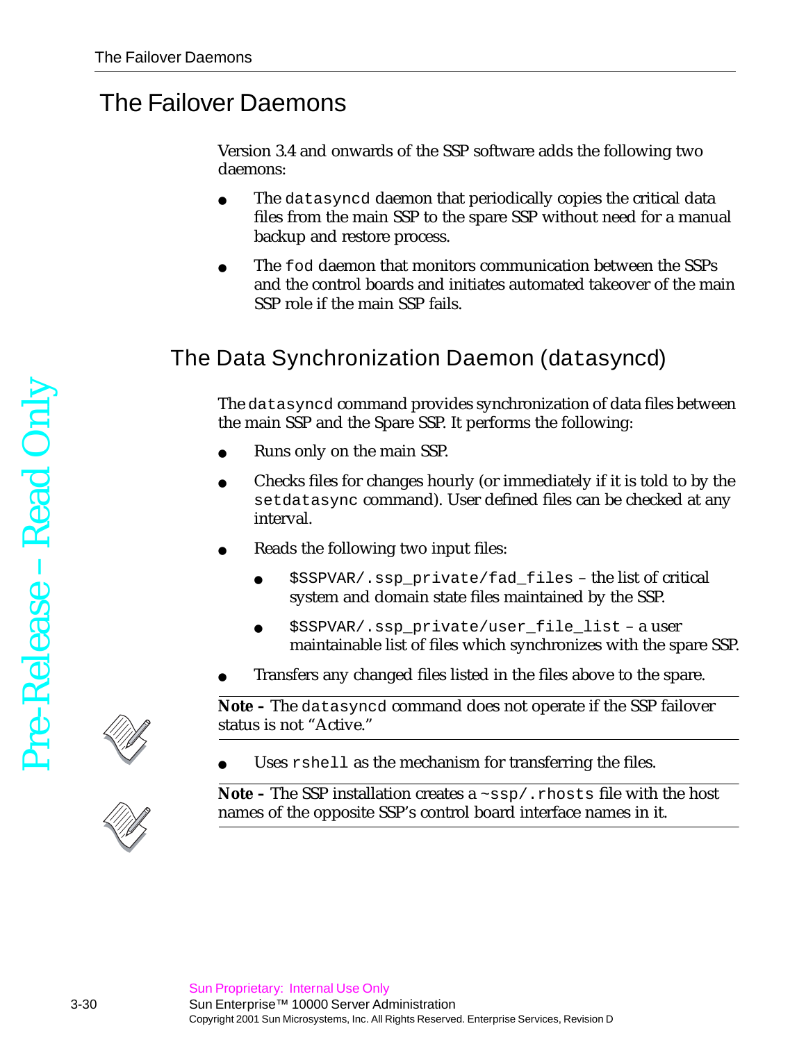# The Failover Daemons

Version 3.4 and onwards of the SSP software adds the following two daemons:

- The `datasyncd` daemon that periodically copies the critical data files from the main SSP to the spare SSP without need for a manual backup and restore process.
- The `fod` daemon that monitors communication between the SSPs and the control boards and initiates automated takeover of the main SSP role if the main SSP fails.

## The Data Synchronization Daemon (datasyncd)

The `datasyncd` command provides synchronization of data files between the main SSP and the Spare SSP. It performs the following:

- Runs only on the main SSP.
- Checks files for changes hourly (or immediately if it is told to by the `setdatasync` command). User defined files can be checked at any interval.
- Reads the following two input files:
  - `$SSPVAR/.ssp_private/fad_files` – the list of critical system and domain state files maintained by the SSP.
  - `$SSPVAR/.ssp_private/user_file_list` – a user maintainable list of files which synchronizes with the spare SSP.
- Transfers any changed files listed in the files above to the spare.

**Note –** The `datasyncd` command does not operate if the SSP failover status is not "Active."

- Uses `rshell` as the mechanism for transferring the files.

**Note –** The SSP installation creates a `~ssp/.rhosts` file with the host names of the opposite SSP's control board interface names in it.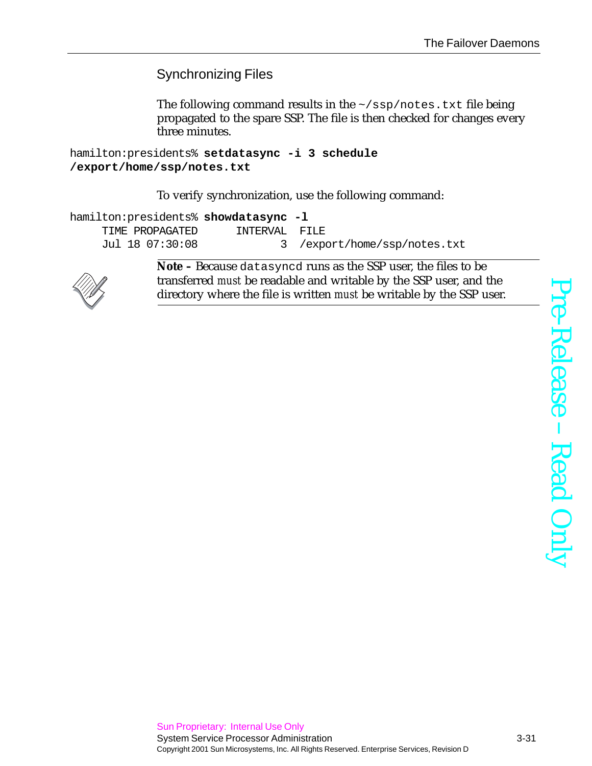## Synchronizing Files

The following command results in the `~/ssp/notes.txt` file being propagated to the spare SSP. The file is then checked for changes every three minutes.

```
hamilton:presidents% setdatasync -i 3 schedule
/export/home/ssp/notes.txt
```

To verify synchronization, use the following command:

```
hamilton:presidents% showdatasync -l
     TIME PROPAGATED      INTERVAL  FILE
     Jul 18 07:30:08             3  /export/home/ssp/notes.txt
```

**Note –** Because `datasyncd` runs as the SSP user, the files to be transferred *must* be readable and writable by the SSP user, and the directory where the file is written *must* be writable by the SSP user.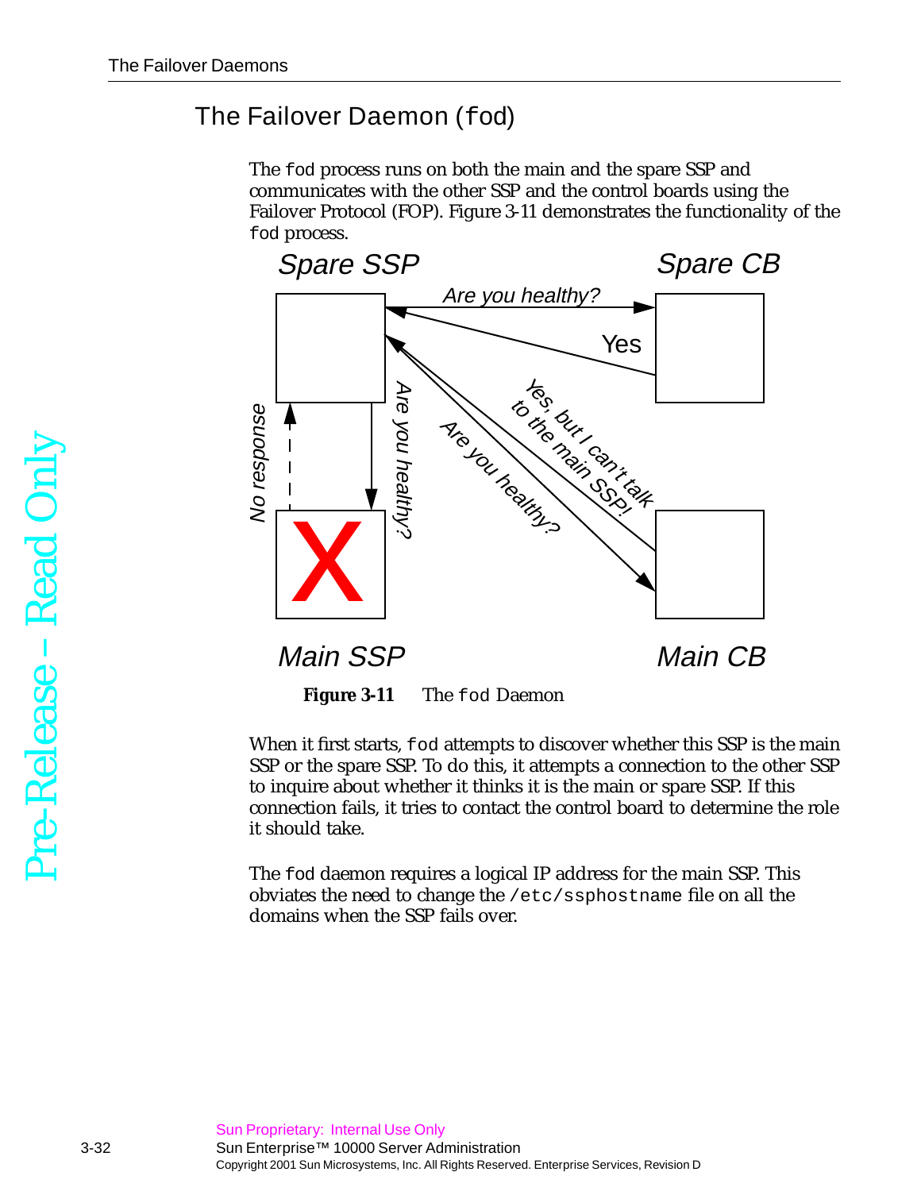## The Failover Daemon (fod)

The fod process runs on both the main and the spare SSP and communicates with the other SSP and the control boards using the Failover Protocol (FOP). Figure 3-11 demonstrates the functionality of the fod process.

**Figure 3-11** The fod Daemon

When it first starts, fod attempts to discover whether this SSP is the main SSP or the spare SSP. To do this, it attempts a connection to the other SSP to inquire about whether it thinks it is the main or spare SSP. If this connection fails, it tries to contact the control board to determine the role it should take.

The fod daemon requires a logical IP address for the main SSP. This obviates the need to change the /etc/ssphostname file on all the domains when the SSP fails over.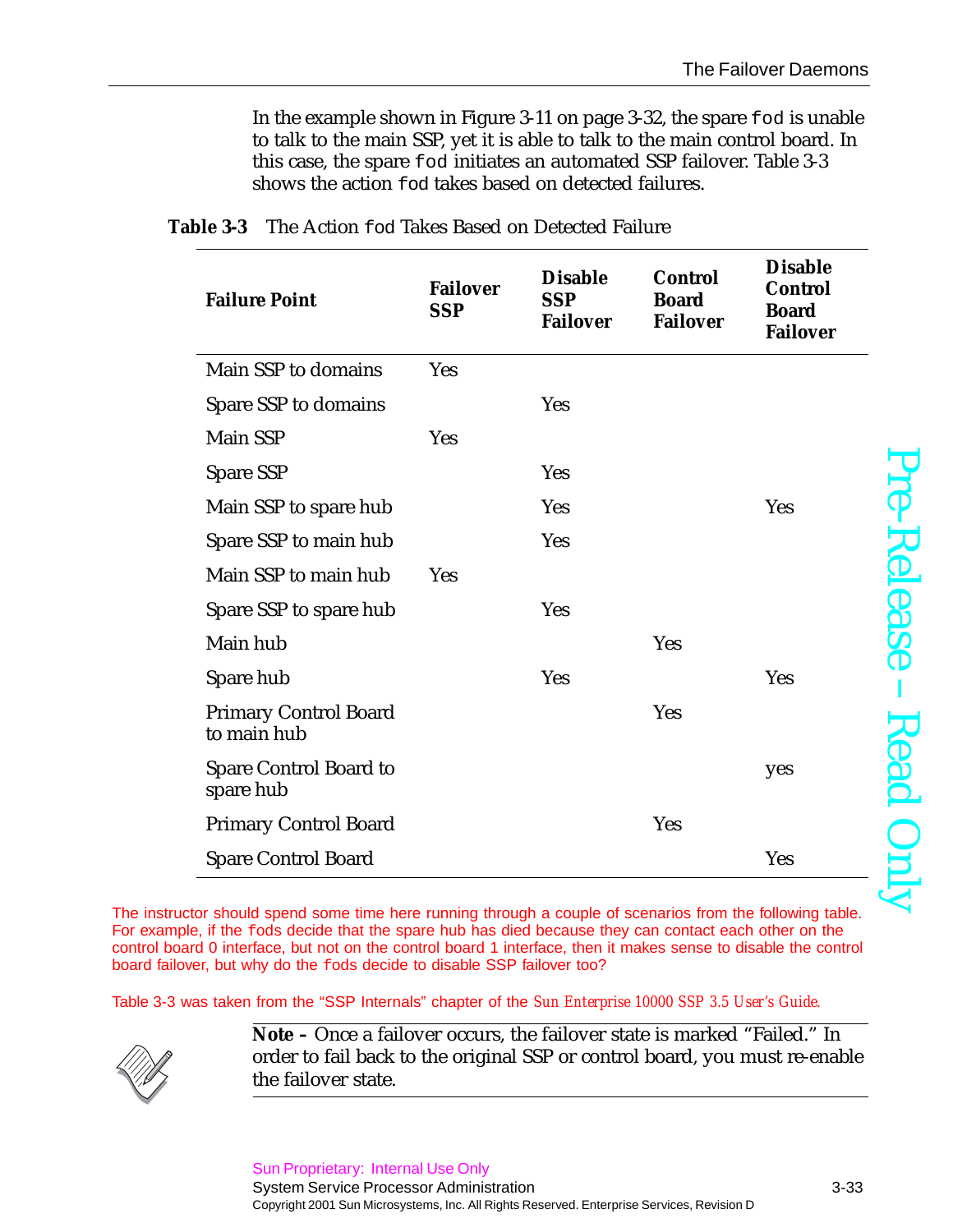In the example shown in Figure 3-11 on page 3-32, the spare fod is unable to talk to the main SSP, yet it is able to talk to the main control board. In this case, the spare fod initiates an automated SSP failover. Table 3-3 shows the action fod takes based on detected failures.

**Table 3-3** The Action fod Takes Based on Detected Failure

| Failure Point | Failover SSP | Disable SSP Failover | Control Board Failover | Disable Control Board Failover |
|---|---|---|---|---|
| Main SSP to domains | Yes | | | |
| Spare SSP to domains | | Yes | | |
| Main SSP | Yes | | | |
| Spare SSP | | Yes | | |
| Main SSP to spare hub | | Yes | | Yes |
| Spare SSP to main hub | | Yes | | |
| Main SSP to main hub | Yes | | | |
| Spare SSP to spare hub | | Yes | | |
| Main hub | | | Yes | |
| Spare hub | | Yes | | Yes |
| Primary Control Board to main hub | | | Yes | |
| Spare Control Board to spare hub | | | | yes |
| Primary Control Board | | | Yes | |
| Spare Control Board | | | | Yes |

The instructor should spend some time here running through a couple of scenarios from the following table. For example, if the fods decide that the spare hub has died because they can contact each other on the control board 0 interface, but not on the control board 1 interface, then it makes sense to disable the control board failover, but why do the fods decide to disable SSP failover too?

Table 3-3 was taken from the "SSP Internals" chapter of the *Sun Enterprise 10000 SSP 3.5 User's Guide*.

**Note –** Once a failover occurs, the failover state is marked "Failed." In order to fail back to the original SSP or control board, you must re-enable the failover state.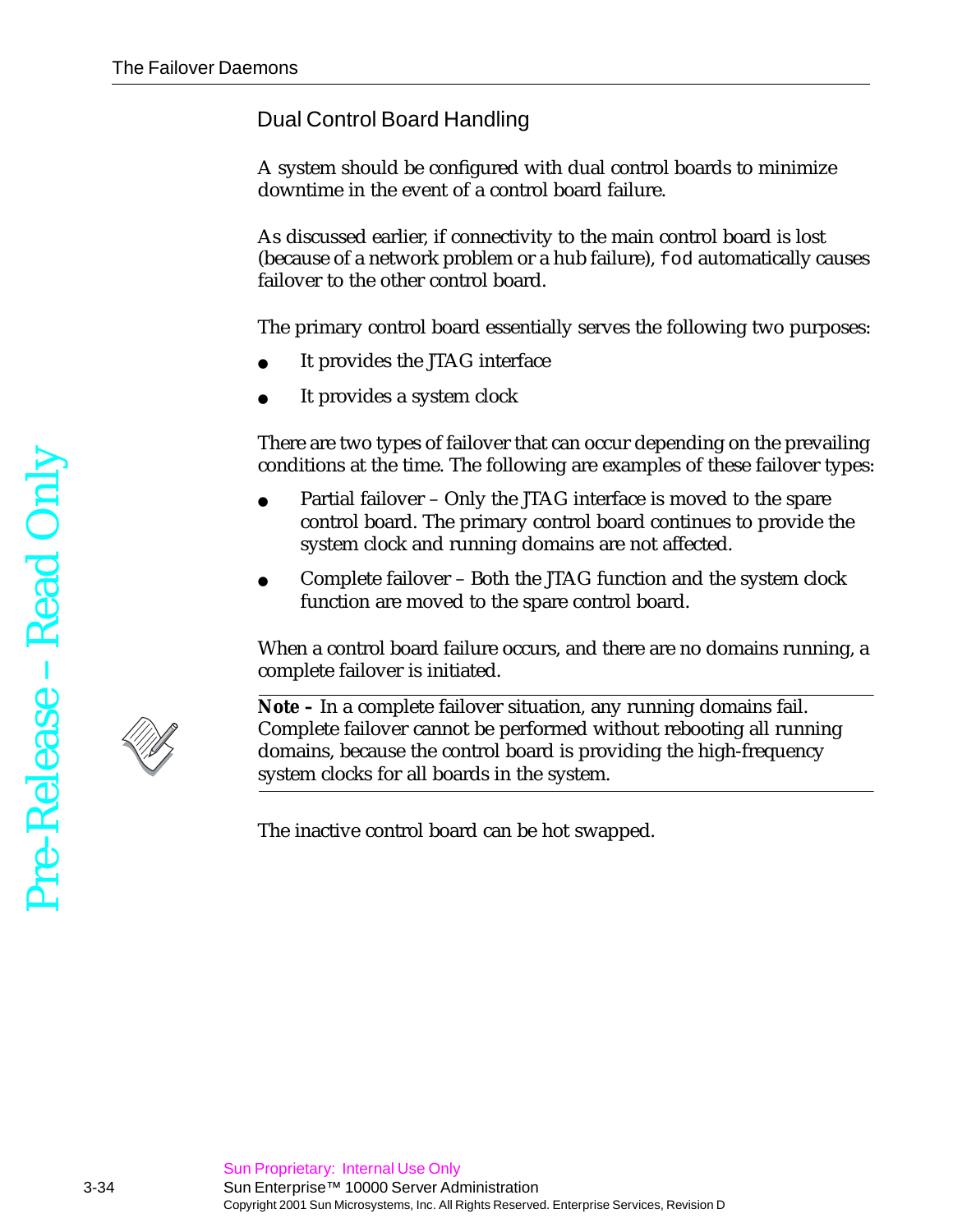## Dual Control Board Handling

A system should be configured with dual control boards to minimize downtime in the event of a control board failure.

As discussed earlier, if connectivity to the main control board is lost (because of a network problem or a hub failure), `fod` automatically causes failover to the other control board.

The primary control board essentially serves the following two purposes:

- It provides the JTAG interface
- It provides a system clock

There are two types of failover that can occur depending on the prevailing conditions at the time. The following are examples of these failover types:

- Partial failover – Only the JTAG interface is moved to the spare control board. The primary control board continues to provide the system clock and running domains are not affected.
- Complete failover – Both the JTAG function and the system clock function are moved to the spare control board.

When a control board failure occurs, and there are no domains running, a complete failover is initiated.

---

**Note –** In a complete failover situation, any running domains fail. Complete failover cannot be performed without rebooting all running domains, because the control board is providing the high-frequency system clocks for all boards in the system.

---

The inactive control board can be hot swapped.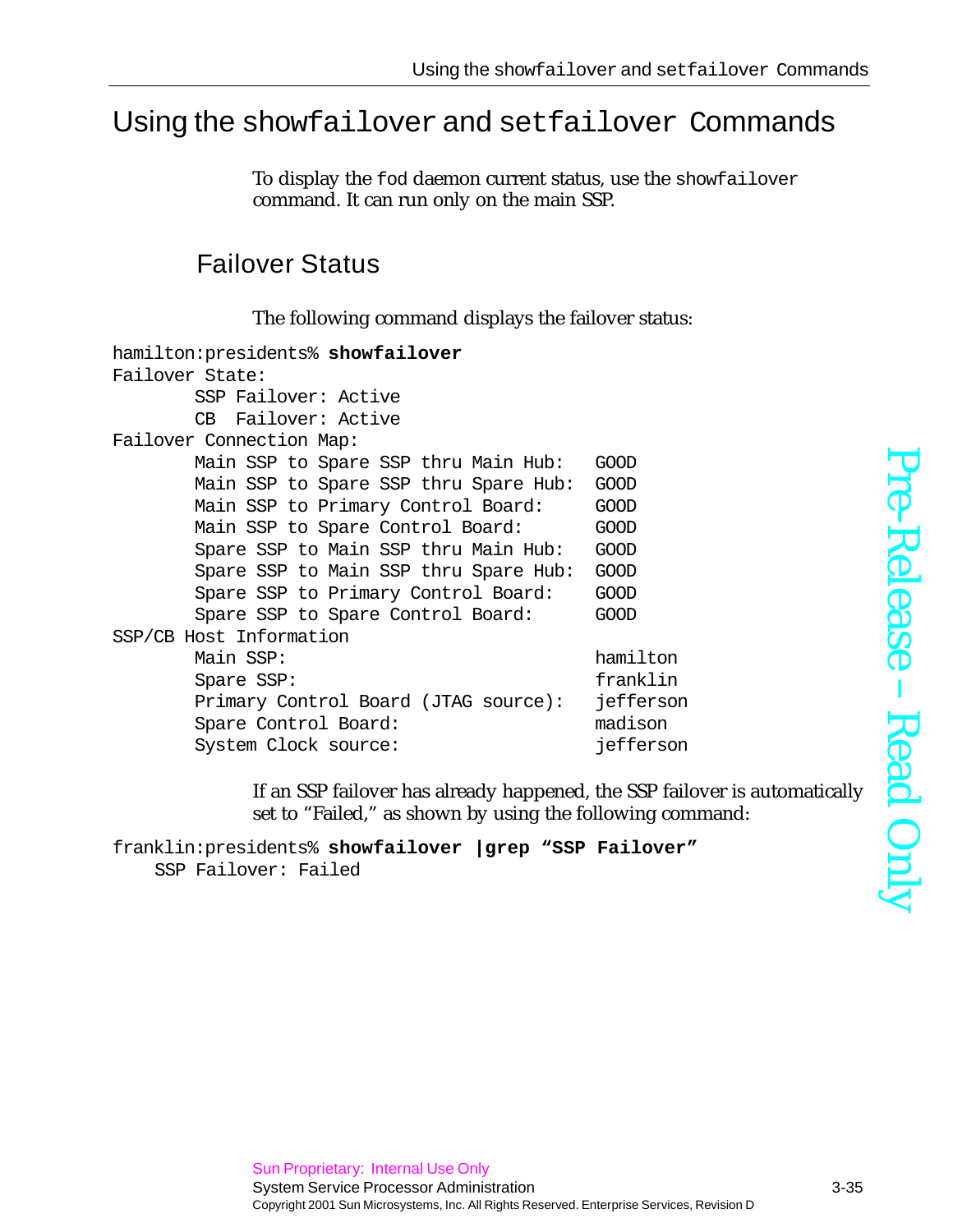# Using the `showfailover` and `setfailover` Commands

To display the `fod` daemon current status, use the `showfailover` command. It can run only on the main SSP.

## Failover Status

The following command displays the failover status:

```
hamilton:presidents% showfailover
Failover State:
        SSP Failover: Active
        CB  Failover: Active
Failover Connection Map:
        Main SSP to Spare SSP thru Main Hub:   GOOD
        Main SSP to Spare SSP thru Spare Hub:  GOOD
        Main SSP to Primary Control Board:     GOOD
        Main SSP to Spare Control Board:       GOOD
        Spare SSP to Main SSP thru Main Hub:   GOOD
        Spare SSP to Main SSP thru Spare Hub:  GOOD
        Spare SSP to Primary Control Board:    GOOD
        Spare SSP to Spare Control Board:      GOOD
SSP/CB Host Information
        Main SSP:                              hamilton
        Spare SSP:                             franklin
        Primary Control Board (JTAG source):   jefferson
        Spare Control Board:                   madison
        System Clock source:                   jefferson
```

If an SSP failover has already happened, the SSP failover is automatically set to "Failed," as shown by using the following command:

```
franklin:presidents% showfailover |grep "SSP Failover"
    SSP Failover: Failed
```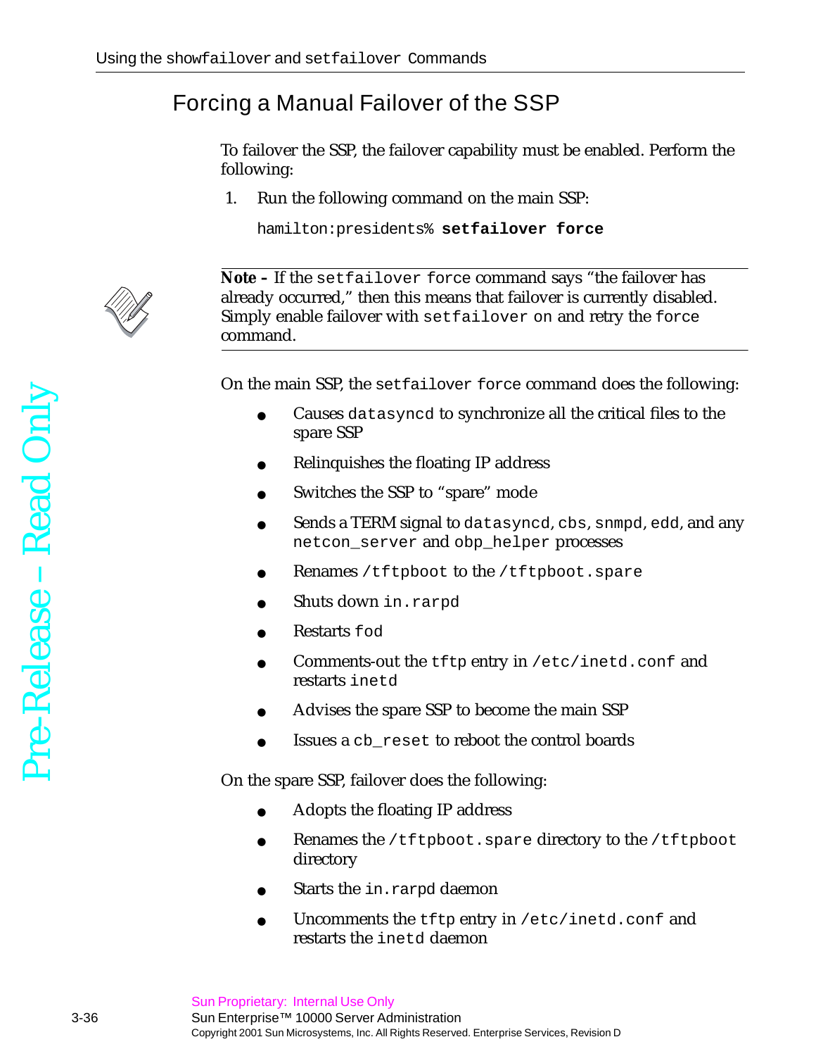## Forcing a Manual Failover of the SSP

To failover the SSP, the failover capability must be enabled. Perform the following:

1. Run the following command on the main SSP:

```
hamilton:presidents% setfailover force
```

---

**Note –** If the `setfailover force` command says "the failover has already occurred," then this means that failover is currently disabled. Simply enable failover with `setfailover on` and retry the `force` command.

---

On the main SSP, the `setfailover force` command does the following:

- Causes `datasyncd` to synchronize all the critical files to the spare SSP
- Relinquishes the floating IP address
- Switches the SSP to "spare" mode
- Sends a TERM signal to `datasyncd`, `cbs`, `snmpd`, `edd`, and any `netcon_server` and `obp_helper` processes
- Renames `/tftpboot` to the `/tftpboot.spare`
- Shuts down `in.rarpd`
- Restarts `fod`
- Comments-out the `tftp` entry in `/etc/inetd.conf` and restarts `inetd`
- Advises the spare SSP to become the main SSP
- Issues a `cb_reset` to reboot the control boards

On the spare SSP, failover does the following:

- Adopts the floating IP address
- Renames the `/tftpboot.spare` directory to the `/tftpboot` directory
- Starts the `in.rarpd` daemon
- Uncomments the `tftp` entry in `/etc/inetd.conf` and restarts the `inetd` daemon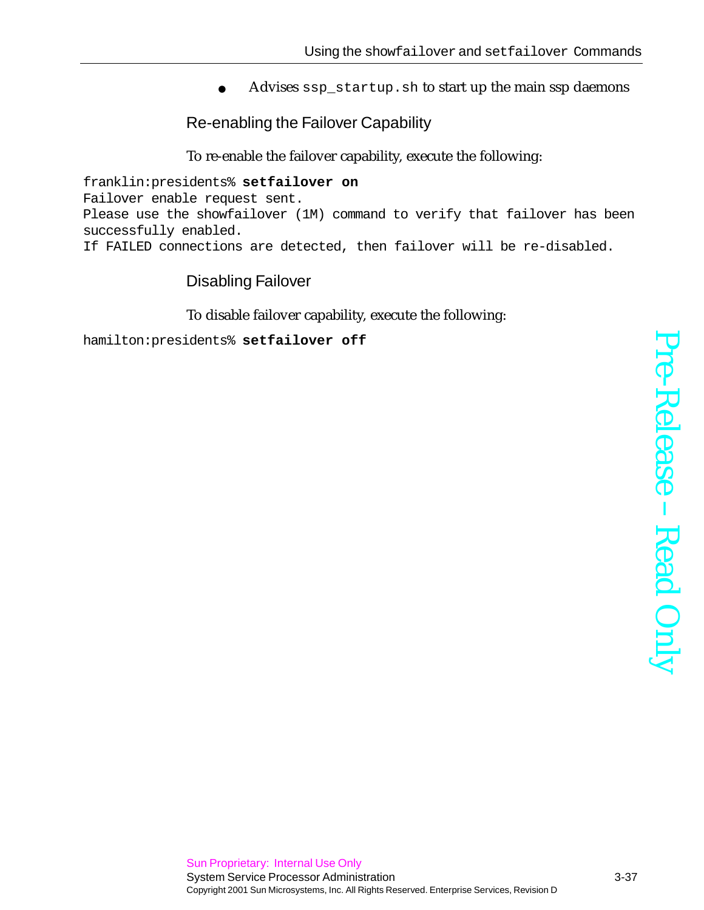- Advises `ssp_startup.sh` to start up the main ssp daemons

### Re-enabling the Failover Capability

To re-enable the failover capability, execute the following:

```
franklin:presidents% setfailover on
Failover enable request sent.
Please use the showfailover (1M) command to verify that failover has been
successfully enabled.
If FAILED connections are detected, then failover will be re-disabled.
```

### Disabling Failover

To disable failover capability, execute the following:

```
hamilton:presidents% setfailover off
```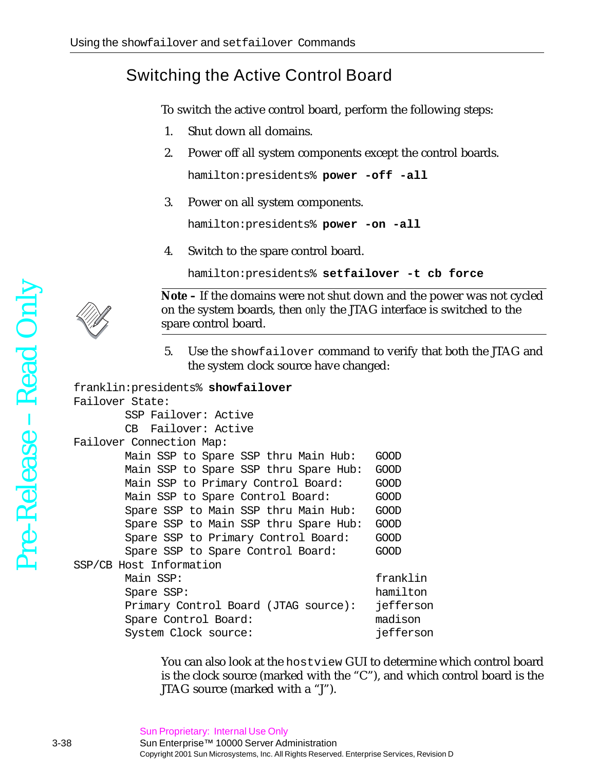## Switching the Active Control Board

To switch the active control board, perform the following steps:

1. Shut down all domains.
2. Power off all system components except the control boards.

   ```
   hamilton:presidents% power -off -all
   ```

3. Power on all system components.

   ```
   hamilton:presidents% power -on -all
   ```

4. Switch to the spare control board.

   ```
   hamilton:presidents% setfailover -t cb force
   ```

**Note –** If the domains were not shut down and the power was not cycled on the system boards, then *only* the JTAG interface is switched to the spare control board.

5. Use the `showfailover` command to verify that both the JTAG and the system clock source have changed:

```
franklin:presidents% showfailover
Failover State:
        SSP Failover: Active
        CB  Failover: Active
Failover Connection Map:
        Main SSP to Spare SSP thru Main Hub:    GOOD
        Main SSP to Spare SSP thru Spare Hub:   GOOD
        Main SSP to Primary Control Board:      GOOD
        Main SSP to Spare Control Board:        GOOD
        Spare SSP to Main SSP thru Main Hub:    GOOD
        Spare SSP to Main SSP thru Spare Hub:   GOOD
        Spare SSP to Primary Control Board:     GOOD
        Spare SSP to Spare Control Board:       GOOD
SSP/CB Host Information
        Main SSP:                               franklin
        Spare SSP:                              hamilton
        Primary Control Board (JTAG source):    jefferson
        Spare Control Board:                    madison
        System Clock source:                    jefferson
```

You can also look at the `hostview` GUI to determine which control board is the clock source (marked with the "C"), and which control board is the JTAG source (marked with a "J").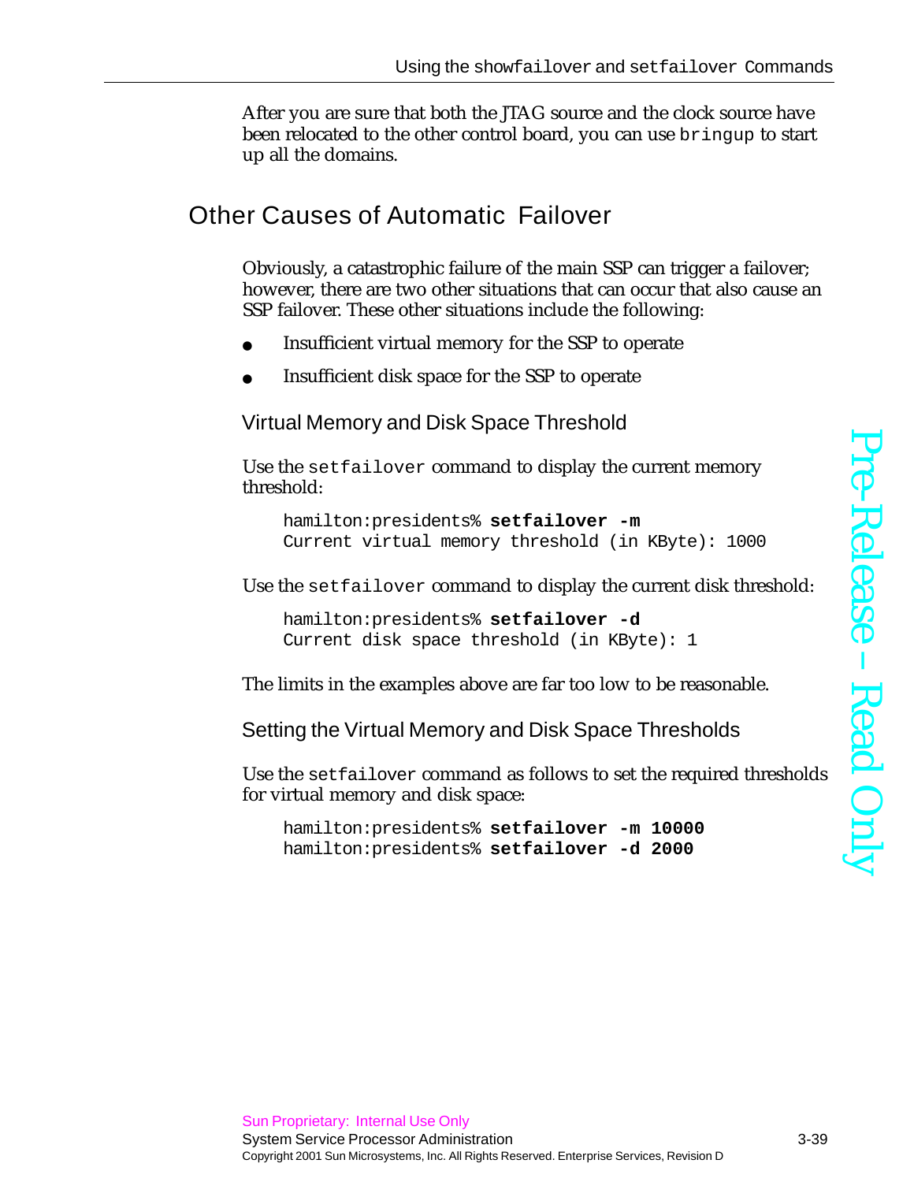After you are sure that both the JTAG source and the clock source have been relocated to the other control board, you can use `bringup` to start up all the domains.

## Other Causes of Automatic Failover

Obviously, a catastrophic failure of the main SSP can trigger a failover; however, there are two other situations that can occur that also cause an SSP failover. These other situations include the following:

- Insufficient virtual memory for the SSP to operate
- Insufficient disk space for the SSP to operate

### Virtual Memory and Disk Space Threshold

Use the `setfailover` command to display the current memory threshold:

```
hamilton:presidents% setfailover -m
Current virtual memory threshold (in KByte): 1000
```

Use the `setfailover` command to display the current disk threshold:

```
hamilton:presidents% setfailover -d
Current disk space threshold (in KByte): 1
```

The limits in the examples above are far too low to be reasonable.

### Setting the Virtual Memory and Disk Space Thresholds

Use the `setfailover` command as follows to set the required thresholds for virtual memory and disk space:

```
hamilton:presidents% setfailover -m 10000
hamilton:presidents% setfailover -d 2000
```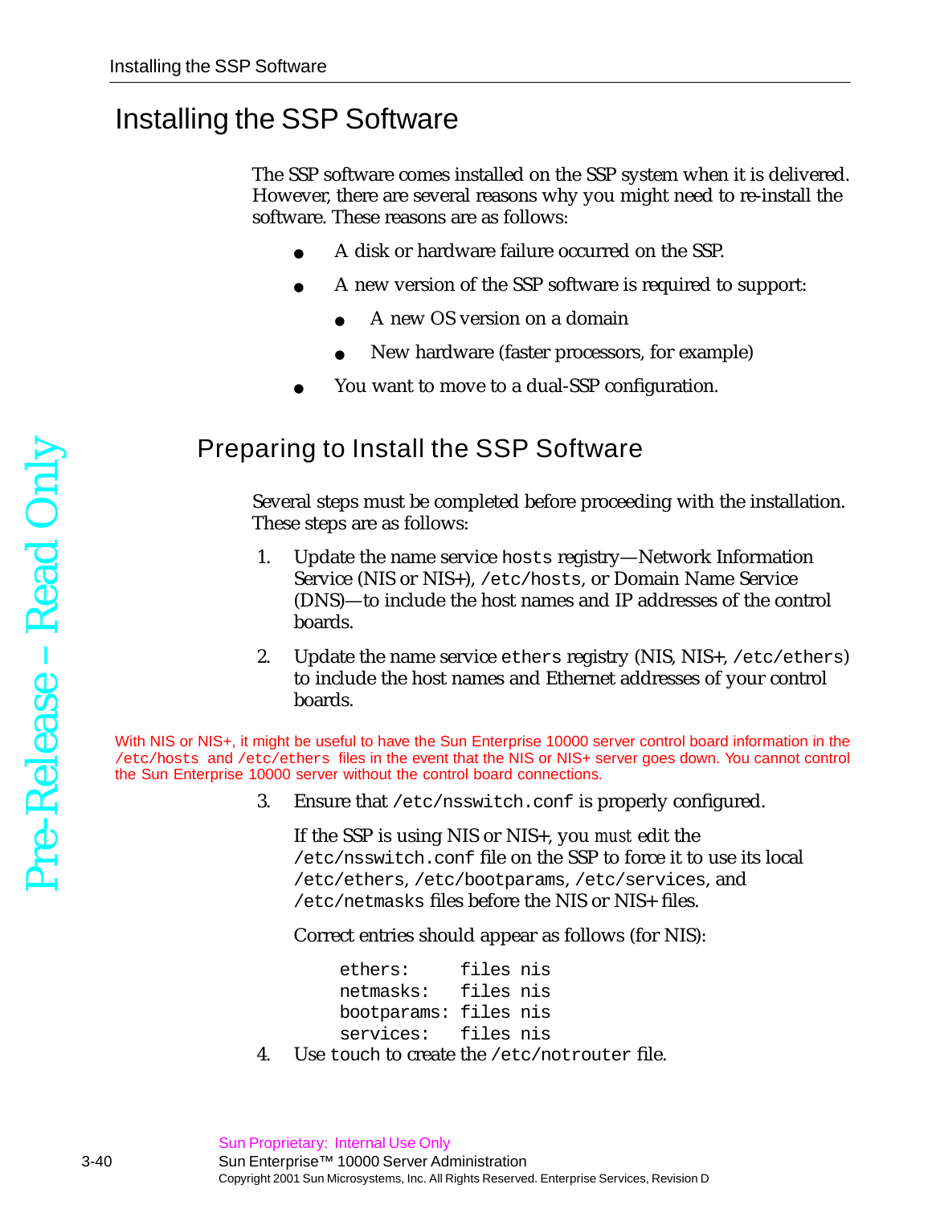# Installing the SSP Software

The SSP software comes installed on the SSP system when it is delivered. However, there are several reasons why you might need to re-install the software. These reasons are as follows:

- A disk or hardware failure occurred on the SSP.
- A new version of the SSP software is required to support:
  - A new OS version on a domain
  - New hardware (faster processors, for example)
- You want to move to a dual-SSP configuration.

## Preparing to Install the SSP Software

Several steps must be completed before proceeding with the installation. These steps are as follows:

1. Update the name service `hosts` registry—Network Information Service (NIS or NIS+), `/etc/hosts`, or Domain Name Service (DNS)—to include the host names and IP addresses of the control boards.

2. Update the name service `ethers` registry (NIS, NIS+, `/etc/ethers`) to include the host names and Ethernet addresses of your control boards.

With NIS or NIS+, it might be useful to have the Sun Enterprise 10000 server control board information in the `/etc/hosts` and `/etc/ethers` files in the event that the NIS or NIS+ server goes down. You cannot control the Sun Enterprise 10000 server without the control board connections.

3. Ensure that `/etc/nsswitch.conf` is properly configured.

   If the SSP is using NIS or NIS+, you *must* edit the `/etc/nsswitch.conf` file on the SSP to force it to use its local `/etc/ethers`, `/etc/bootparams`, `/etc/services`, and `/etc/netmasks` files before the NIS or NIS+ files.

   Correct entries should appear as follows (for NIS):

   ```
   ethers:     files nis
   netmasks:   files nis
   bootparams: files nis
   services:   files nis
   ```

4. Use `touch` to create the `/etc/notrouter` file.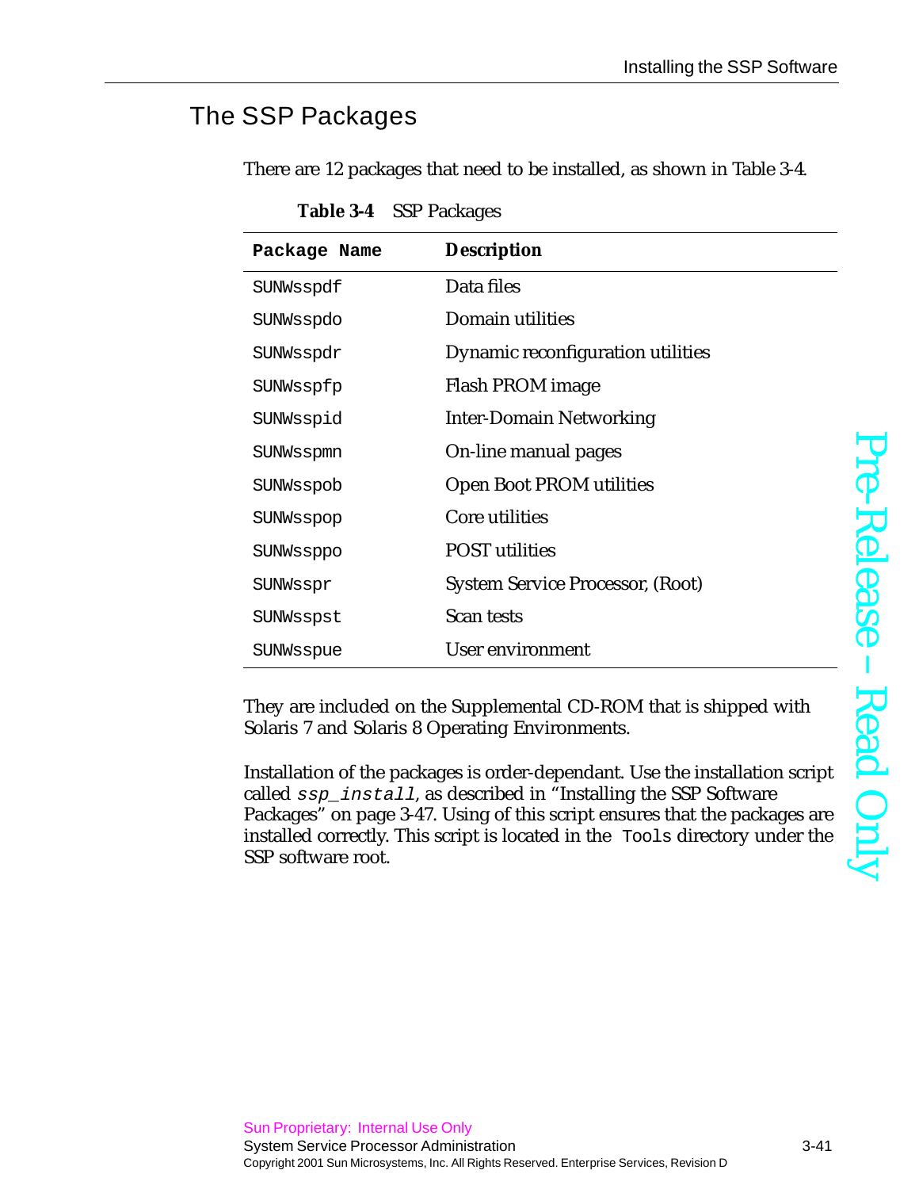## The SSP Packages

There are 12 packages that need to be installed, as shown in Table 3-4.

**Table 3-4** SSP Packages

| Package Name | Description |
|---|---|
| SUNWsspdf | Data files |
| SUNWsspdo | Domain utilities |
| SUNWsspdr | Dynamic reconfiguration utilities |
| SUNWsspfp | Flash PROM image |
| SUNWsspid | Inter-Domain Networking |
| SUNWsspmn | On-line manual pages |
| SUNWsspob | Open Boot PROM utilities |
| SUNWsspop | Core utilities |
| SUNWssppo | POST utilities |
| SUNWsspr | System Service Processor, (Root) |
| SUNWsspst | Scan tests |
| SUNWsspue | User environment |

They are included on the Supplemental CD-ROM that is shipped with Solaris 7 and Solaris 8 Operating Environments.

Installation of the packages is order-dependant. Use the installation script called *ssp_install*, as described in "Installing the SSP Software Packages" on page 3-47. Using of this script ensures that the packages are installed correctly. This script is located in the `Tools` directory under the SSP software root.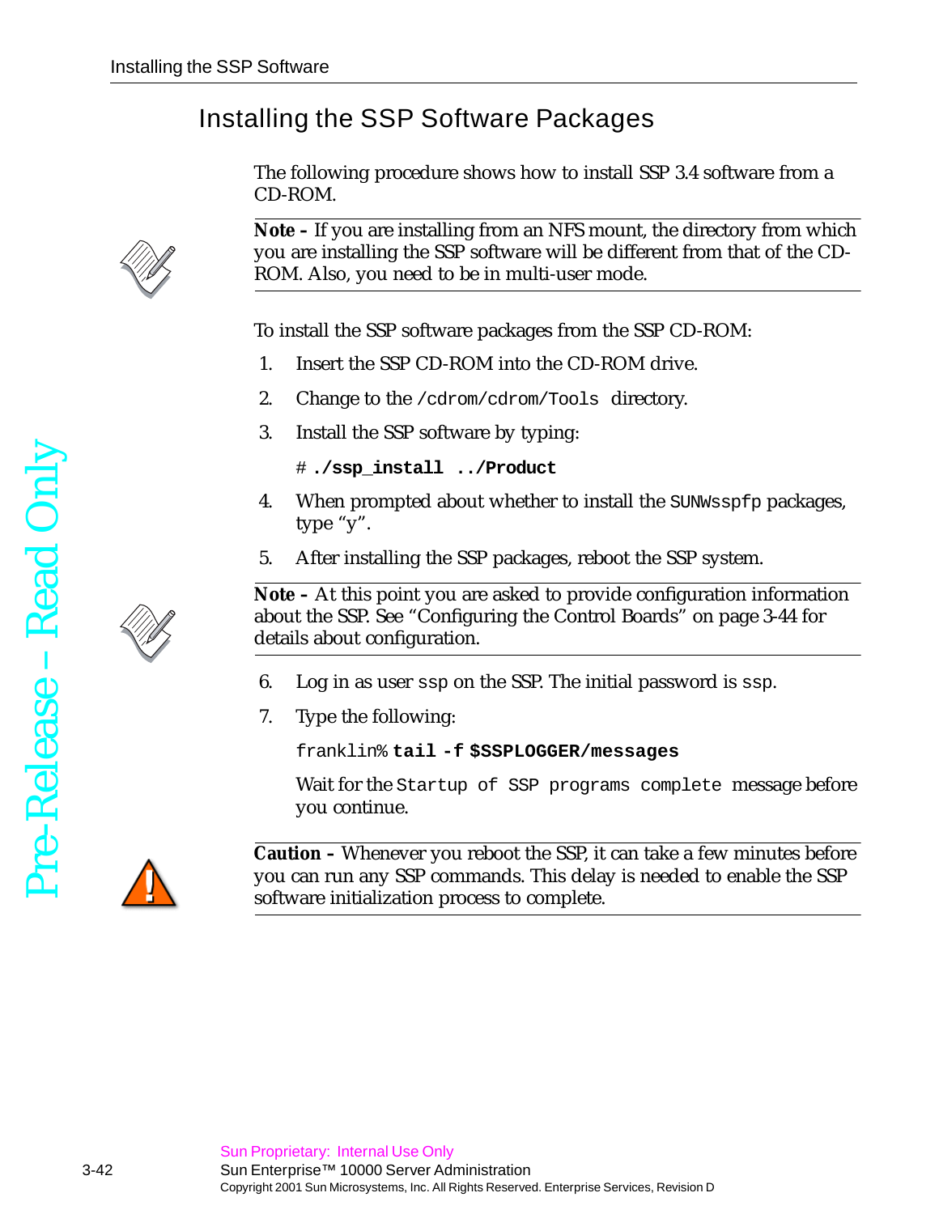## Installing the SSP Software Packages

The following procedure shows how to install SSP 3.4 software from a CD-ROM.

---

**Note –** If you are installing from an NFS mount, the directory from which you are installing the SSP software will be different from that of the CD-ROM. Also, you need to be in multi-user mode.

---

To install the SSP software packages from the SSP CD-ROM:

1. Insert the SSP CD-ROM into the CD-ROM drive.
2. Change to the `/cdrom/cdrom/Tools` directory.
3. Install the SSP software by typing:

   ```
   # ./ssp_install ../Product
   ```

4. When prompted about whether to install the `SUNWsspfp` packages, type "y".
5. After installing the SSP packages, reboot the SSP system.

---

**Note –** At this point you are asked to provide configuration information about the SSP. See "Configuring the Control Boards" on page 3-44 for details about configuration.

---

6. Log in as user `ssp` on the SSP. The initial password is `ssp`.
7. Type the following:

   ```
   franklin% tail -f $SSPLOGGER/messages
   ```

   Wait for the `Startup of SSP programs complete` message before you continue.

---

**Caution –** Whenever you reboot the SSP, it can take a few minutes before you can run any SSP commands. This delay is needed to enable the SSP software initialization process to complete.

---

Pre-Release – Read Only

Sun Proprietary: Internal Use Only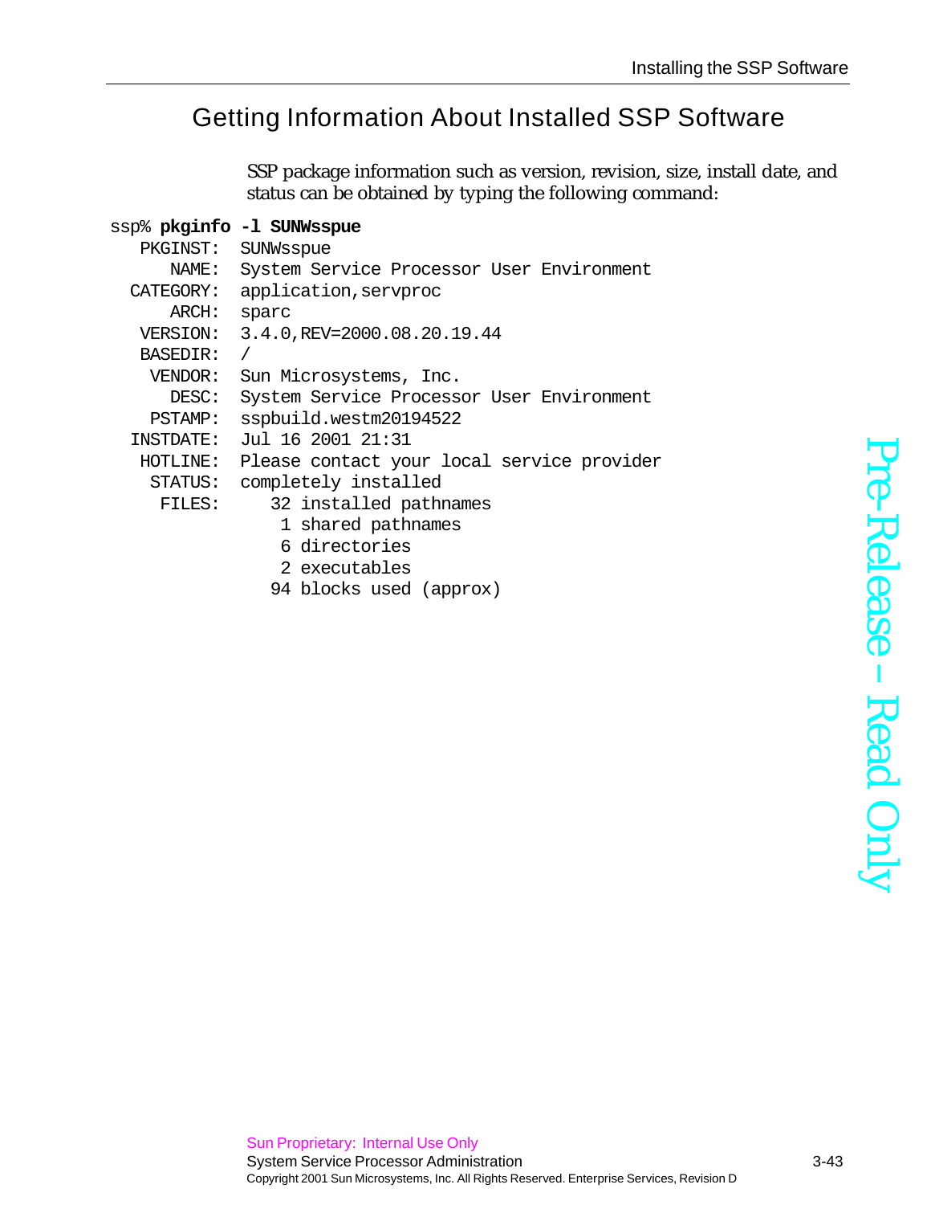## Getting Information About Installed SSP Software

SSP package information such as version, revision, size, install date, and status can be obtained by typing the following command:

```
ssp% pkginfo -l SUNWsspue
   PKGINST:  SUNWsspue
      NAME:  System Service Processor User Environment
  CATEGORY:  application,servproc
      ARCH:  sparc
   VERSION:  3.4.0,REV=2000.08.20.19.44
   BASEDIR:  /
    VENDOR:  Sun Microsystems, Inc.
      DESC:  System Service Processor User Environment
    PSTAMP:  sspbuild.westm20194522
  INSTDATE:  Jul 16 2001 21:31
   HOTLINE:  Please contact your local service provider
    STATUS:  completely installed
     FILES:     32 installed pathnames
                 1 shared pathnames
                 6 directories
                 2 executables
                94 blocks used (approx)
```

Pre-Release – Read Only

Sun Proprietary: Internal Use Only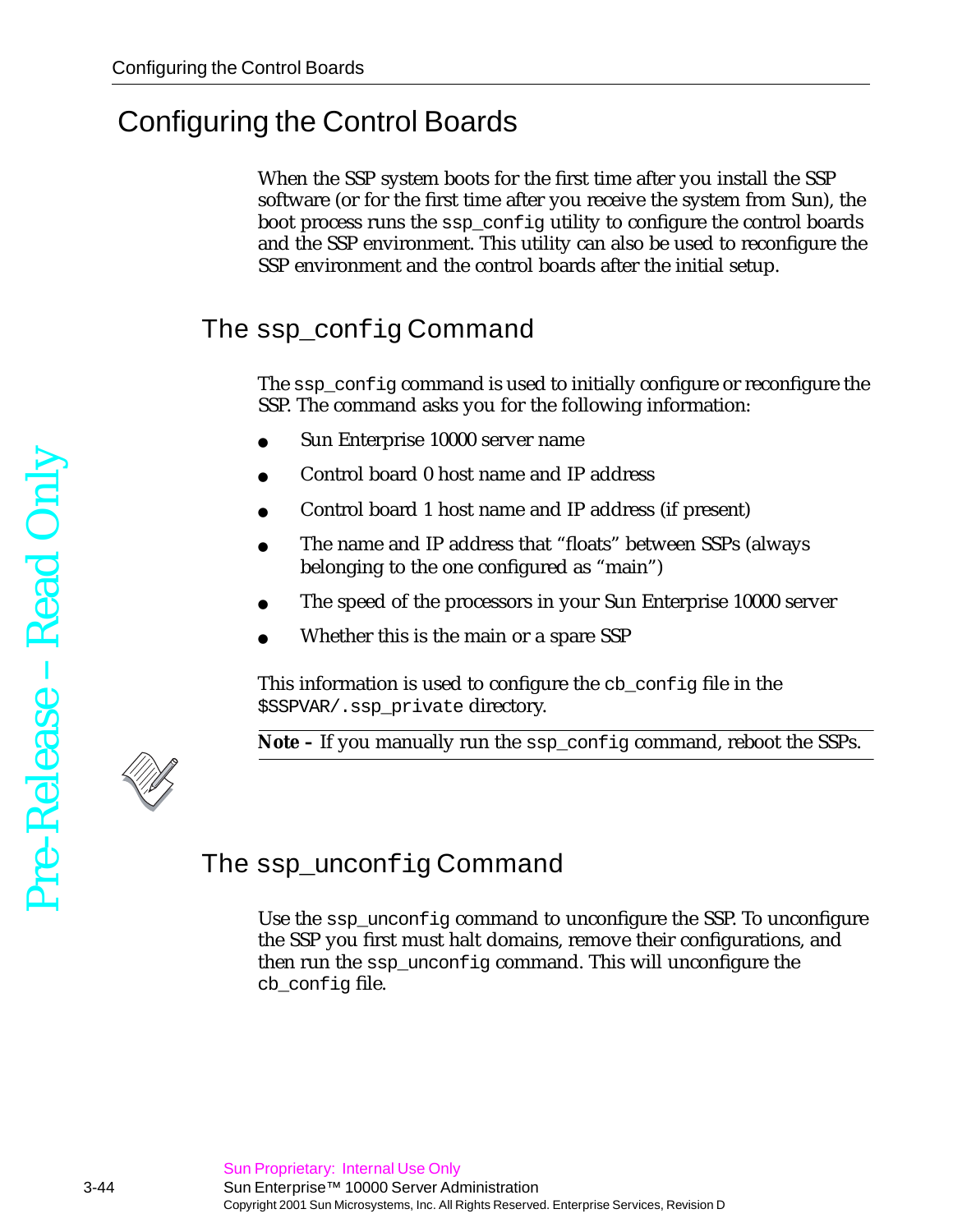# Configuring the Control Boards

When the SSP system boots for the first time after you install the SSP software (or for the first time after you receive the system from Sun), the boot process runs the `ssp_config` utility to configure the control boards and the SSP environment. This utility can also be used to reconfigure the SSP environment and the control boards after the initial setup.

## The `ssp_config` Command

The `ssp_config` command is used to initially configure or reconfigure the SSP. The command asks you for the following information:

- Sun Enterprise 10000 server name
- Control board 0 host name and IP address
- Control board 1 host name and IP address (if present)
- The name and IP address that “floats” between SSPs (always belonging to the one configured as “main”)
- The speed of the processors in your Sun Enterprise 10000 server
- Whether this is the main or a spare SSP

This information is used to configure the `cb_config` file in the `$SSPVAR/.ssp_private` directory.

**Note –** If you manually run the `ssp_config` command, reboot the SSPs.

## The `ssp_unconfig` Command

Use the `ssp_unconfig` command to unconfigure the SSP. To unconfigure the SSP you first must halt domains, remove their configurations, and then run the `ssp_unconfig` command. This will unconfigure the `cb_config` file.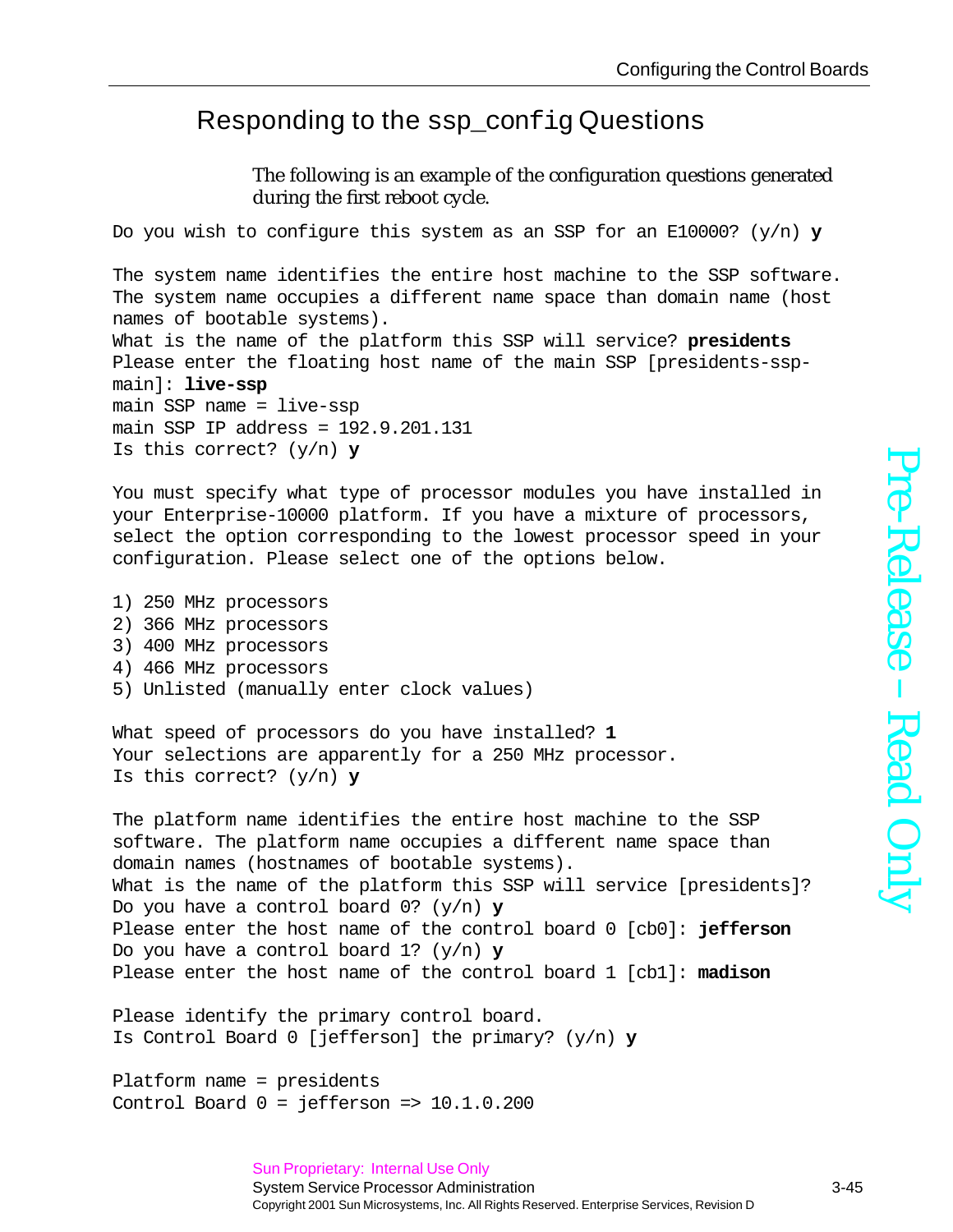## Responding to the ssp_config Questions

The following is an example of the configuration questions generated during the first reboot cycle.

```
Do you wish to configure this system as an SSP for an E10000? (y/n) y

The system name identifies the entire host machine to the SSP software.
The system name occupies a different name space than domain name (host
names of bootable systems).
What is the name of the platform this SSP will service? presidents
Please enter the floating host name of the main SSP [presidents-ssp-
main]: live-ssp
main SSP name = live-ssp
main SSP IP address = 192.9.201.131
Is this correct? (y/n) y

You must specify what type of processor modules you have installed in
your Enterprise-10000 platform. If you have a mixture of processors,
select the option corresponding to the lowest processor speed in your
configuration. Please select one of the options below.

1) 250 MHz processors
2) 366 MHz processors
3) 400 MHz processors
4) 466 MHz processors
5) Unlisted (manually enter clock values)

What speed of processors do you have installed? 1
Your selections are apparently for a 250 MHz processor.
Is this correct? (y/n) y

The platform name identifies the entire host machine to the SSP
software. The platform name occupies a different name space than
domain names (hostnames of bootable systems).
What is the name of the platform this SSP will service [presidents]?
Do you have a control board 0? (y/n) y
Please enter the host name of the control board 0 [cb0]: jefferson
Do you have a control board 1? (y/n) y
Please enter the host name of the control board 1 [cb1]: madison

Please identify the primary control board.
Is Control Board 0 [jefferson] the primary? (y/n) y

Platform name = presidents
Control Board 0 = jefferson => 10.1.0.200
```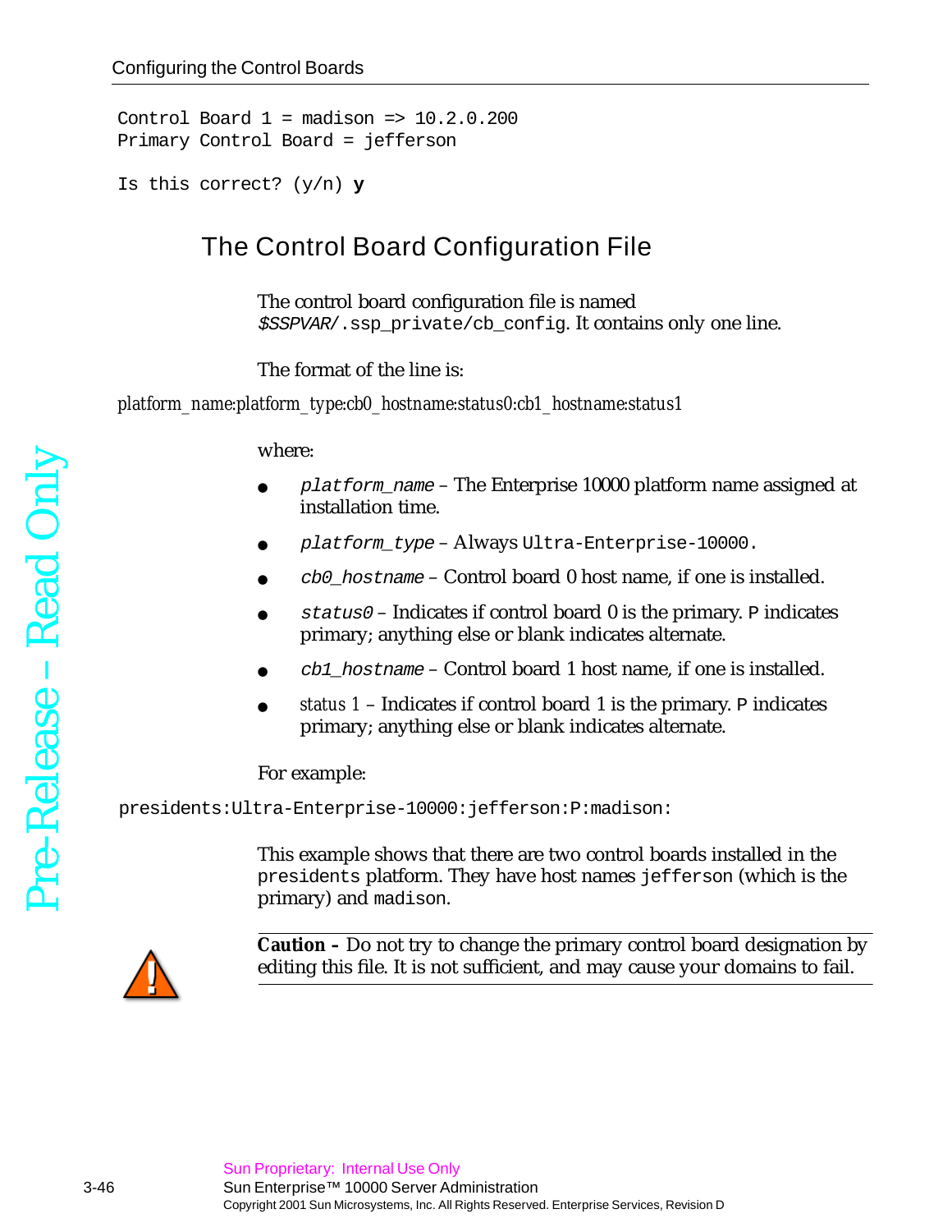```
Control Board 1 = madison => 10.2.0.200
Primary Control Board = jefferson

Is this correct? (y/n) y
```

## The Control Board Configuration File

The control board configuration file is named `$SSPVAR/.ssp_private/cb_config`. It contains only one line.

The format of the line is:

```
platform_name:platform_type:cb0_hostname:status0:cb1_hostname:status1
```

where:

- *platform_name* – The Enterprise 10000 platform name assigned at installation time.
- *platform_type* – Always `Ultra-Enterprise-10000`.
- *cb0_hostname* – Control board 0 host name, if one is installed.
- *status0* – Indicates if control board 0 is the primary. `P` indicates primary; anything else or blank indicates alternate.
- *cb1_hostname* – Control board 1 host name, if one is installed.
- *status 1* – Indicates if control board 1 is the primary. `P` indicates primary; anything else or blank indicates alternate.

For example:

```
presidents:Ultra-Enterprise-10000:jefferson:P:madison:
```

This example shows that there are two control boards installed in the `presidents` platform. They have host names `jefferson` (which is the primary) and `madison`.

**Caution –** Do not try to change the primary control board designation by editing this file. It is not sufficient, and may cause your domains to fail.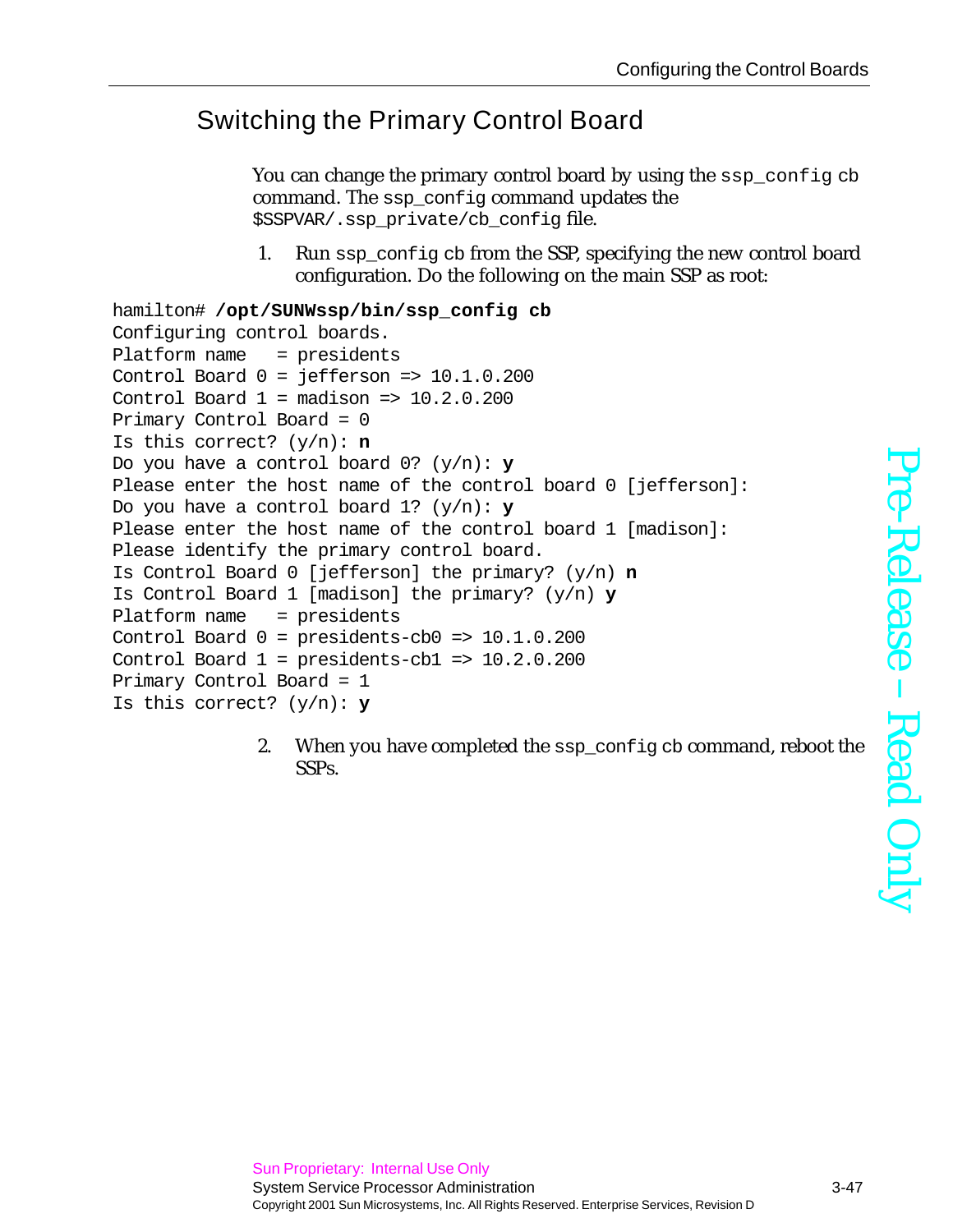## Switching the Primary Control Board

You can change the primary control board by using the `ssp_config cb` command. The `ssp_config` command updates the `$SSPVAR/.ssp_private/cb_config` file.

1. Run `ssp_config cb` from the SSP, specifying the new control board configuration. Do the following on the main SSP as root:

```
hamilton# /opt/SUNWssp/bin/ssp_config cb
Configuring control boards.
Platform name   = presidents
Control Board 0 = jefferson => 10.1.0.200
Control Board 1 = madison => 10.2.0.200
Primary Control Board = 0
Is this correct? (y/n): n
Do you have a control board 0? (y/n): y
Please enter the host name of the control board 0 [jefferson]:
Do you have a control board 1? (y/n): y
Please enter the host name of the control board 1 [madison]:
Please identify the primary control board.
Is Control Board 0 [jefferson] the primary? (y/n) n
Is Control Board 1 [madison] the primary? (y/n) y
Platform name   = presidents
Control Board 0 = presidents-cb0 => 10.1.0.200
Control Board 1 = presidents-cb1 => 10.2.0.200
Primary Control Board = 1
Is this correct? (y/n): y
```

2. When you have completed the `ssp_config cb` command, reboot the SSPs.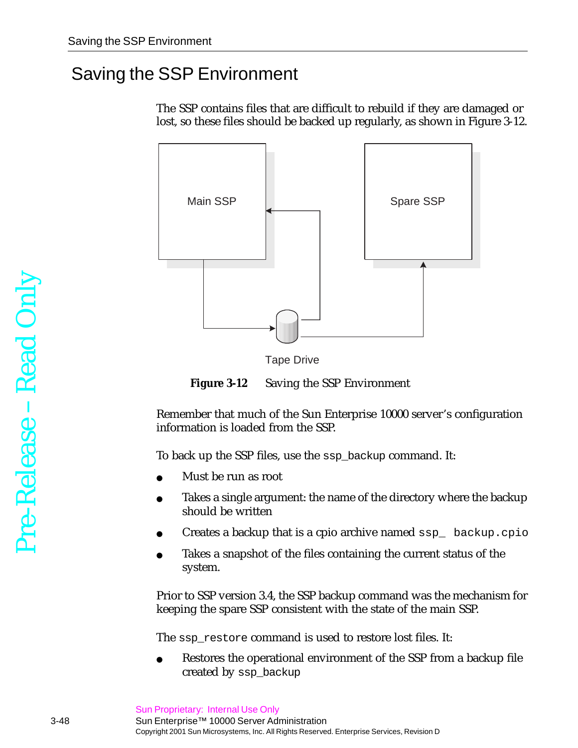# Saving the SSP Environment

The SSP contains files that are difficult to rebuild if they are damaged or lost, so these files should be backed up regularly, as shown in Figure 3-12.

Main SSP

Spare SSP

Tape Drive

**Figure 3-12** Saving the SSP Environment

Remember that much of the Sun Enterprise 10000 server's configuration information is loaded from the SSP.

To back up the SSP files, use the `ssp_backup` command. It:

- Must be run as root
- Takes a single argument: the name of the directory where the backup should be written
- Creates a backup that is a cpio archive named `ssp_ backup.cpio`
- Takes a snapshot of the files containing the current status of the system.

Prior to SSP version 3.4, the SSP backup command was the mechanism for keeping the spare SSP consistent with the state of the main SSP.

The `ssp_restore` command is used to restore lost files. It:

- Restores the operational environment of the SSP from a backup file created by `ssp_backup`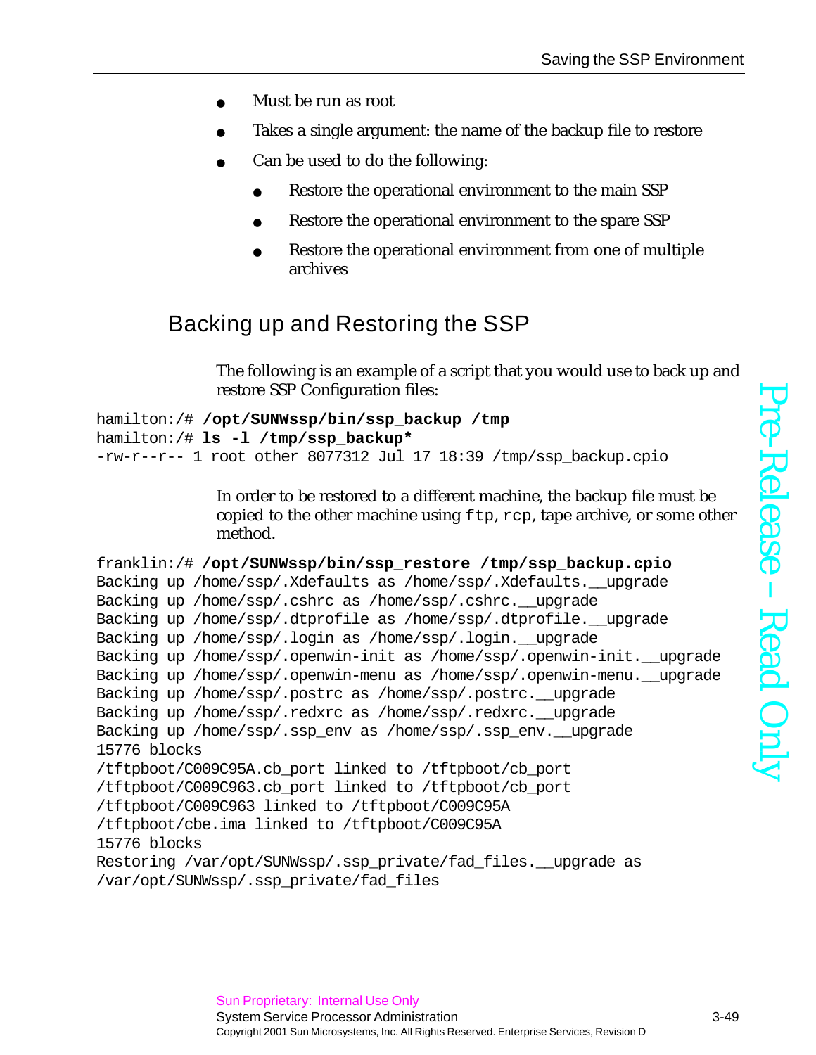- Must be run as root
- Takes a single argument: the name of the backup file to restore
- Can be used to do the following:
  - Restore the operational environment to the main SSP
  - Restore the operational environment to the spare SSP
  - Restore the operational environment from one of multiple archives

## Backing up and Restoring the SSP

The following is an example of a script that you would use to back up and restore SSP Configuration files:

```
hamilton:/# /opt/SUNWssp/bin/ssp_backup /tmp
hamilton:/# ls -l /tmp/ssp_backup*
-rw-r--r-- 1 root other 8077312 Jul 17 18:39 /tmp/ssp_backup.cpio
```

In order to be restored to a different machine, the backup file must be copied to the other machine using `ftp`, `rcp`, tape archive, or some other method.

```
franklin:/# /opt/SUNWssp/bin/ssp_restore /tmp/ssp_backup.cpio
Backing up /home/ssp/.Xdefaults as /home/ssp/.Xdefaults.__upgrade
Backing up /home/ssp/.cshrc as /home/ssp/.cshrc.__upgrade
Backing up /home/ssp/.dtprofile as /home/ssp/.dtprofile.__upgrade
Backing up /home/ssp/.login as /home/ssp/.login.__upgrade
Backing up /home/ssp/.openwin-init as /home/ssp/.openwin-init.__upgrade
Backing up /home/ssp/.openwin-menu as /home/ssp/.openwin-menu.__upgrade
Backing up /home/ssp/.postrc as /home/ssp/.postrc.__upgrade
Backing up /home/ssp/.redxrc as /home/ssp/.redxrc.__upgrade
Backing up /home/ssp/.ssp_env as /home/ssp/.ssp_env.__upgrade
15776 blocks
/tftpboot/C009C95A.cb_port linked to /tftpboot/cb_port
/tftpboot/C009C963.cb_port linked to /tftpboot/cb_port
/tftpboot/C009C963 linked to /tftpboot/C009C95A
/tftpboot/cbe.ima linked to /tftpboot/C009C95A
15776 blocks
Restoring /var/opt/SUNWssp/.ssp_private/fad_files.__upgrade as
/var/opt/SUNWssp/.ssp_private/fad_files
```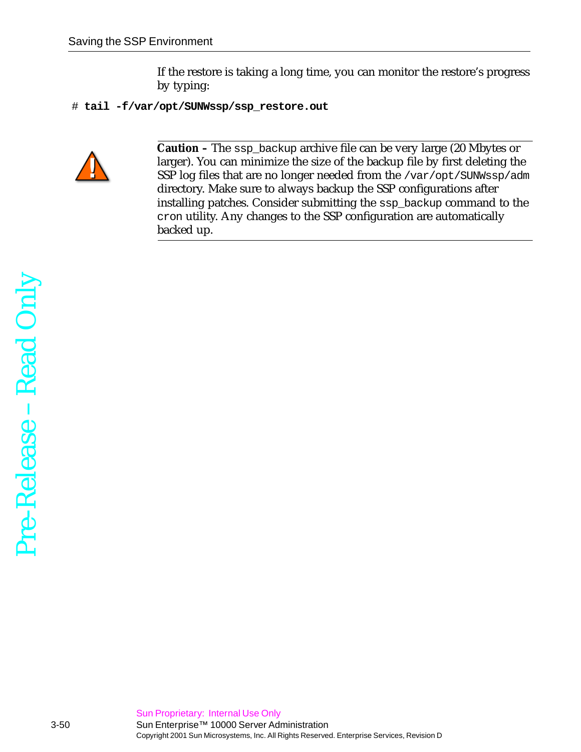If the restore is taking a long time, you can monitor the restore's progress by typing:

```
# tail -f/var/opt/SUNWssp/ssp_restore.out
```

---

**Caution –** The ssp_backup archive file can be very large (20 Mbytes or larger). You can minimize the size of the backup file by first deleting the SSP log files that are no longer needed from the /var/opt/SUNWssp/adm directory. Make sure to always backup the SSP configurations after installing patches. Consider submitting the ssp_backup command to the cron utility. Any changes to the SSP configuration are automatically backed up.

---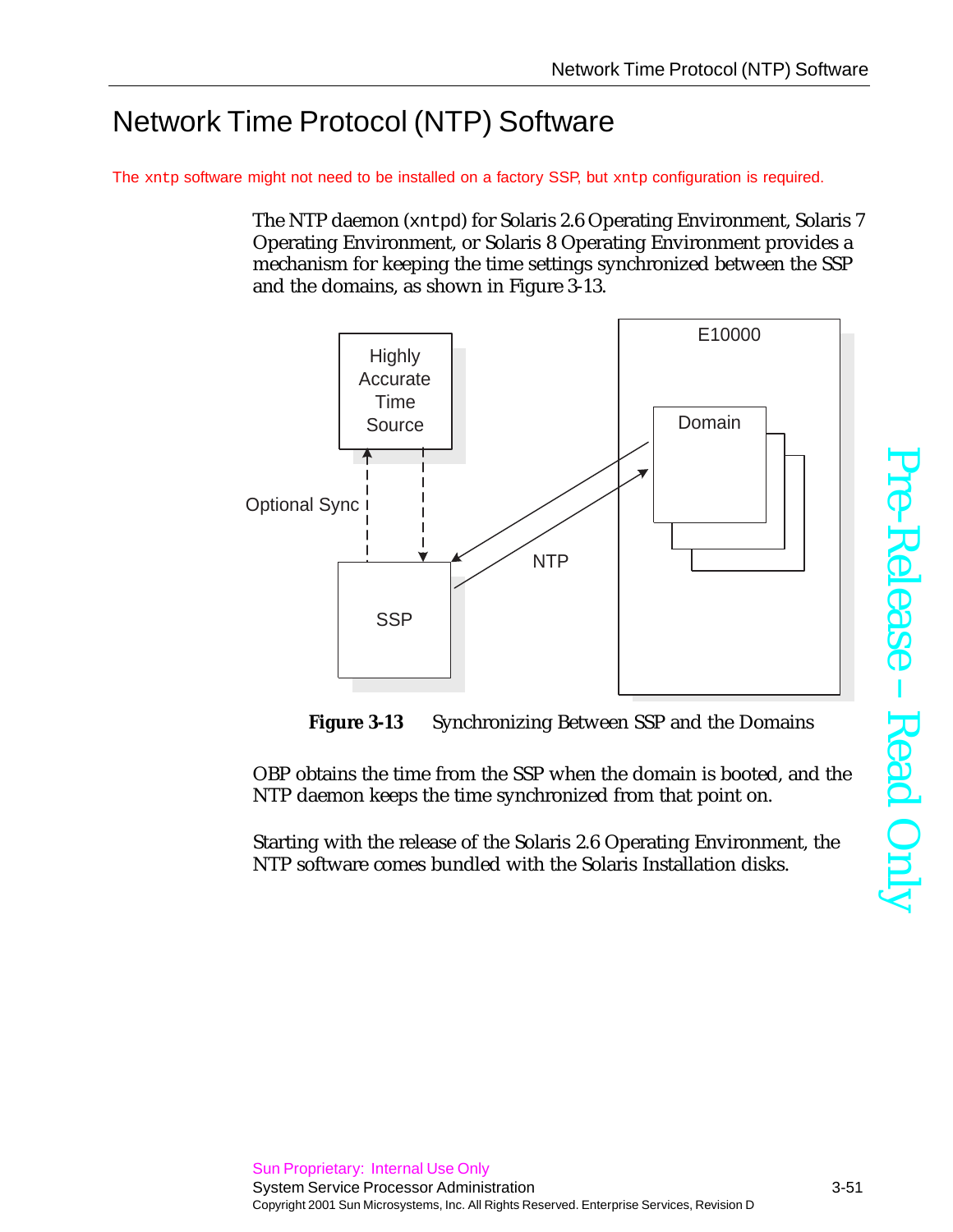# Network Time Protocol (NTP) Software

The xntp software might not need to be installed on a factory SSP, but xntp configuration is required.

The NTP daemon (xntpd) for Solaris 2.6 Operating Environment, Solaris 7 Operating Environment, or Solaris 8 Operating Environment provides a mechanism for keeping the time settings synchronized between the SSP and the domains, as shown in Figure 3-13.

**Figure 3-13** Synchronizing Between SSP and the Domains

OBP obtains the time from the SSP when the domain is booted, and the NTP daemon keeps the time synchronized from that point on.

Starting with the release of the Solaris 2.6 Operating Environment, the NTP software comes bundled with the Solaris Installation disks.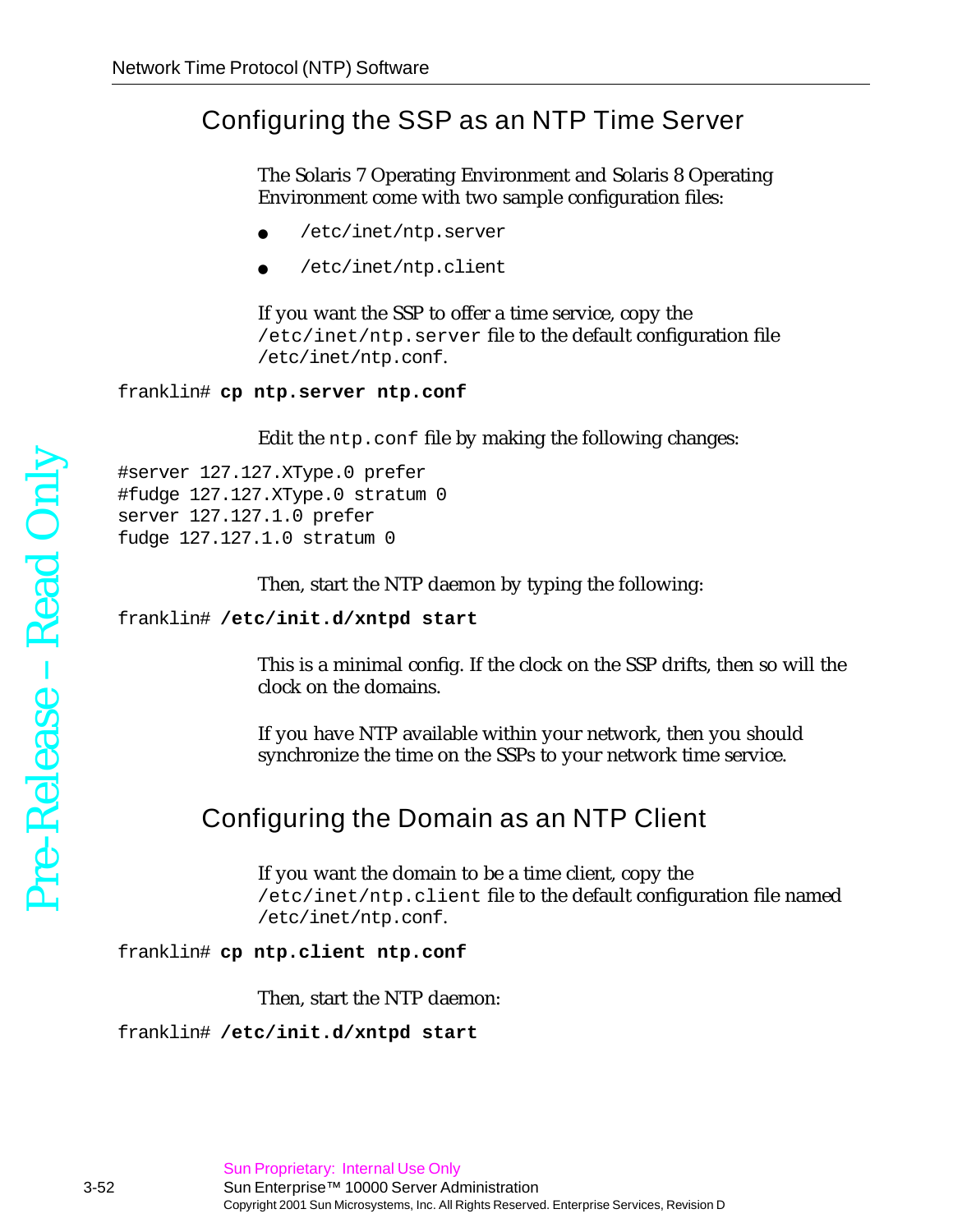## Configuring the SSP as an NTP Time Server

The Solaris 7 Operating Environment and Solaris 8 Operating Environment come with two sample configuration files:

- `/etc/inet/ntp.server`
- `/etc/inet/ntp.client`

If you want the SSP to offer a time service, copy the `/etc/inet/ntp.server` file to the default configuration file `/etc/inet/ntp.conf`.

```
franklin# cp ntp.server ntp.conf
```

Edit the `ntp.conf` file by making the following changes:

```
#server 127.127.XType.0 prefer
#fudge 127.127.XType.0 stratum 0
server 127.127.1.0 prefer
fudge 127.127.1.0 stratum 0
```

Then, start the NTP daemon by typing the following:

```
franklin# /etc/init.d/xntpd start
```

This is a minimal config. If the clock on the SSP drifts, then so will the clock on the domains.

If you have NTP available within your network, then you should synchronize the time on the SSPs to your network time service.

## Configuring the Domain as an NTP Client

If you want the domain to be a time client, copy the `/etc/inet/ntp.client` file to the default configuration file named `/etc/inet/ntp.conf`.

```
franklin# cp ntp.client ntp.conf
```

Then, start the NTP daemon:

```
franklin# /etc/init.d/xntpd start
```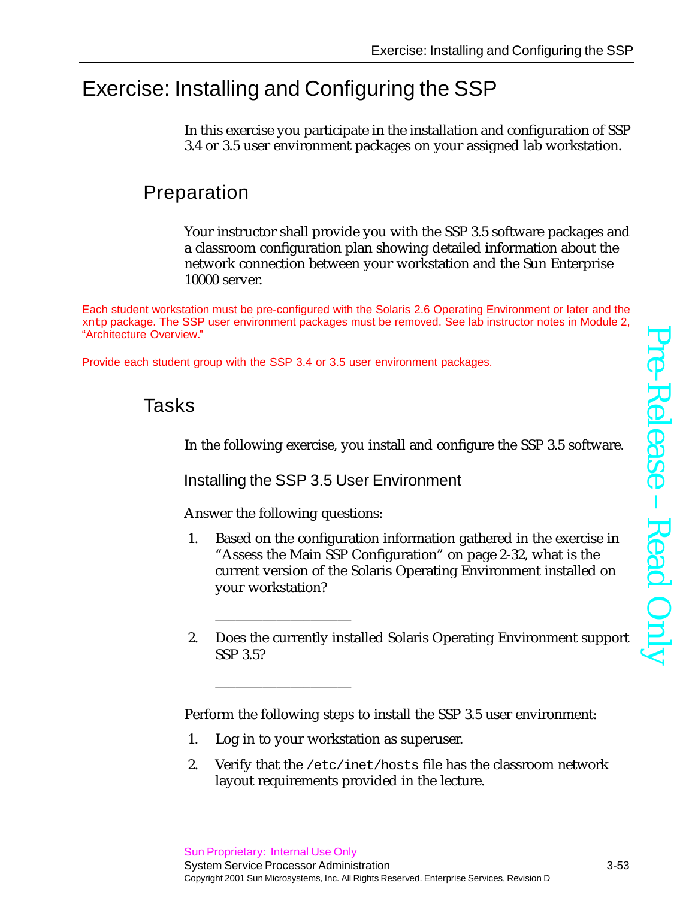# Exercise: Installing and Configuring the SSP

In this exercise you participate in the installation and configuration of SSP 3.4 or 3.5 user environment packages on your assigned lab workstation.

## Preparation

Your instructor shall provide you with the SSP 3.5 software packages and a classroom configuration plan showing detailed information about the network connection between your workstation and the Sun Enterprise 10000 server.

Each student workstation must be pre-configured with the Solaris 2.6 Operating Environment or later and the `xntp` package. The SSP user environment packages must be removed. See lab instructor notes in Module 2, "Architecture Overview."

Provide each student group with the SSP 3.4 or 3.5 user environment packages.

## Tasks

In the following exercise, you install and configure the SSP 3.5 software.

### Installing the SSP 3.5 User Environment

Answer the following questions:

1. Based on the configuration information gathered in the exercise in "Assess the Main SSP Configuration" on page 2-32, what is the current version of the Solaris Operating Environment installed on your workstation?

   _____________________

2. Does the currently installed Solaris Operating Environment support SSP 3.5?

   _____________________

Perform the following steps to install the SSP 3.5 user environment:

1. Log in to your workstation as superuser.
2. Verify that the `/etc/inet/hosts` file has the classroom network layout requirements provided in the lecture.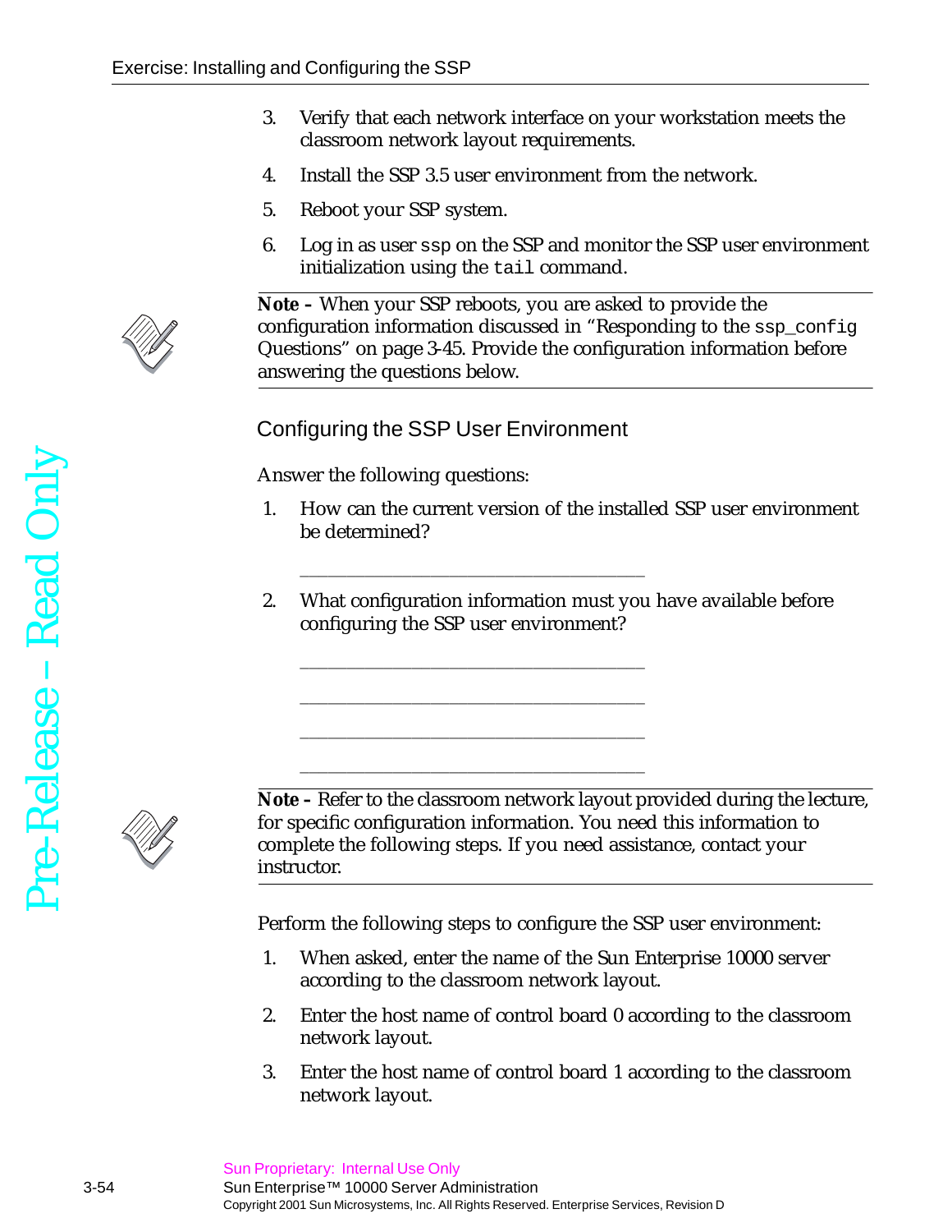3. Verify that each network interface on your workstation meets the classroom network layout requirements.

4. Install the SSP 3.5 user environment from the network.

5. Reboot your SSP system.

6. Log in as user `ssp` on the SSP and monitor the SSP user environment initialization using the `tail` command.

---

**Note –** When your SSP reboots, you are asked to provide the configuration information discussed in "Responding to the `ssp_config` Questions" on page 3-45. Provide the configuration information before answering the questions below.

---

## Configuring the SSP User Environment

Answer the following questions:

1. How can the current version of the installed SSP user environment be determined?

   ___________________________________

2. What configuration information must you have available before configuring the SSP user environment?

   ___________________________________

   ___________________________________

   ___________________________________

   ___________________________________

---

**Note –** Refer to the classroom network layout provided during the lecture, for specific configuration information. You need this information to complete the following steps. If you need assistance, contact your instructor.

---

Perform the following steps to configure the SSP user environment:

1. When asked, enter the name of the Sun Enterprise 10000 server according to the classroom network layout.

2. Enter the host name of control board 0 according to the classroom network layout.

3. Enter the host name of control board 1 according to the classroom network layout.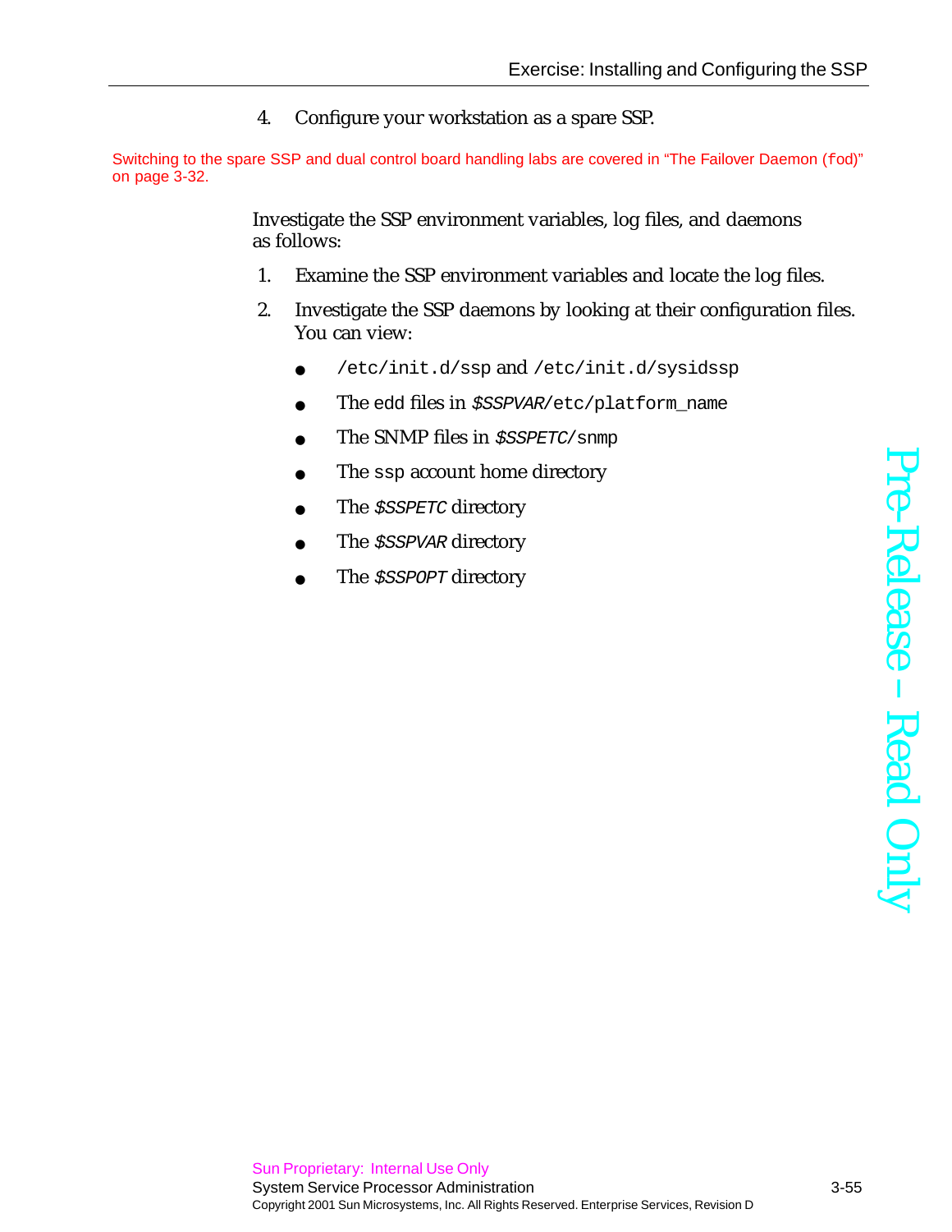4. Configure your workstation as a spare SSP.

Switching to the spare SSP and dual control board handling labs are covered in “The Failover Daemon (fod)” on page 3-32.

Investigate the SSP environment variables, log files, and daemons as follows:

1. Examine the SSP environment variables and locate the log files.
2. Investigate the SSP daemons by looking at their configuration files. You can view:
   - `/etc/init.d/ssp` and `/etc/init.d/sysidssp`
   - The edd files in *$SSPVAR*`/etc/platform_name`
   - The SNMP files in *$SSPETC*`/snmp`
   - The `ssp` account home directory
   - The *$SSPETC* directory
   - The *$SSPVAR* directory
   - The *$SSPOPT* directory

Pre-Release – Read Only

Sun Proprietary: Internal Use Only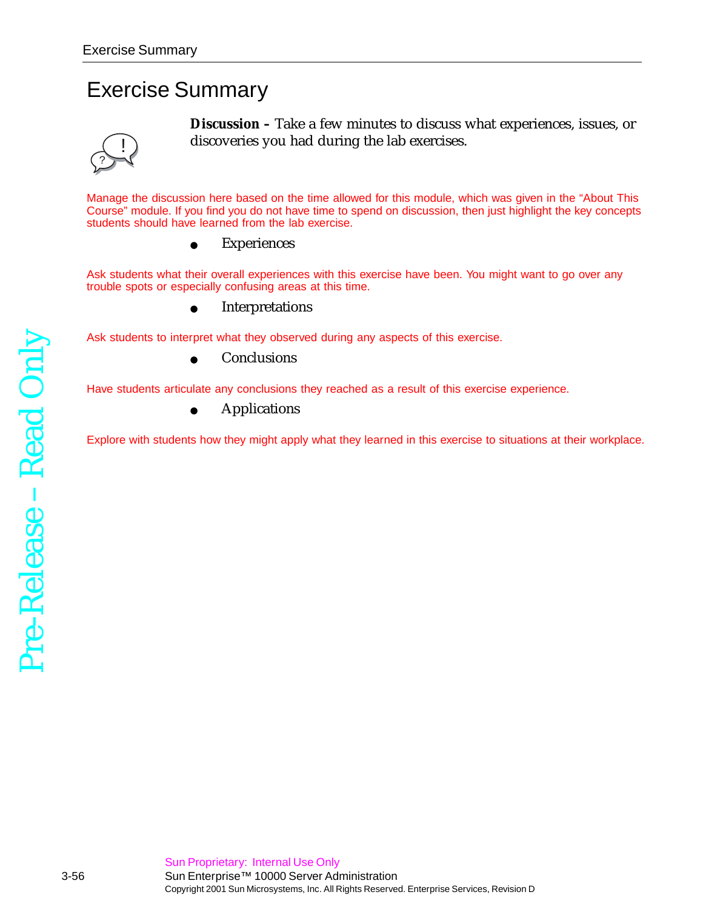# Exercise Summary

**Discussion –** Take a few minutes to discuss what experiences, issues, or discoveries you had during the lab exercises.

Manage the discussion here based on the time allowed for this module, which was given in the "About This Course" module. If you find you do not have time to spend on discussion, then just highlight the key concepts students should have learned from the lab exercise.

- Experiences

Ask students what their overall experiences with this exercise have been. You might want to go over any trouble spots or especially confusing areas at this time.

- Interpretations

Ask students to interpret what they observed during any aspects of this exercise.

- Conclusions

Have students articulate any conclusions they reached as a result of this exercise experience.

- Applications

Explore with students how they might apply what they learned in this exercise to situations at their workplace.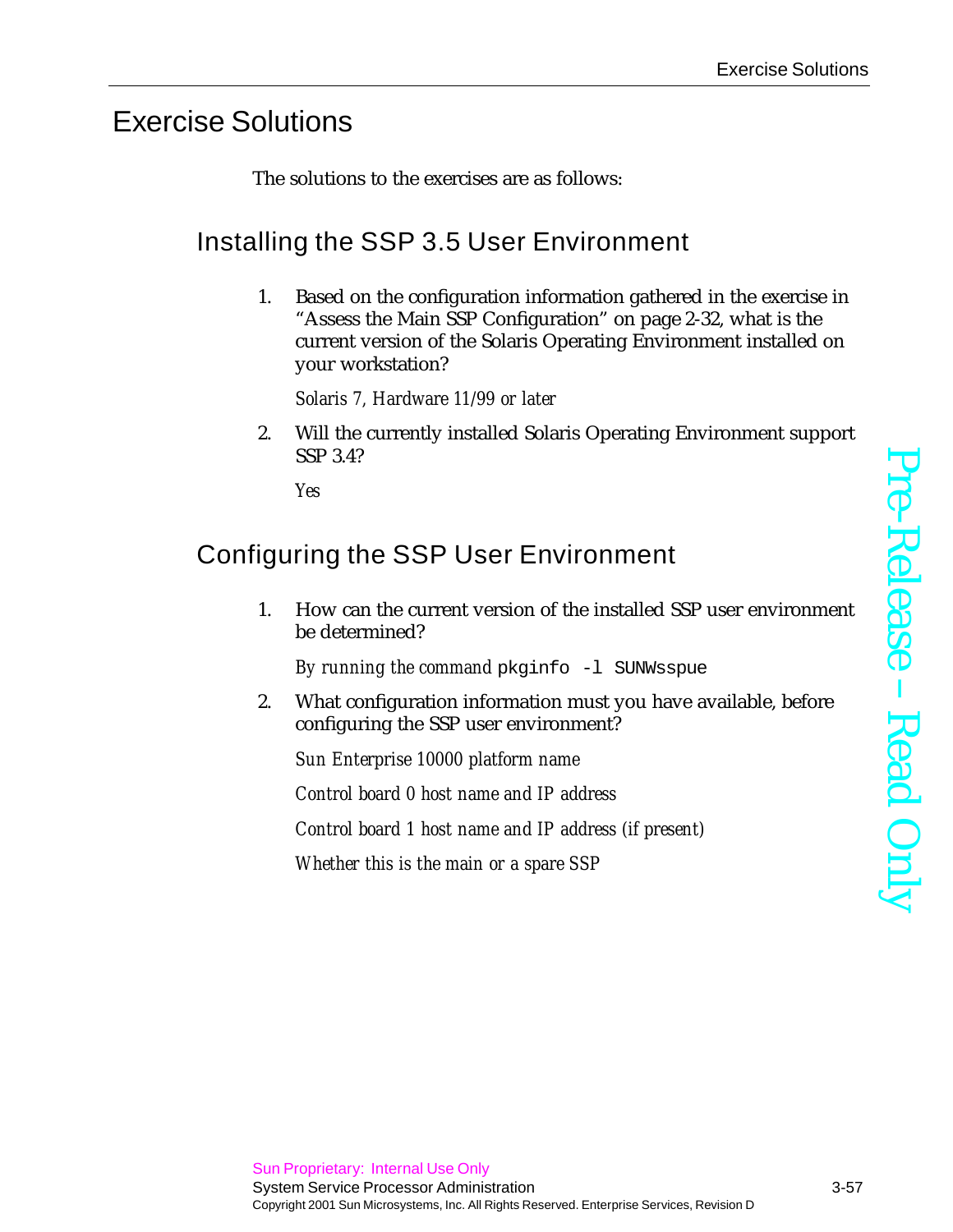# Exercise Solutions

The solutions to the exercises are as follows:

## Installing the SSP 3.5 User Environment

1. Based on the configuration information gathered in the exercise in "Assess the Main SSP Configuration" on page 2-32, what is the current version of the Solaris Operating Environment installed on your workstation?

   *Solaris 7, Hardware 11/99 or later*

2. Will the currently installed Solaris Operating Environment support SSP 3.4?

   *Yes*

## Configuring the SSP User Environment

1. How can the current version of the installed SSP user environment be determined?

   *By running the command* `pkginfo -l SUNWsspue`

2. What configuration information must you have available, before configuring the SSP user environment?

   *Sun Enterprise 10000 platform name*

   *Control board 0 host name and IP address*

   *Control board 1 host name and IP address (if present)*

   *Whether this is the main or a spare SSP*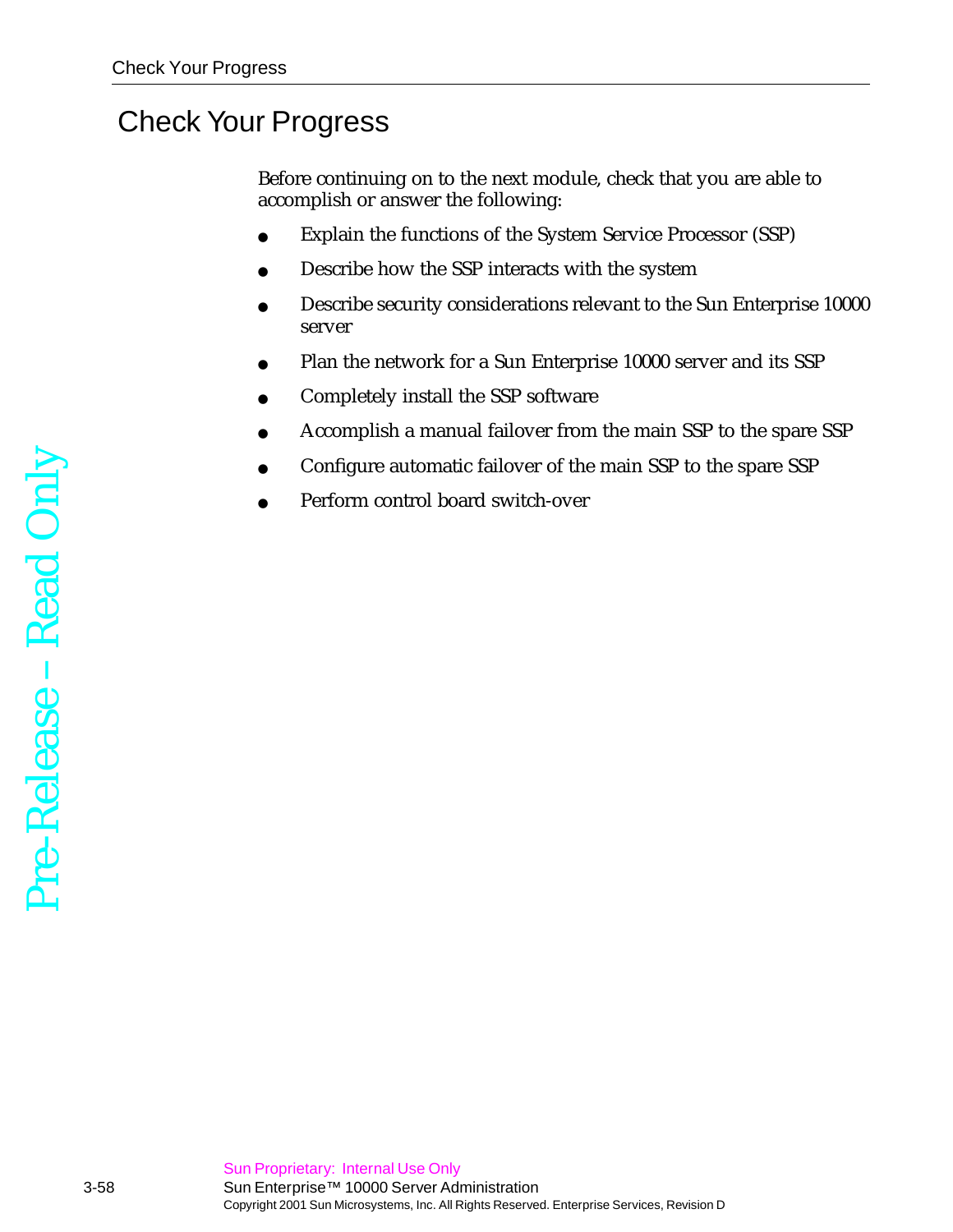# Check Your Progress

Before continuing on to the next module, check that you are able to accomplish or answer the following:

- Explain the functions of the System Service Processor (SSP)
- Describe how the SSP interacts with the system
- Describe security considerations relevant to the Sun Enterprise 10000 server
- Plan the network for a Sun Enterprise 10000 server and its SSP
- Completely install the SSP software
- Accomplish a manual failover from the main SSP to the spare SSP
- Configure automatic failover of the main SSP to the spare SSP
- Perform control board switch-over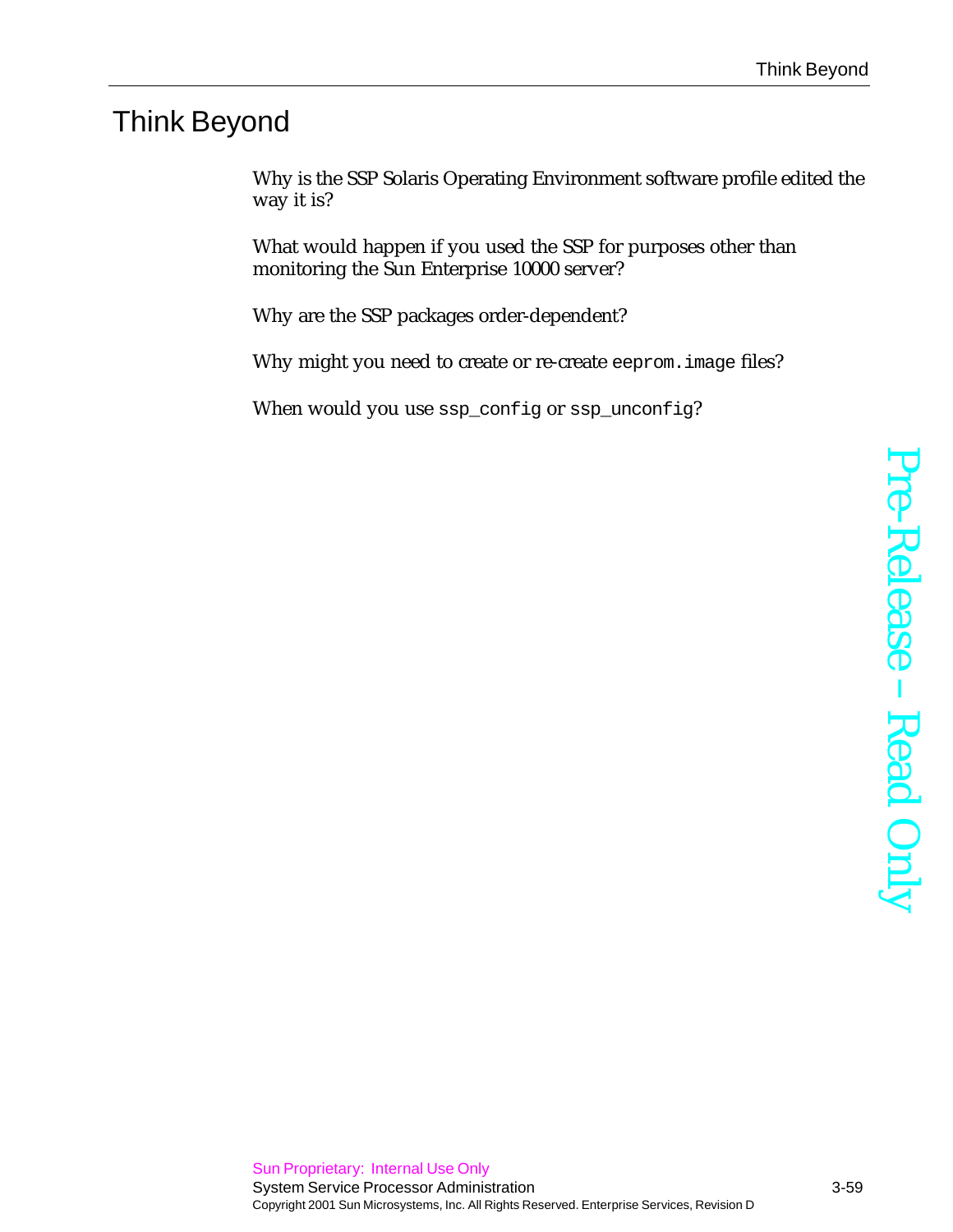# Think Beyond

Why is the SSP Solaris Operating Environment software profile edited the way it is?

What would happen if you used the SSP for purposes other than monitoring the Sun Enterprise 10000 server?

Why are the SSP packages order-dependent?

Why might you need to create or re-create `eeprom.image` files?

When would you use `ssp_config` or `ssp_unconfig`?